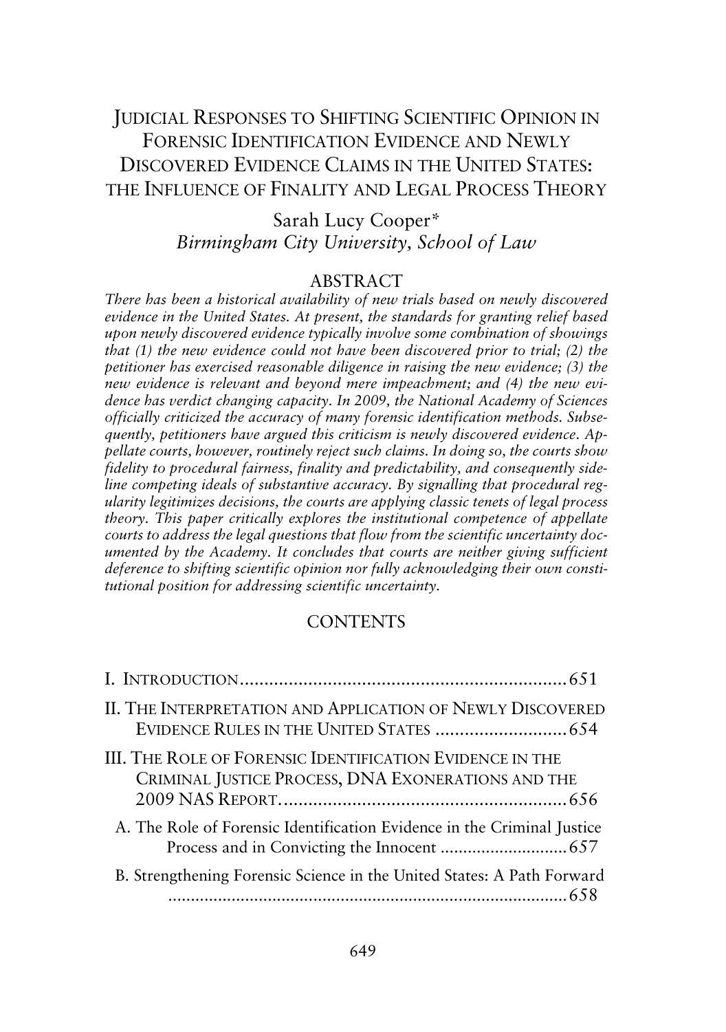# JUDICIAL RESPONSES TO SHIFTING SCIENTIFIC OPINION IN FORENSIC IDENTIFICATION EVIDENCE AND NEWLY DISCOVERED EVIDENCE CLAIMS IN THE UNITED STATES: THE INFLUENCE OF FINALITY AND LEGAL PROCESS THEORY

Sarah Lucy Cooper*

*Birmingham City University, School of Law*

## ABSTRACT

*There has been a historical availability of new trials based on newly discovered evidence in the United States. At present, the standards for granting relief based upon newly discovered evidence typically involve some combination of showings that (1) the new evidence could not have been discovered prior to trial; (2) the petitioner has exercised reasonable diligence in raising the new evidence; (3) the new evidence is relevant and beyond mere impeachment; and (4) the new evidence has verdict changing capacity. In 2009, the National Academy of Sciences officially criticized the accuracy of many forensic identification methods. Subsequently, petitioners have argued this criticism is newly discovered evidence. Appellate courts, however, routinely reject such claims. In doing so, the courts show fidelity to procedural fairness, finality and predictability, and consequently sideline competing ideals of substantive accuracy. By signalling that procedural regularity legitimizes decisions, the courts are applying classic tenets of legal process theory. This paper critically explores the institutional competence of appellate courts to address the legal questions that flow from the scientific uncertainty documented by the Academy. It concludes that courts are neither giving sufficient deference to shifting scientific opinion nor fully acknowledging their own constitutional position for addressing scientific uncertainty.*

## CONTENTS

I. INTRODUCTION .......... 651

II. THE INTERPRETATION AND APPLICATION OF NEWLY DISCOVERED EVIDENCE RULES IN THE UNITED STATES .......... 654

III. THE ROLE OF FORENSIC IDENTIFICATION EVIDENCE IN THE CRIMINAL JUSTICE PROCESS, DNA EXONERATIONS AND THE 2009 NAS REPORT .......... 656

- A. The Role of Forensic Identification Evidence in the Criminal Justice Process and in Convicting the Innocent .......... 657
- B. Strengthening Forensic Science in the United States: A Path Forward .......... 658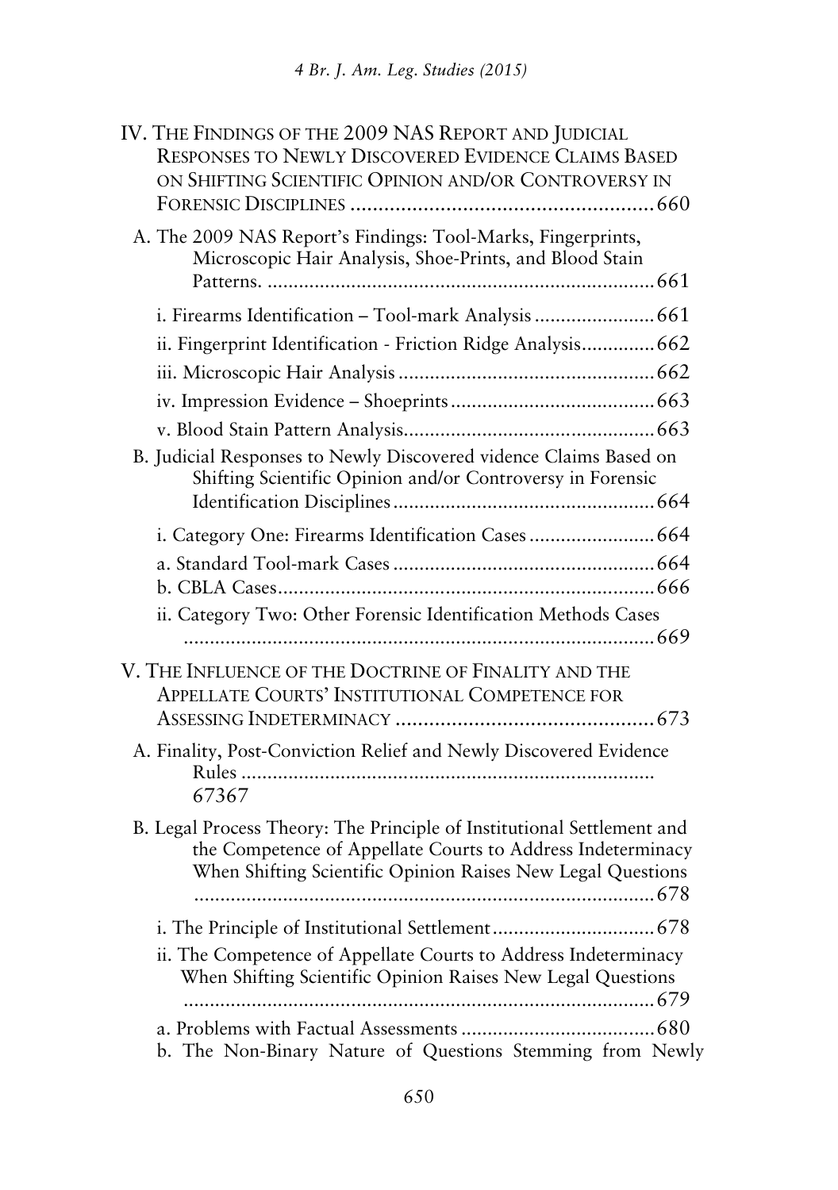IV. THE FINDINGS OF THE 2009 NAS REPORT AND JUDICIAL RESPONSES TO NEWLY DISCOVERED EVIDENCE CLAIMS BASED ON SHIFTING SCIENTIFIC OPINION AND/OR CONTROVERSY IN FORENSIC DISCIPLINES ........................................................ 660

A. The 2009 NAS Report's Findings: Tool-Marks, Fingerprints, Microscopic Hair Analysis, Shoe-Prints, and Blood Stain Patterns. ........................................................................ 661

i. Firearms Identification – Tool-mark Analysis ....................... 661

ii. Fingerprint Identification - Friction Ridge Analysis.............. 662

iii. Microscopic Hair Analysis ................................................ 662

iv. Impression Evidence – Shoeprints ...................................... 663

v. Blood Stain Pattern Analysis............................................... 663

B. Judicial Responses to Newly Discovered vidence Claims Based on Shifting Scientific Opinion and/or Controversy in Forensic Identification Disciplines ................................................. 664

i. Category One: Firearms Identification Cases ........................ 664

a. Standard Tool-mark Cases ................................................. 664

b. CBLA Cases....................................................................... 666

ii. Category Two: Other Forensic Identification Methods Cases ........................................................................................ 669

V. THE INFLUENCE OF THE DOCTRINE OF FINALITY AND THE APPELLATE COURTS' INSTITUTIONAL COMPETENCE FOR ASSESSING INDETERMINACY .............................................. 673

A. Finality, Post-Conviction Relief and Newly Discovered Evidence Rules ............................................................................. 67367

B. Legal Process Theory: The Principle of Institutional Settlement and the Competence of Appellate Courts to Address Indeterminacy When Shifting Scientific Opinion Raises New Legal Questions ........................................................................................ 678

i. The Principle of Institutional Settlement ............................... 678

ii. The Competence of Appellate Courts to Address Indeterminacy When Shifting Scientific Opinion Raises New Legal Questions ........................................................................................ 679

a. Problems with Factual Assessments .................................... 680

b. The Non-Binary Nature of Questions Stemming from Newly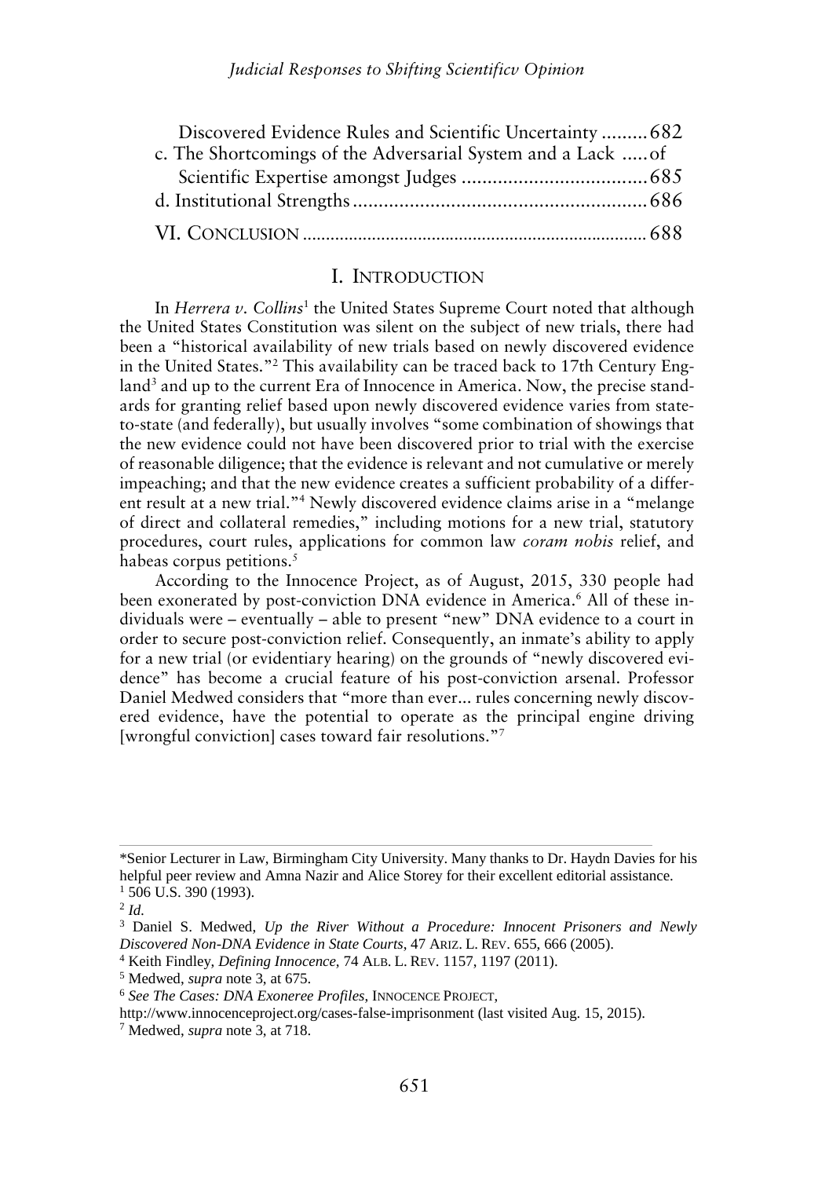Discovered Evidence Rules and Scientific Uncertainty .........682
c. The Shortcomings of the Adversarial System and a Lack .....of Scientific Expertise amongst Judges ....................................685
d. Institutional Strengths.........................................................686
VI. CONCLUSION ..........................................................................688

# I. INTRODUCTION

In *Herrera v. Collins*[1] the United States Supreme Court noted that although the United States Constitution was silent on the subject of new trials, there had been a "historical availability of new trials based on newly discovered evidence in the United States."[2] This availability can be traced back to 17th Century England[3] and up to the current Era of Innocence in America. Now, the precise standards for granting relief based upon newly discovered evidence varies from state-to-state (and federally), but usually involves "some combination of showings that the new evidence could not have been discovered prior to trial with the exercise of reasonable diligence; that the evidence is relevant and not cumulative or merely impeaching; and that the new evidence creates a sufficient probability of a different result at a new trial."[4] Newly discovered evidence claims arise in a "melange of direct and collateral remedies," including motions for a new trial, statutory procedures, court rules, applications for common law *coram nobis* relief, and habeas corpus petitions.[5]

According to the Innocence Project, as of August, 2015, 330 people had been exonerated by post-conviction DNA evidence in America.[6] All of these individuals were – eventually – able to present "new" DNA evidence to a court in order to secure post-conviction relief. Consequently, an inmate's ability to apply for a new trial (or evidentiary hearing) on the grounds of "newly discovered evidence" has become a crucial feature of his post-conviction arsenal. Professor Daniel Medwed considers that "more than ever... rules concerning newly discovered evidence, have the potential to operate as the principal engine driving [wrongful conviction] cases toward fair resolutions."[7]

---

*Senior Lecturer in Law, Birmingham City University. Many thanks to Dr. Haydn Davies for his helpful peer review and Amna Nazir and Alice Storey for their excellent editorial assistance.

[1] 506 U.S. 390 (1993).

[2] *Id.*

[3] Daniel S. Medwed, *Up the River Without a Procedure: Innocent Prisoners and Newly Discovered Non-DNA Evidence in State Courts*, 47 ARIZ. L. REV. 655, 666 (2005).

[4] Keith Findley, *Defining Innocence*, 74 ALB. L. REV. 1157, 1197 (2011).

[5] Medwed, *supra* note 3, at 675.

[6] *See The Cases: DNA Exoneree Profiles*, INNOCENCE PROJECT, http://www.innocenceproject.org/cases-false-imprisonment (last visited Aug. 15, 2015).

[7] Medwed, *supra* note 3, at 718.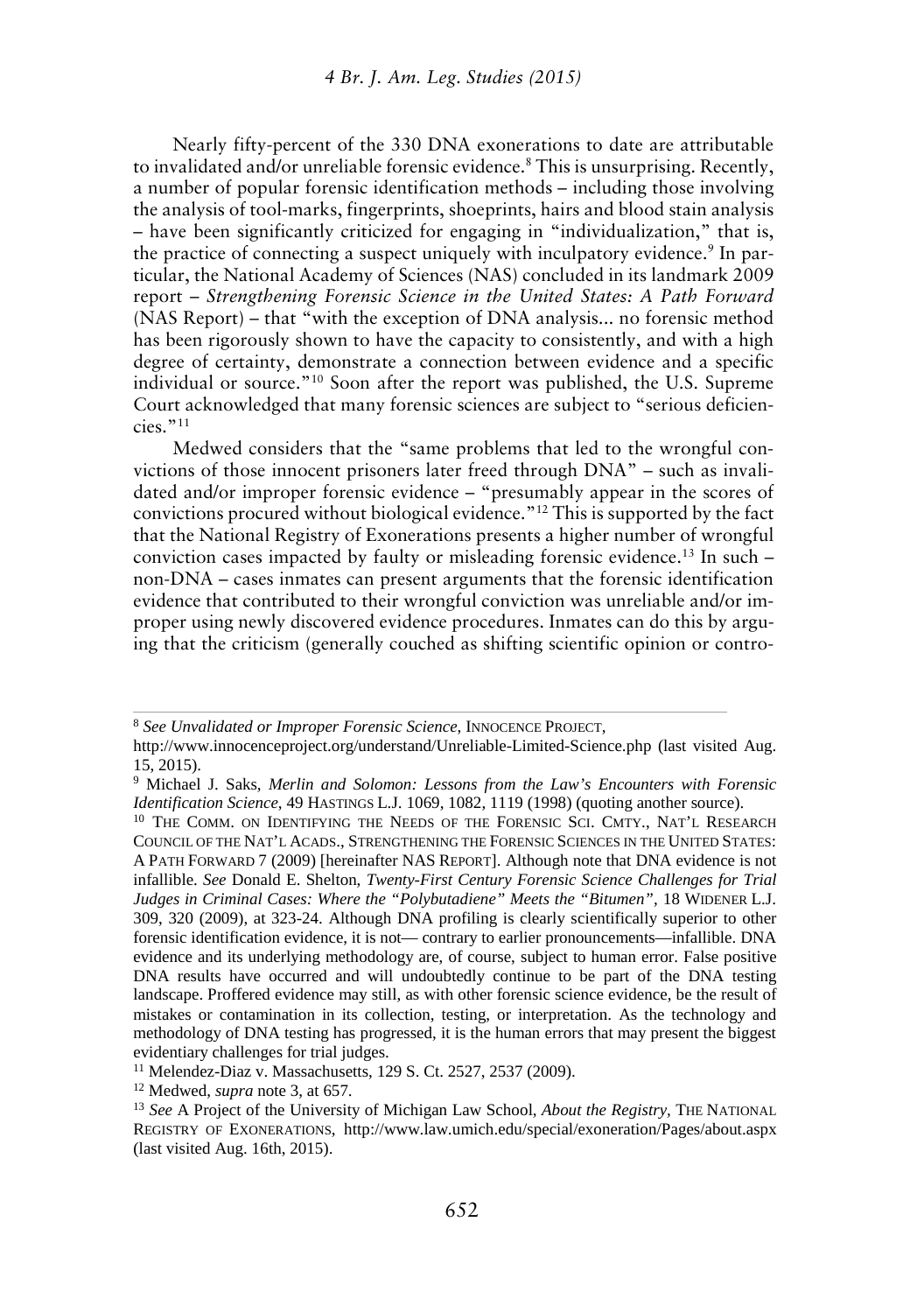Nearly fifty-percent of the 330 DNA exonerations to date are attributable to invalidated and/or unreliable forensic evidence.[8] This is unsurprising. Recently, a number of popular forensic identification methods – including those involving the analysis of tool-marks, fingerprints, shoeprints, hairs and blood stain analysis – have been significantly criticized for engaging in "individualization," that is, the practice of connecting a suspect uniquely with inculpatory evidence.[9] In particular, the National Academy of Sciences (NAS) concluded in its landmark 2009 report – *Strengthening Forensic Science in the United States: A Path Forward* (NAS Report) – that "with the exception of DNA analysis... no forensic method has been rigorously shown to have the capacity to consistently, and with a high degree of certainty, demonstrate a connection between evidence and a specific individual or source."[10] Soon after the report was published, the U.S. Supreme Court acknowledged that many forensic sciences are subject to "serious deficiencies."[11]

Medwed considers that the "same problems that led to the wrongful convictions of those innocent prisoners later freed through DNA" – such as invalidated and/or improper forensic evidence – "presumably appear in the scores of convictions procured without biological evidence."[12] This is supported by the fact that the National Registry of Exonerations presents a higher number of wrongful conviction cases impacted by faulty or misleading forensic evidence.[13] In such – non-DNA – cases inmates can present arguments that the forensic identification evidence that contributed to their wrongful conviction was unreliable and/or improper using newly discovered evidence procedures. Inmates can do this by arguing that the criticism (generally couched as shifting scientific opinion or contro-

---

[8] *See Unvalidated or Improper Forensic Science*, INNOCENCE PROJECT, http://www.innocenceproject.org/understand/Unreliable-Limited-Science.php (last visited Aug. 15, 2015).

[9] Michael J. Saks, *Merlin and Solomon: Lessons from the Law's Encounters with Forensic Identification Science*, 49 HASTINGS L.J. 1069, 1082, 1119 (1998) (quoting another source).

[10] THE COMM. ON IDENTIFYING THE NEEDS OF THE FORENSIC SCI. CMTY., NAT'L RESEARCH COUNCIL OF THE NAT'L ACADS., STRENGTHENING THE FORENSIC SCIENCES IN THE UNITED STATES: A PATH FORWARD 7 (2009) [hereinafter NAS REPORT]. Although note that DNA evidence is not infallible. *See* Donald E. Shelton, *Twenty-First Century Forensic Science Challenges for Trial Judges in Criminal Cases: Where the "Polybutadiene" Meets the "Bitumen"*, 18 WIDENER L.J. 309, 320 (2009), at 323-24. Although DNA profiling is clearly scientifically superior to other forensic identification evidence, it is not— contrary to earlier pronouncements—infallible. DNA evidence and its underlying methodology are, of course, subject to human error. False positive DNA results have occurred and will undoubtedly continue to be part of the DNA testing landscape. Proffered evidence may still, as with other forensic science evidence, be the result of mistakes or contamination in its collection, testing, or interpretation. As the technology and methodology of DNA testing has progressed, it is the human errors that may present the biggest evidentiary challenges for trial judges.

[11] Melendez-Diaz v. Massachusetts, 129 S. Ct. 2527, 2537 (2009).

[12] Medwed, *supra* note 3, at 657.

[13] *See* A Project of the University of Michigan Law School, *About the Registry*, THE NATIONAL REGISTRY OF EXONERATIONS, http://www.law.umich.edu/special/exoneration/Pages/about.aspx (last visited Aug. 16th, 2015).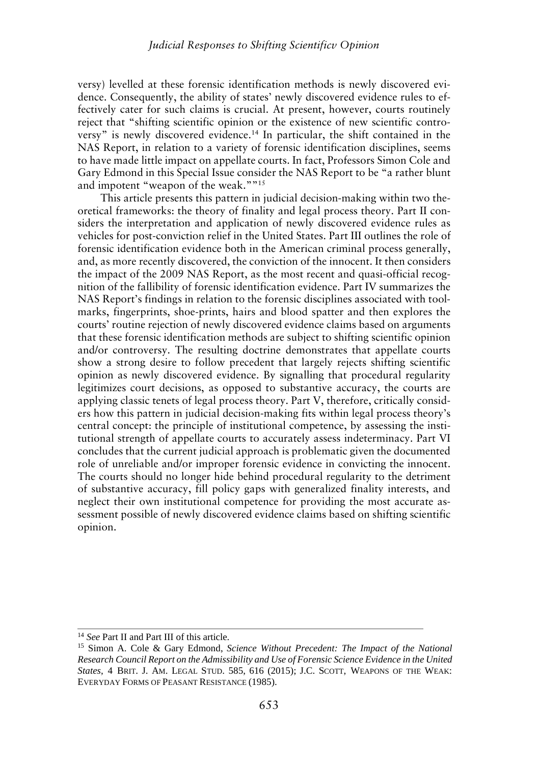versy) levelled at these forensic identification methods is newly discovered evidence. Consequently, the ability of states' newly discovered evidence rules to effectively cater for such claims is crucial. At present, however, courts routinely reject that "shifting scientific opinion or the existence of new scientific controversy" is newly discovered evidence.[14] In particular, the shift contained in the NAS Report, in relation to a variety of forensic identification disciplines, seems to have made little impact on appellate courts. In fact, Professors Simon Cole and Gary Edmond in this Special Issue consider the NAS Report to be "a rather blunt and impotent "weapon of the weak.""[15]

This article presents this pattern in judicial decision-making within two theoretical frameworks: the theory of finality and legal process theory. Part II considers the interpretation and application of newly discovered evidence rules as vehicles for post-conviction relief in the United States. Part III outlines the role of forensic identification evidence both in the American criminal process generally, and, as more recently discovered, the conviction of the innocent. It then considers the impact of the 2009 NAS Report, as the most recent and quasi-official recognition of the fallibility of forensic identification evidence. Part IV summarizes the NAS Report's findings in relation to the forensic disciplines associated with toolmarks, fingerprints, shoe-prints, hairs and blood spatter and then explores the courts' routine rejection of newly discovered evidence claims based on arguments that these forensic identification methods are subject to shifting scientific opinion and/or controversy. The resulting doctrine demonstrates that appellate courts show a strong desire to follow precedent that largely rejects shifting scientific opinion as newly discovered evidence. By signalling that procedural regularity legitimizes court decisions, as opposed to substantive accuracy, the courts are applying classic tenets of legal process theory. Part V, therefore, critically considers how this pattern in judicial decision-making fits within legal process theory's central concept: the principle of institutional competence, by assessing the institutional strength of appellate courts to accurately assess indeterminacy. Part VI concludes that the current judicial approach is problematic given the documented role of unreliable and/or improper forensic evidence in convicting the innocent. The courts should no longer hide behind procedural regularity to the detriment of substantive accuracy, fill policy gaps with generalized finality interests, and neglect their own institutional competence for providing the most accurate assessment possible of newly discovered evidence claims based on shifting scientific opinion.

---

[14] *See* Part II and Part III of this article.

[15] Simon A. Cole & Gary Edmond, *Science Without Precedent: The Impact of the National Research Council Report on the Admissibility and Use of Forensic Science Evidence in the United States*, 4 BRIT. J. AM. LEGAL STUD. 585, 616 (2015); J.C. SCOTT, WEAPONS OF THE WEAK: EVERYDAY FORMS OF PEASANT RESISTANCE (1985).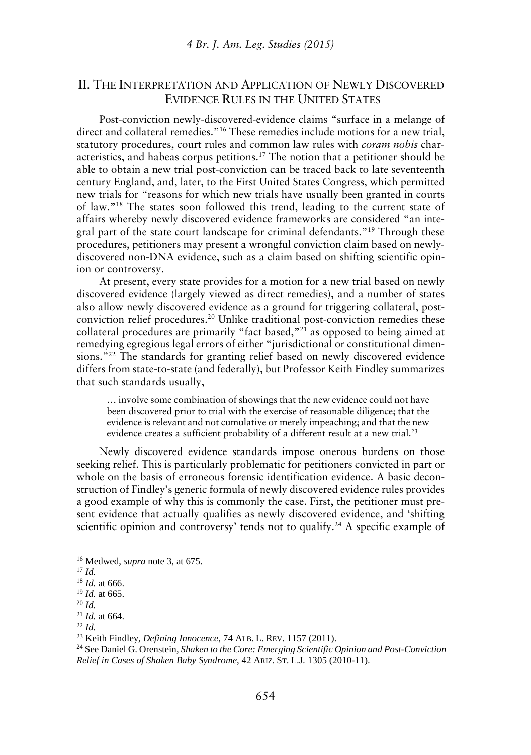## II. THE INTERPRETATION AND APPLICATION OF NEWLY DISCOVERED EVIDENCE RULES IN THE UNITED STATES

Post-conviction newly-discovered-evidence claims "surface in a melange of direct and collateral remedies."[16] These remedies include motions for a new trial, statutory procedures, court rules and common law rules with *coram nobis* characteristics, and habeas corpus petitions.[17] The notion that a petitioner should be able to obtain a new trial post-conviction can be traced back to late seventeenth century England, and, later, to the First United States Congress, which permitted new trials for "reasons for which new trials have usually been granted in courts of law."[18] The states soon followed this trend, leading to the current state of affairs whereby newly discovered evidence frameworks are considered "an integral part of the state court landscape for criminal defendants."[19] Through these procedures, petitioners may present a wrongful conviction claim based on newly-discovered non-DNA evidence, such as a claim based on shifting scientific opinion or controversy.

At present, every state provides for a motion for a new trial based on newly discovered evidence (largely viewed as direct remedies), and a number of states also allow newly discovered evidence as a ground for triggering collateral, post-conviction relief procedures.[20] Unlike traditional post-conviction remedies these collateral procedures are primarily "fact based,"[21] as opposed to being aimed at remedying egregious legal errors of either "jurisdictional or constitutional dimensions."[22] The standards for granting relief based on newly discovered evidence differs from state-to-state (and federally), but Professor Keith Findley summarizes that such standards usually,

> … involve some combination of showings that the new evidence could not have been discovered prior to trial with the exercise of reasonable diligence; that the evidence is relevant and not cumulative or merely impeaching; and that the new evidence creates a sufficient probability of a different result at a new trial.[23]

Newly discovered evidence standards impose onerous burdens on those seeking relief. This is particularly problematic for petitioners convicted in part or whole on the basis of erroneous forensic identification evidence. A basic deconstruction of Findley's generic formula of newly discovered evidence rules provides a good example of why this is commonly the case. First, the petitioner must present evidence that actually qualifies as newly discovered evidence, and 'shifting scientific opinion and controversy' tends not to qualify.[24] A specific example of

---

[16] Medwed, *supra* note 3, at 675.

[17] *Id.*

[18] *Id.* at 666.

[19] *Id.* at 665.

[20] *Id.*

[21] *Id.* at 664.

[22] *Id.*

[23] Keith Findley, *Defining Innocence*, 74 ALB. L. REV. 1157 (2011).

[24] See Daniel G. Orenstein, *Shaken to the Core: Emerging Scientific Opinion and Post-Conviction Relief in Cases of Shaken Baby Syndrome*, 42 ARIZ. ST. L.J. 1305 (2010-11).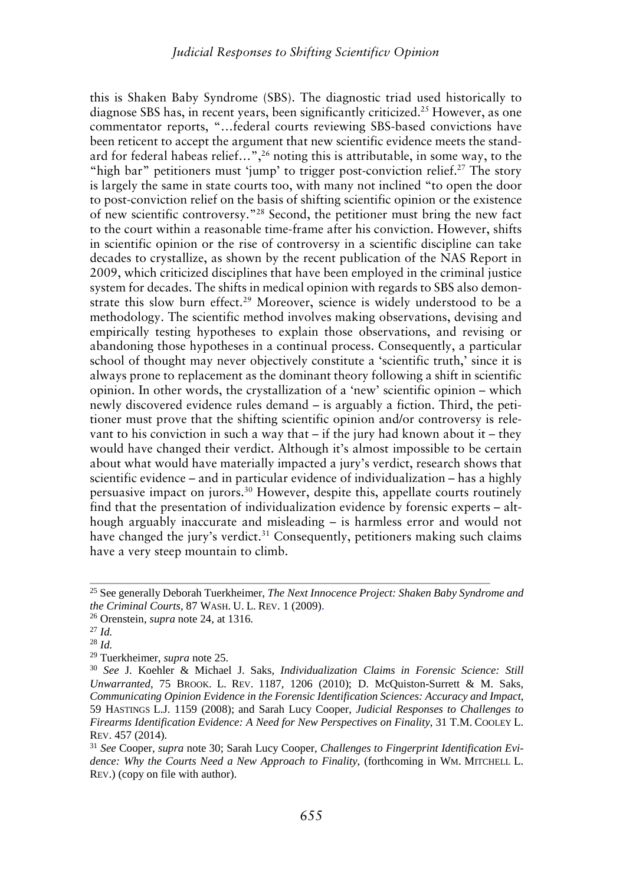this is Shaken Baby Syndrome (SBS). The diagnostic triad used historically to diagnose SBS has, in recent years, been significantly criticized.[25] However, as one commentator reports, "…federal courts reviewing SBS-based convictions have been reticent to accept the argument that new scientific evidence meets the standard for federal habeas relief…",[26] noting this is attributable, in some way, to the "high bar" petitioners must 'jump' to trigger post-conviction relief.[27] The story is largely the same in state courts too, with many not inclined "to open the door to post-conviction relief on the basis of shifting scientific opinion or the existence of new scientific controversy."[28] Second, the petitioner must bring the new fact to the court within a reasonable time-frame after his conviction. However, shifts in scientific opinion or the rise of controversy in a scientific discipline can take decades to crystallize, as shown by the recent publication of the NAS Report in 2009, which criticized disciplines that have been employed in the criminal justice system for decades. The shifts in medical opinion with regards to SBS also demonstrate this slow burn effect.[29] Moreover, science is widely understood to be a methodology. The scientific method involves making observations, devising and empirically testing hypotheses to explain those observations, and revising or abandoning those hypotheses in a continual process. Consequently, a particular school of thought may never objectively constitute a 'scientific truth,' since it is always prone to replacement as the dominant theory following a shift in scientific opinion. In other words, the crystallization of a 'new' scientific opinion – which newly discovered evidence rules demand – is arguably a fiction. Third, the petitioner must prove that the shifting scientific opinion and/or controversy is relevant to his conviction in such a way that – if the jury had known about it – they would have changed their verdict. Although it's almost impossible to be certain about what would have materially impacted a jury's verdict, research shows that scientific evidence – and in particular evidence of individualization – has a highly persuasive impact on jurors.[30] However, despite this, appellate courts routinely find that the presentation of individualization evidence by forensic experts – although arguably inaccurate and misleading – is harmless error and would not have changed the jury's verdict.[31] Consequently, petitioners making such claims have a very steep mountain to climb.

---

[25] See generally Deborah Tuerkheimer, *The Next Innocence Project: Shaken Baby Syndrome and the Criminal Courts*, 87 WASH. U. L. REV. 1 (2009).

[26] Orenstein, *supra* note 24, at 1316.

[27] *Id.*

[28] *Id.*

[29] Tuerkheimer, *supra* note 25.

[30] *See* J. Koehler & Michael J. Saks, *Individualization Claims in Forensic Science: Still Unwarranted*, 75 BROOK. L. REV. 1187, 1206 (2010); D. McQuiston-Surrett & M. Saks, *Communicating Opinion Evidence in the Forensic Identification Sciences: Accuracy and Impact*, 59 HASTINGS L.J. 1159 (2008); and Sarah Lucy Cooper, *Judicial Responses to Challenges to Firearms Identification Evidence: A Need for New Perspectives on Finality*, 31 T.M. COOLEY L. REV. 457 (2014).

[31] *See* Cooper, *supra* note 30; Sarah Lucy Cooper, *Challenges to Fingerprint Identification Evidence: Why the Courts Need a New Approach to Finality*, (forthcoming in WM. MITCHELL L. REV.) (copy on file with author).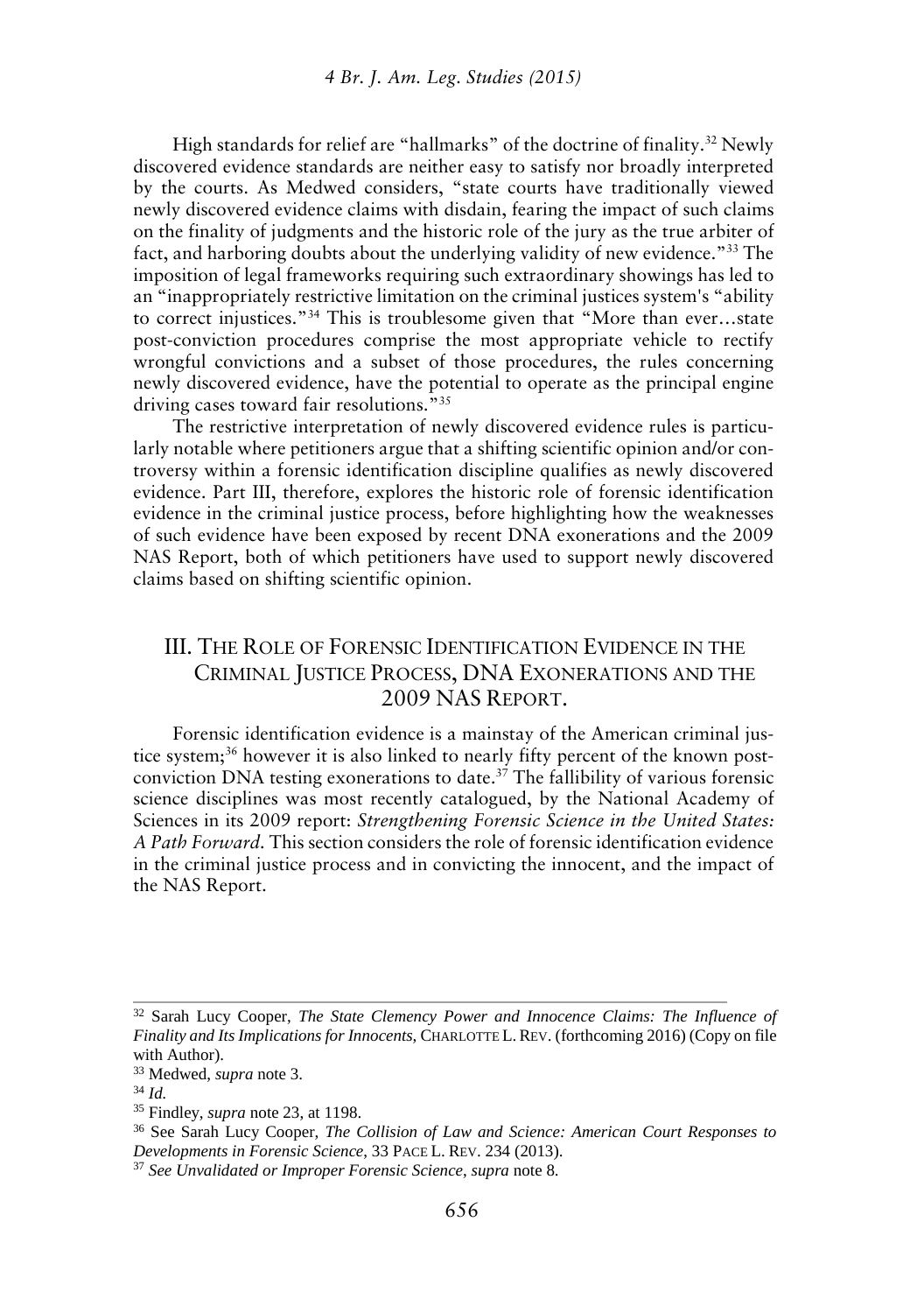High standards for relief are "hallmarks" of the doctrine of finality.[32] Newly discovered evidence standards are neither easy to satisfy nor broadly interpreted by the courts. As Medwed considers, "state courts have traditionally viewed newly discovered evidence claims with disdain, fearing the impact of such claims on the finality of judgments and the historic role of the jury as the true arbiter of fact, and harboring doubts about the underlying validity of new evidence."[33] The imposition of legal frameworks requiring such extraordinary showings has led to an "inappropriately restrictive limitation on the criminal justices system's "ability to correct injustices."[34] This is troublesome given that "More than ever…state post-conviction procedures comprise the most appropriate vehicle to rectify wrongful convictions and a subset of those procedures, the rules concerning newly discovered evidence, have the potential to operate as the principal engine driving cases toward fair resolutions."[35]

The restrictive interpretation of newly discovered evidence rules is particularly notable where petitioners argue that a shifting scientific opinion and/or controversy within a forensic identification discipline qualifies as newly discovered evidence. Part III, therefore, explores the historic role of forensic identification evidence in the criminal justice process, before highlighting how the weaknesses of such evidence have been exposed by recent DNA exonerations and the 2009 NAS Report, both of which petitioners have used to support newly discovered claims based on shifting scientific opinion.

## III. The Role of Forensic Identification Evidence in the Criminal Justice Process, DNA Exonerations and the 2009 NAS Report.

Forensic identification evidence is a mainstay of the American criminal justice system;[36] however it is also linked to nearly fifty percent of the known post-conviction DNA testing exonerations to date.[37] The fallibility of various forensic science disciplines was most recently catalogued, by the National Academy of Sciences in its 2009 report: *Strengthening Forensic Science in the United States: A Path Forward*. This section considers the role of forensic identification evidence in the criminal justice process and in convicting the innocent, and the impact of the NAS Report.

---

[32] Sarah Lucy Cooper, *The State Clemency Power and Innocence Claims: The Influence of Finality and Its Implications for Innocents*, CHARLOTTE L. REV. (forthcoming 2016) (Copy on file with Author).

[33] Medwed, *supra* note 3.

[34] *Id.*

[35] Findley, *supra* note 23, at 1198.

[36] See Sarah Lucy Cooper, *The Collision of Law and Science: American Court Responses to Developments in Forensic Science*, 33 PACE L. REV. 234 (2013).

[37] *See Unvalidated or Improper Forensic Science*, *supra* note 8.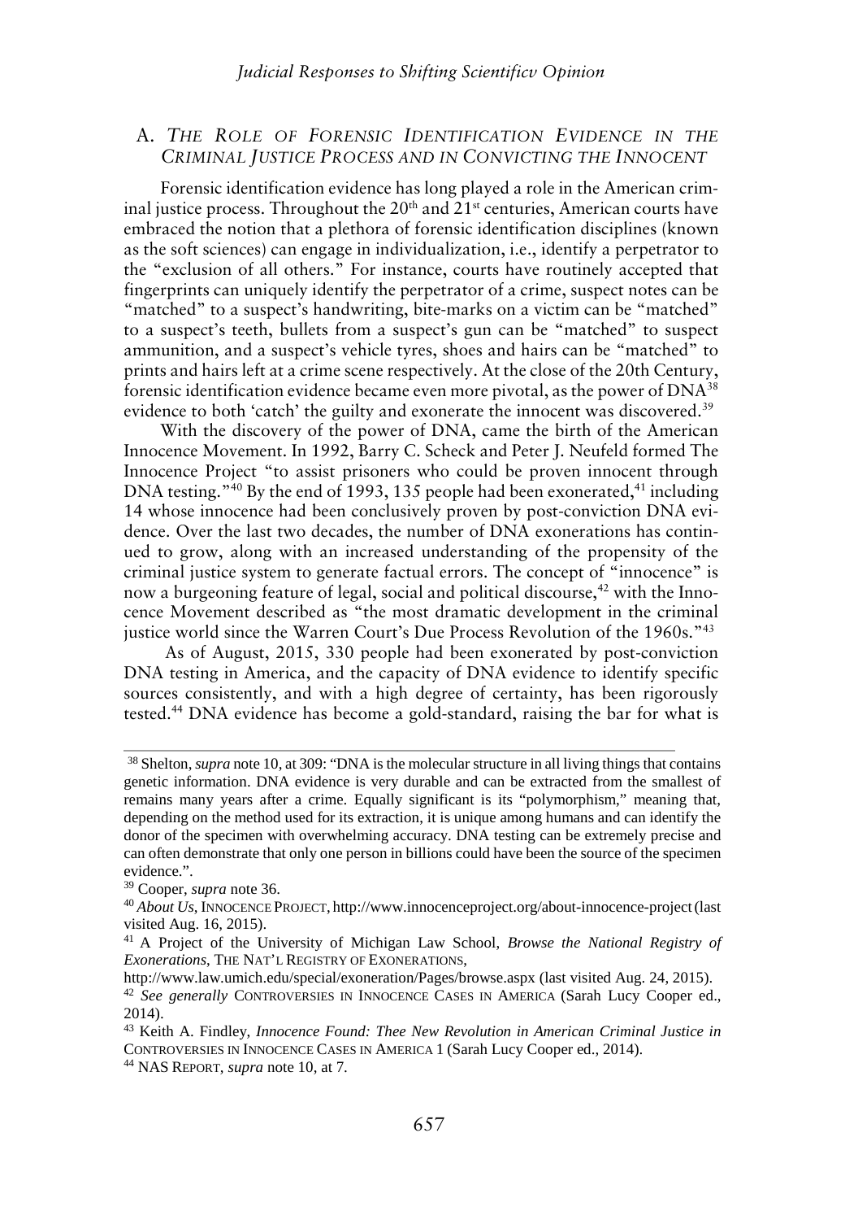## A. *The Role of Forensic Identification Evidence in the Criminal Justice Process and in Convicting the Innocent*

Forensic identification evidence has long played a role in the American criminal justice process. Throughout the 20th and 21st centuries, American courts have embraced the notion that a plethora of forensic identification disciplines (known as the soft sciences) can engage in individualization, i.e., identify a perpetrator to the "exclusion of all others." For instance, courts have routinely accepted that fingerprints can uniquely identify the perpetrator of a crime, suspect notes can be "matched" to a suspect's handwriting, bite-marks on a victim can be "matched" to a suspect's teeth, bullets from a suspect's gun can be "matched" to suspect ammunition, and a suspect's vehicle tyres, shoes and hairs can be "matched" to prints and hairs left at a crime scene respectively. At the close of the 20th Century, forensic identification evidence became even more pivotal, as the power of DNA[38] evidence to both 'catch' the guilty and exonerate the innocent was discovered.[39]

With the discovery of the power of DNA, came the birth of the American Innocence Movement. In 1992, Barry C. Scheck and Peter J. Neufeld formed The Innocence Project "to assist prisoners who could be proven innocent through DNA testing."[40] By the end of 1993, 135 people had been exonerated,[41] including 14 whose innocence had been conclusively proven by post-conviction DNA evidence. Over the last two decades, the number of DNA exonerations has continued to grow, along with an increased understanding of the propensity of the criminal justice system to generate factual errors. The concept of "innocence" is now a burgeoning feature of legal, social and political discourse,[42] with the Innocence Movement described as "the most dramatic development in the criminal justice world since the Warren Court's Due Process Revolution of the 1960s."[43]

As of August, 2015, 330 people had been exonerated by post-conviction DNA testing in America, and the capacity of DNA evidence to identify specific sources consistently, and with a high degree of certainty, has been rigorously tested.[44] DNA evidence has become a gold-standard, raising the bar for what is

---

[38] Shelton, *supra* note 10, at 309: "DNA is the molecular structure in all living things that contains genetic information. DNA evidence is very durable and can be extracted from the smallest of remains many years after a crime. Equally significant is its "polymorphism," meaning that, depending on the method used for its extraction, it is unique among humans and can identify the donor of the specimen with overwhelming accuracy. DNA testing can be extremely precise and can often demonstrate that only one person in billions could have been the source of the specimen evidence.".

[39] Cooper, *supra* note 36.

[40] *About Us*, Innocence Project, http://www.innocenceproject.org/about-innocence-project (last visited Aug. 16, 2015).

[41] A Project of the University of Michigan Law School, *Browse the National Registry of Exonerations*, The Nat'l Registry of Exonerations, http://www.law.umich.edu/special/exoneration/Pages/browse.aspx (last visited Aug. 24, 2015).

[42] *See generally* Controversies in Innocence Cases in America (Sarah Lucy Cooper ed., 2014).

[43] Keith A. Findley, *Innocence Found: Thee New Revolution in American Criminal Justice in* Controversies in Innocence Cases in America 1 (Sarah Lucy Cooper ed., 2014).

[44] NAS Report, *supra* note 10, at 7.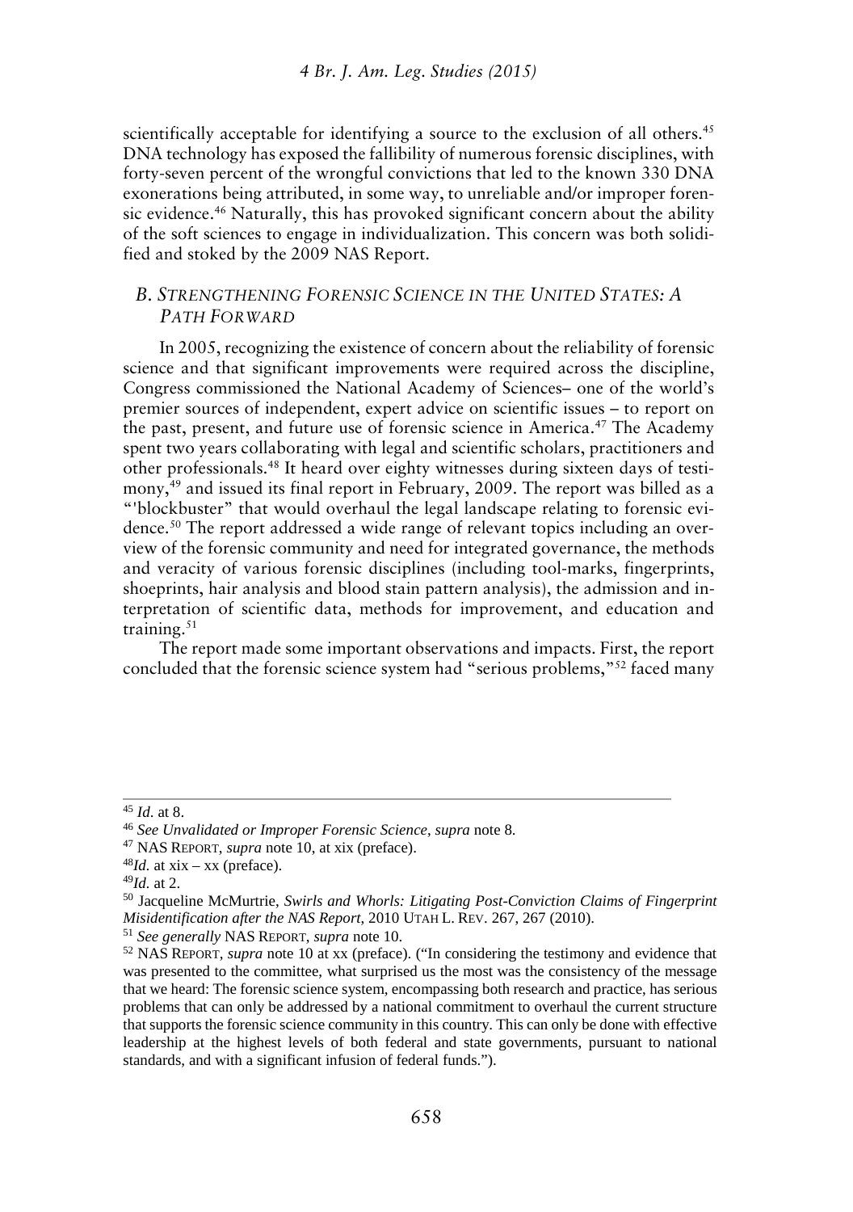scientifically acceptable for identifying a source to the exclusion of all others.[45] DNA technology has exposed the fallibility of numerous forensic disciplines, with forty-seven percent of the wrongful convictions that led to the known 330 DNA exonerations being attributed, in some way, to unreliable and/or improper forensic evidence.[46] Naturally, this has provoked significant concern about the ability of the soft sciences to engage in individualization. This concern was both solidified and stoked by the 2009 NAS Report.

## B. Strengthening Forensic Science in the United States: A Path Forward

In 2005, recognizing the existence of concern about the reliability of forensic science and that significant improvements were required across the discipline, Congress commissioned the National Academy of Sciences– one of the world's premier sources of independent, expert advice on scientific issues – to report on the past, present, and future use of forensic science in America.[47] The Academy spent two years collaborating with legal and scientific scholars, practitioners and other professionals.[48] It heard over eighty witnesses during sixteen days of testimony,[49] and issued its final report in February, 2009. The report was billed as a "'blockbuster" that would overhaul the legal landscape relating to forensic evidence.[50] The report addressed a wide range of relevant topics including an overview of the forensic community and need for integrated governance, the methods and veracity of various forensic disciplines (including tool-marks, fingerprints, shoeprints, hair analysis and blood stain pattern analysis), the admission and interpretation of scientific data, methods for improvement, and education and training.[51]

The report made some important observations and impacts. First, the report concluded that the forensic science system had "serious problems,"[52] faced many

---

[45] *Id.* at 8.

[46] *See Unvalidated or Improper Forensic Science*, *supra* note 8.

[47] NAS Report, *supra* note 10, at xix (preface).

[48] *Id.* at xix – xx (preface).

[49] *Id.* at 2.

[50] Jacqueline McMurtrie, *Swirls and Whorls: Litigating Post-Conviction Claims of Fingerprint Misidentification after the NAS Report*, 2010 Utah L. Rev. 267, 267 (2010).

[51] *See generally* NAS Report, *supra* note 10.

[52] NAS Report, *supra* note 10 at xx (preface). ("In considering the testimony and evidence that was presented to the committee, what surprised us the most was the consistency of the message that we heard: The forensic science system, encompassing both research and practice, has serious problems that can only be addressed by a national commitment to overhaul the current structure that supports the forensic science community in this country. This can only be done with effective leadership at the highest levels of both federal and state governments, pursuant to national standards, and with a significant infusion of federal funds.").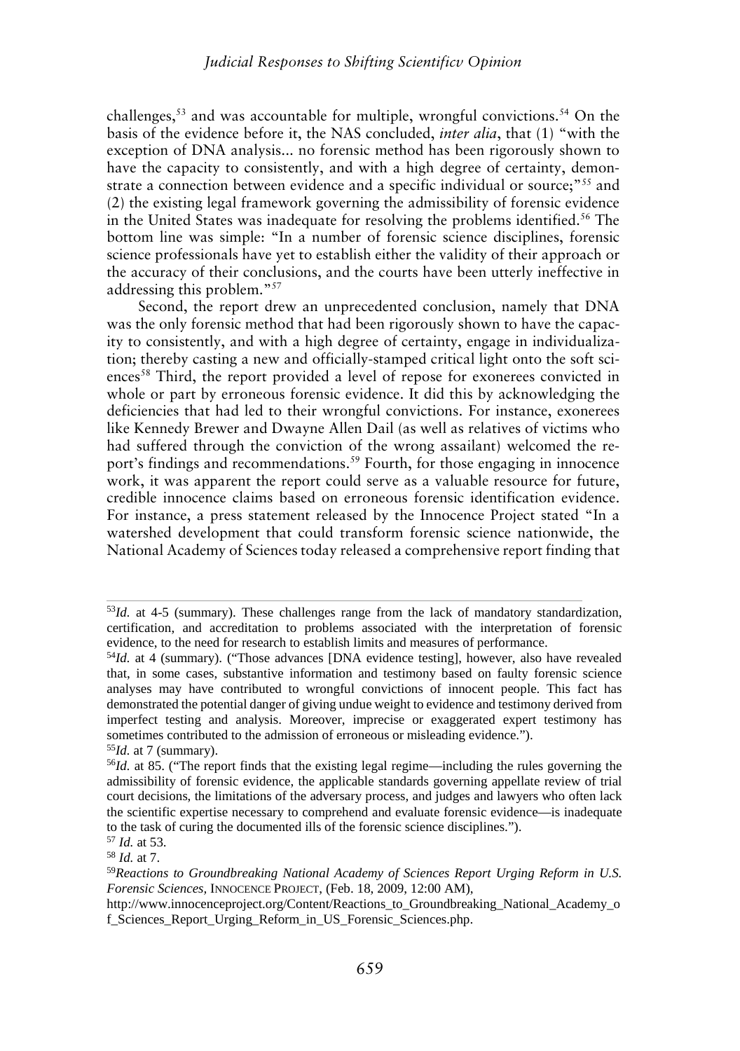challenges,[53] and was accountable for multiple, wrongful convictions.[54] On the basis of the evidence before it, the NAS concluded, *inter alia*, that (1) "with the exception of DNA analysis... no forensic method has been rigorously shown to have the capacity to consistently, and with a high degree of certainty, demonstrate a connection between evidence and a specific individual or source;"[55] and (2) the existing legal framework governing the admissibility of forensic evidence in the United States was inadequate for resolving the problems identified.[56] The bottom line was simple: "In a number of forensic science disciplines, forensic science professionals have yet to establish either the validity of their approach or the accuracy of their conclusions, and the courts have been utterly ineffective in addressing this problem."[57]

Second, the report drew an unprecedented conclusion, namely that DNA was the only forensic method that had been rigorously shown to have the capacity to consistently, and with a high degree of certainty, engage in individualization; thereby casting a new and officially-stamped critical light onto the soft sciences[58] Third, the report provided a level of repose for exonerees convicted in whole or part by erroneous forensic evidence. It did this by acknowledging the deficiencies that had led to their wrongful convictions. For instance, exonerees like Kennedy Brewer and Dwayne Allen Dail (as well as relatives of victims who had suffered through the conviction of the wrong assailant) welcomed the report's findings and recommendations.[59] Fourth, for those engaging in innocence work, it was apparent the report could serve as a valuable resource for future, credible innocence claims based on erroneous forensic identification evidence. For instance, a press statement released by the Innocence Project stated "In a watershed development that could transform forensic science nationwide, the National Academy of Sciences today released a comprehensive report finding that

---

[53] *Id.* at 4-5 (summary). These challenges range from the lack of mandatory standardization, certification, and accreditation to problems associated with the interpretation of forensic evidence, to the need for research to establish limits and measures of performance.

[54] *Id.* at 4 (summary). ("Those advances [DNA evidence testing], however, also have revealed that, in some cases, substantive information and testimony based on faulty forensic science analyses may have contributed to wrongful convictions of innocent people. This fact has demonstrated the potential danger of giving undue weight to evidence and testimony derived from imperfect testing and analysis. Moreover, imprecise or exaggerated expert testimony has sometimes contributed to the admission of erroneous or misleading evidence.").

[55] *Id.* at 7 (summary).

[56] *Id.* at 85. ("The report finds that the existing legal regime—including the rules governing the admissibility of forensic evidence, the applicable standards governing appellate review of trial court decisions, the limitations of the adversary process, and judges and lawyers who often lack the scientific expertise necessary to comprehend and evaluate forensic evidence—is inadequate to the task of curing the documented ills of the forensic science disciplines.").

[57] *Id.* at 53.

[58] *Id.* at 7.

[59] *Reactions to Groundbreaking National Academy of Sciences Report Urging Reform in U.S. Forensic Sciences*, INNOCENCE PROJECT, (Feb. 18, 2009, 12:00 AM), http://www.innocenceproject.org/Content/Reactions_to_Groundbreaking_National_Academy_of_Sciences_Report_Urging_Reform_in_US_Forensic_Sciences.php.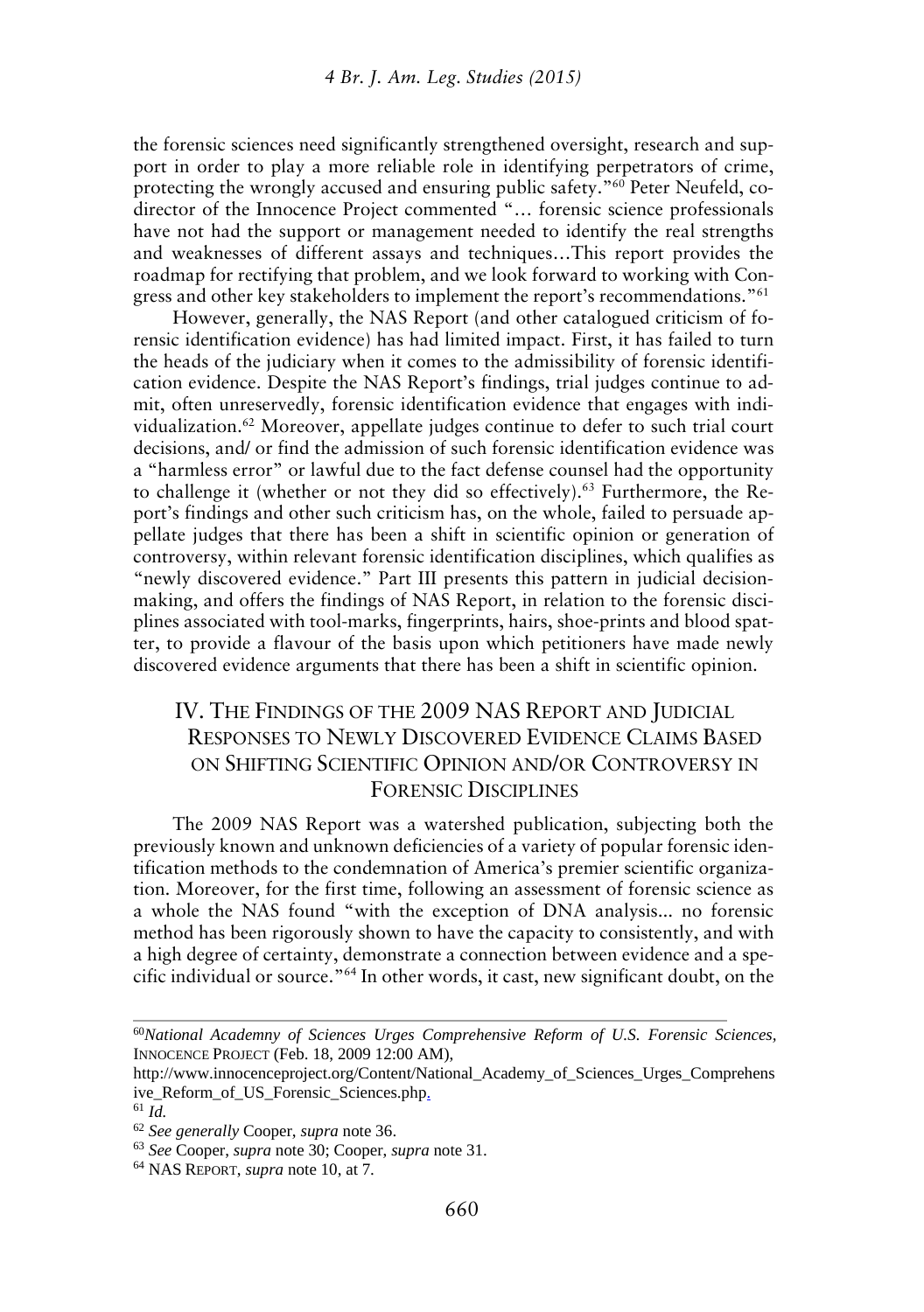the forensic sciences need significantly strengthened oversight, research and support in order to play a more reliable role in identifying perpetrators of crime, protecting the wrongly accused and ensuring public safety."[60] Peter Neufeld, co-director of the Innocence Project commented "… forensic science professionals have not had the support or management needed to identify the real strengths and weaknesses of different assays and techniques…This report provides the roadmap for rectifying that problem, and we look forward to working with Congress and other key stakeholders to implement the report's recommendations."[61]

However, generally, the NAS Report (and other catalogued criticism of forensic identification evidence) has had limited impact. First, it has failed to turn the heads of the judiciary when it comes to the admissibility of forensic identification evidence. Despite the NAS Report's findings, trial judges continue to admit, often unreservedly, forensic identification evidence that engages with individualization.[62] Moreover, appellate judges continue to defer to such trial court decisions, and/ or find the admission of such forensic identification evidence was a "harmless error" or lawful due to the fact defense counsel had the opportunity to challenge it (whether or not they did so effectively).[63] Furthermore, the Report's findings and other such criticism has, on the whole, failed to persuade appellate judges that there has been a shift in scientific opinion or generation of controversy, within relevant forensic identification disciplines, which qualifies as "newly discovered evidence." Part III presents this pattern in judicial decision-making, and offers the findings of NAS Report, in relation to the forensic disciplines associated with tool-marks, fingerprints, hairs, shoe-prints and blood spatter, to provide a flavour of the basis upon which petitioners have made newly discovered evidence arguments that there has been a shift in scientific opinion.

## IV. The Findings of the 2009 NAS Report and Judicial Responses to Newly Discovered Evidence Claims Based on Shifting Scientific Opinion and/or Controversy in Forensic Disciplines

The 2009 NAS Report was a watershed publication, subjecting both the previously known and unknown deficiencies of a variety of popular forensic identification methods to the condemnation of America's premier scientific organization. Moreover, for the first time, following an assessment of forensic science as a whole the NAS found "with the exception of DNA analysis... no forensic method has been rigorously shown to have the capacity to consistently, and with a high degree of certainty, demonstrate a connection between evidence and a specific individual or source."[64] In other words, it cast, new significant doubt, on the

---

[60] *National Academny of Sciences Urges Comprehensive Reform of U.S. Forensic Sciences*, INNOCENCE PROJECT (Feb. 18, 2009 12:00 AM), http://www.innocenceproject.org/Content/National_Academy_of_Sciences_Urges_Comprehensive_Reform_of_US_Forensic_Sciences.php.

[61] *Id.*

[62] *See generally* Cooper, *supra* note 36.

[63] *See* Cooper, *supra* note 30; Cooper, *supra* note 31.

[64] NAS REPORT, *supra* note 10, at 7.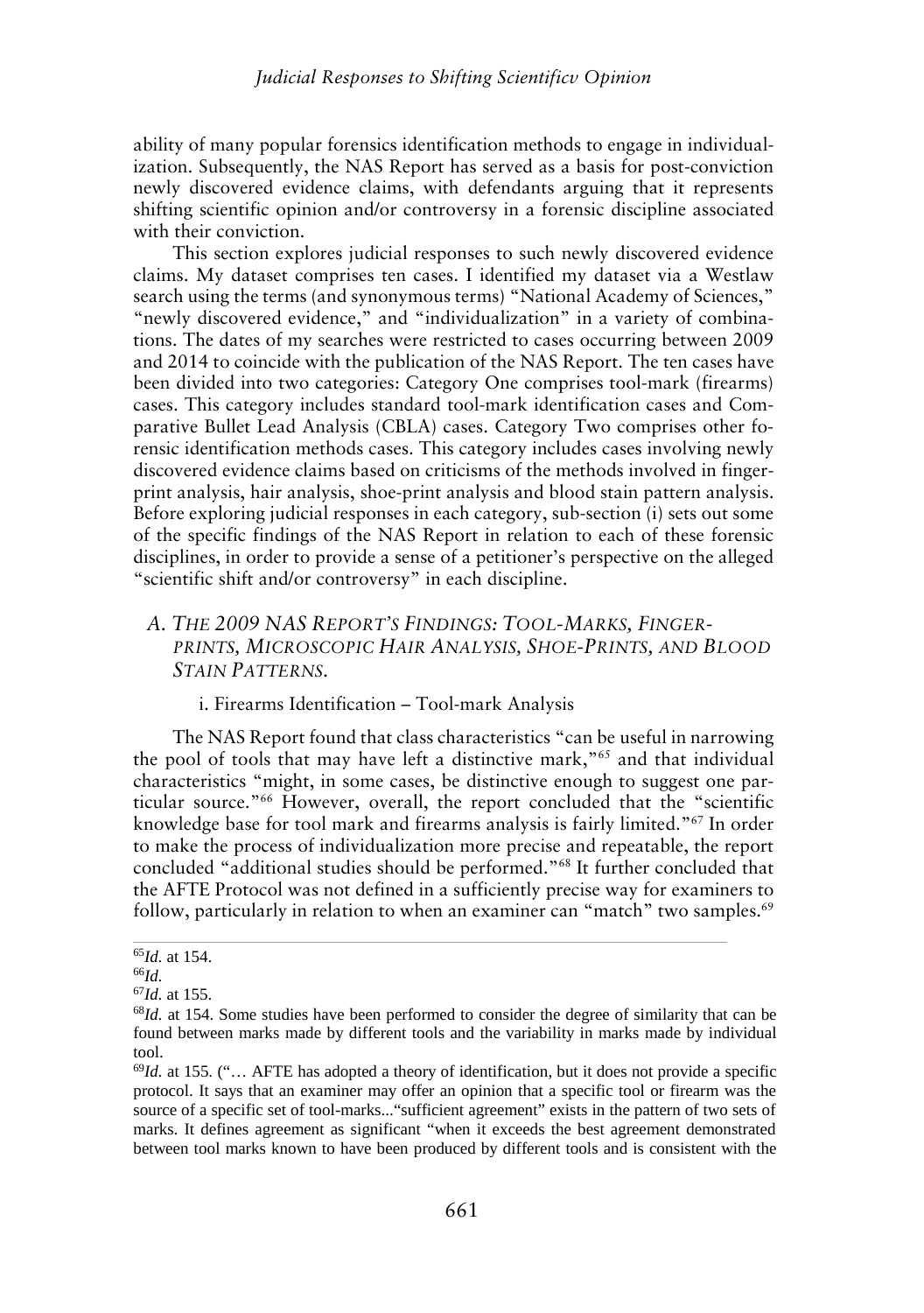ability of many popular forensics identification methods to engage in individualization. Subsequently, the NAS Report has served as a basis for post-conviction newly discovered evidence claims, with defendants arguing that it represents shifting scientific opinion and/or controversy in a forensic discipline associated with their conviction.

This section explores judicial responses to such newly discovered evidence claims. My dataset comprises ten cases. I identified my dataset via a Westlaw search using the terms (and synonymous terms) "National Academy of Sciences," "newly discovered evidence," and "individualization" in a variety of combinations. The dates of my searches were restricted to cases occurring between 2009 and 2014 to coincide with the publication of the NAS Report. The ten cases have been divided into two categories: Category One comprises tool-mark (firearms) cases. This category includes standard tool-mark identification cases and Comparative Bullet Lead Analysis (CBLA) cases. Category Two comprises other forensic identification methods cases. This category includes cases involving newly discovered evidence claims based on criticisms of the methods involved in fingerprint analysis, hair analysis, shoe-print analysis and blood stain pattern analysis. Before exploring judicial responses in each category, sub-section (i) sets out some of the specific findings of the NAS Report in relation to each of these forensic disciplines, in order to provide a sense of a petitioner's perspective on the alleged "scientific shift and/or controversy" in each discipline.

## A. *The 2009 NAS Report's Findings: Tool-Marks, Finger-prints, Microscopic Hair Analysis, Shoe-Prints, and Blood Stain Patterns.*

### i. Firearms Identification – Tool-mark Analysis

The NAS Report found that class characteristics "can be useful in narrowing the pool of tools that may have left a distinctive mark,"[65] and that individual characteristics "might, in some cases, be distinctive enough to suggest one particular source."[66] However, overall, the report concluded that the "scientific knowledge base for tool mark and firearms analysis is fairly limited."[67] In order to make the process of individualization more precise and repeatable, the report concluded "additional studies should be performed."[68] It further concluded that the AFTE Protocol was not defined in a sufficiently precise way for examiners to follow, particularly in relation to when an examiner can "match" two samples.[69]

---

[65] *Id.* at 154.

[66] *Id.*

[67] *Id.* at 155.

[68] *Id.* at 154. Some studies have been performed to consider the degree of similarity that can be found between marks made by different tools and the variability in marks made by individual tool.

[69] *Id.* at 155. ("… AFTE has adopted a theory of identification, but it does not provide a specific protocol. It says that an examiner may offer an opinion that a specific tool or firearm was the source of a specific set of tool-marks..."sufficient agreement" exists in the pattern of two sets of marks. It defines agreement as significant "when it exceeds the best agreement demonstrated between tool marks known to have been produced by different tools and is consistent with the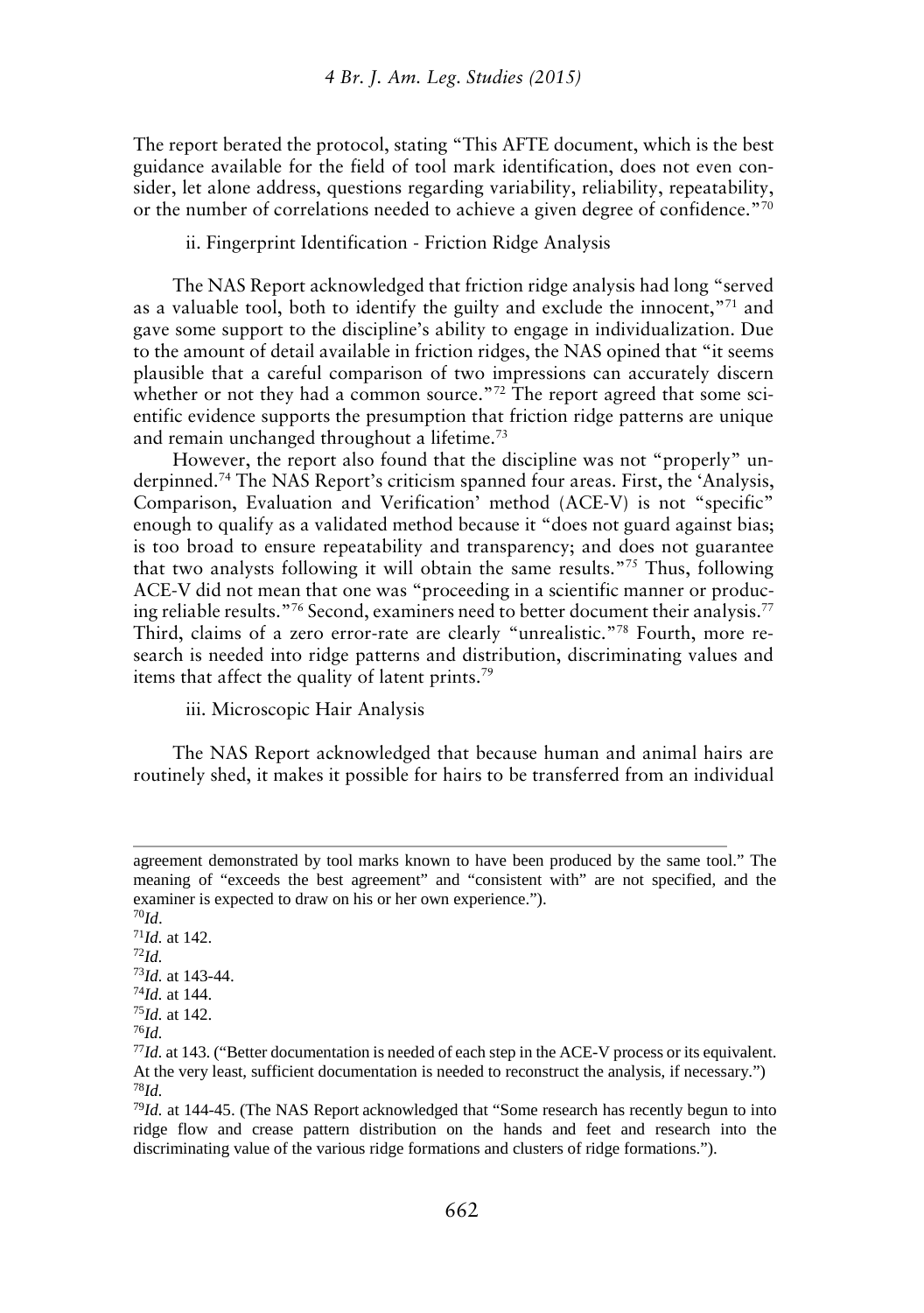The report berated the protocol, stating "This AFTE document, which is the best guidance available for the field of tool mark identification, does not even consider, let alone address, questions regarding variability, reliability, repeatability, or the number of correlations needed to achieve a given degree of confidence."[70]

ii. Fingerprint Identification - Friction Ridge Analysis

The NAS Report acknowledged that friction ridge analysis had long "served as a valuable tool, both to identify the guilty and exclude the innocent,"[71] and gave some support to the discipline's ability to engage in individualization. Due to the amount of detail available in friction ridges, the NAS opined that "it seems plausible that a careful comparison of two impressions can accurately discern whether or not they had a common source."[72] The report agreed that some scientific evidence supports the presumption that friction ridge patterns are unique and remain unchanged throughout a lifetime.[73]

However, the report also found that the discipline was not "properly" underpinned.[74] The NAS Report's criticism spanned four areas. First, the 'Analysis, Comparison, Evaluation and Verification' method (ACE-V) is not "specific" enough to qualify as a validated method because it "does not guard against bias; is too broad to ensure repeatability and transparency; and does not guarantee that two analysts following it will obtain the same results."[75] Thus, following ACE-V did not mean that one was "proceeding in a scientific manner or producing reliable results."[76] Second, examiners need to better document their analysis.[77] Third, claims of a zero error-rate are clearly "unrealistic."[78] Fourth, more research is needed into ridge patterns and distribution, discriminating values and items that affect the quality of latent prints.[79]

iii. Microscopic Hair Analysis

The NAS Report acknowledged that because human and animal hairs are routinely shed, it makes it possible for hairs to be transferred from an individual

---

agreement demonstrated by tool marks known to have been produced by the same tool." The meaning of "exceeds the best agreement" and "consistent with" are not specified, and the examiner is expected to draw on his or her own experience.").

[70] *Id*.

[71] *Id.* at 142.

[72] *Id.*

[73] *Id.* at 143-44.

[74] *Id.* at 144.

[75] *Id.* at 142.

[76] *Id.*

[77] *Id.* at 143. ("Better documentation is needed of each step in the ACE-V process or its equivalent. At the very least, sufficient documentation is needed to reconstruct the analysis, if necessary.")

[78] *Id.*

[79] *Id.* at 144-45. (The NAS Report acknowledged that "Some research has recently begun to into ridge flow and crease pattern distribution on the hands and feet and research into the discriminating value of the various ridge formations and clusters of ridge formations.").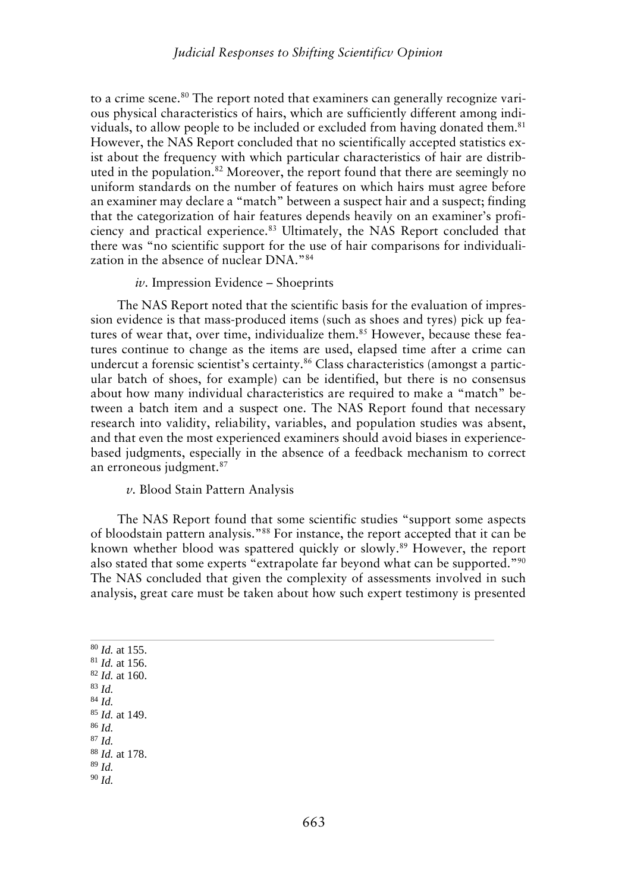to a crime scene.[80] The report noted that examiners can generally recognize various physical characteristics of hairs, which are sufficiently different among individuals, to allow people to be included or excluded from having donated them.[81] However, the NAS Report concluded that no scientifically accepted statistics exist about the frequency with which particular characteristics of hair are distributed in the population.[82] Moreover, the report found that there are seemingly no uniform standards on the number of features on which hairs must agree before an examiner may declare a "match" between a suspect hair and a suspect; finding that the categorization of hair features depends heavily on an examiner's proficiency and practical experience.[83] Ultimately, the NAS Report concluded that there was "no scientific support for the use of hair comparisons for individualization in the absence of nuclear DNA."[84]

#### *iv*. Impression Evidence – Shoeprints

The NAS Report noted that the scientific basis for the evaluation of impression evidence is that mass-produced items (such as shoes and tyres) pick up features of wear that, over time, individualize them.[85] However, because these features continue to change as the items are used, elapsed time after a crime can undercut a forensic scientist's certainty.[86] Class characteristics (amongst a particular batch of shoes, for example) can be identified, but there is no consensus about how many individual characteristics are required to make a "match" between a batch item and a suspect one. The NAS Report found that necessary research into validity, reliability, variables, and population studies was absent, and that even the most experienced examiners should avoid biases in experience-based judgments, especially in the absence of a feedback mechanism to correct an erroneous judgment.[87]

#### *v*. Blood Stain Pattern Analysis

The NAS Report found that some scientific studies "support some aspects of bloodstain pattern analysis."[88] For instance, the report accepted that it can be known whether blood was spattered quickly or slowly.[89] However, the report also stated that some experts "extrapolate far beyond what can be supported."[90] The NAS concluded that given the complexity of assessments involved in such analysis, great care must be taken about how such expert testimony is presented

---

[80] *Id.* at 155.
[81] *Id.* at 156.
[82] *Id.* at 160.
[83] *Id.*
[84] *Id.*
[85] *Id.* at 149.
[86] *Id.*
[87] *Id.*
[88] *Id.* at 178.
[89] *Id.*
[90] *Id.*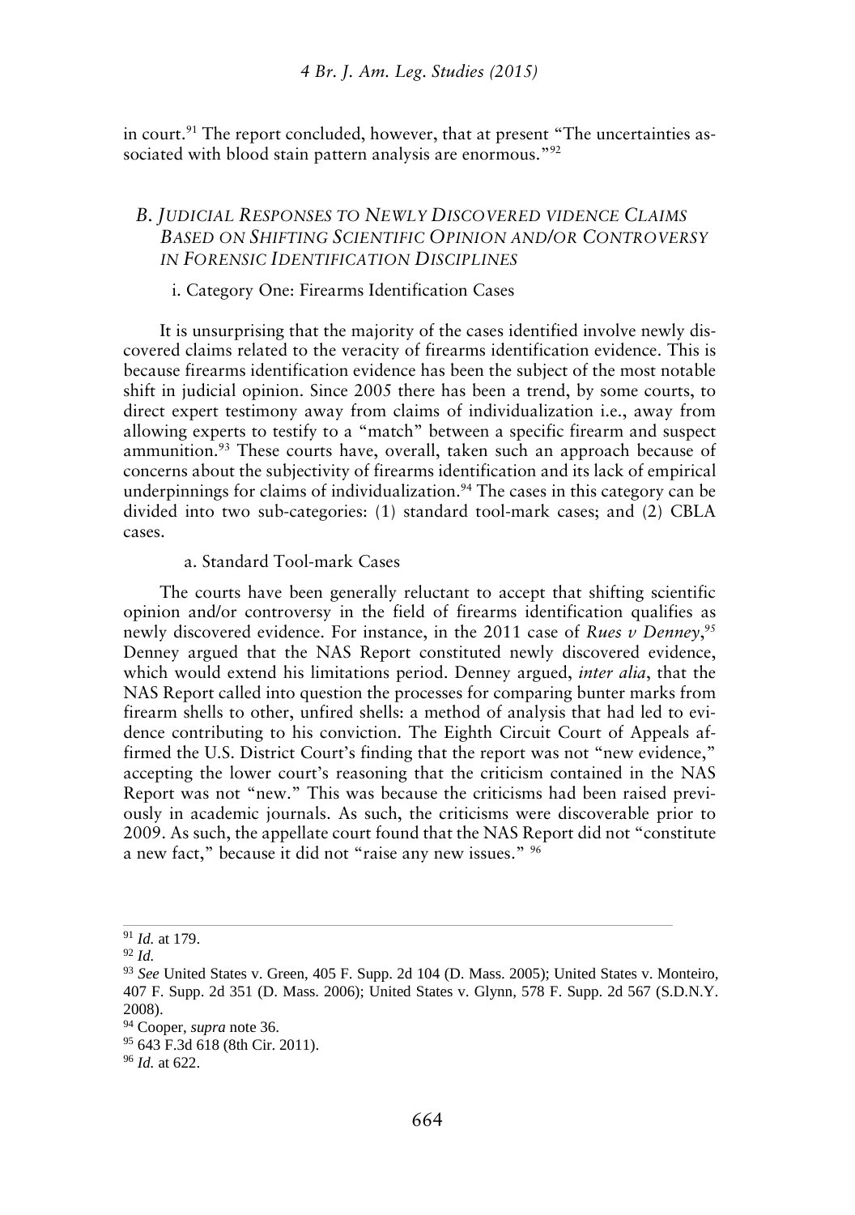in court.[91] The report concluded, however, that at present "The uncertainties associated with blood stain pattern analysis are enormous."[92]

### *B. Judicial Responses to Newly Discovered vidence Claims Based on Shifting Scientific Opinion and/or Controversy in Forensic Identification Disciplines*

#### i. Category One: Firearms Identification Cases

It is unsurprising that the majority of the cases identified involve newly discovered claims related to the veracity of firearms identification evidence. This is because firearms identification evidence has been the subject of the most notable shift in judicial opinion. Since 2005 there has been a trend, by some courts, to direct expert testimony away from claims of individualization i.e., away from allowing experts to testify to a "match" between a specific firearm and suspect ammunition.[93] These courts have, overall, taken such an approach because of concerns about the subjectivity of firearms identification and its lack of empirical underpinnings for claims of individualization.[94] The cases in this category can be divided into two sub-categories: (1) standard tool-mark cases; and (2) CBLA cases.

##### a. Standard Tool-mark Cases

The courts have been generally reluctant to accept that shifting scientific opinion and/or controversy in the field of firearms identification qualifies as newly discovered evidence. For instance, in the 2011 case of *Rues v Denney*,[95] Denney argued that the NAS Report constituted newly discovered evidence, which would extend his limitations period. Denney argued, *inter alia*, that the NAS Report called into question the processes for comparing bunter marks from firearm shells to other, unfired shells: a method of analysis that had led to evidence contributing to his conviction. The Eighth Circuit Court of Appeals affirmed the U.S. District Court's finding that the report was not "new evidence," accepting the lower court's reasoning that the criticism contained in the NAS Report was not "new." This was because the criticisms had been raised previously in academic journals. As such, the criticisms were discoverable prior to 2009. As such, the appellate court found that the NAS Report did not "constitute a new fact," because it did not "raise any new issues." [96]

---

[91] *Id.* at 179.

[92] *Id.*

[93] *See* United States v. Green, 405 F. Supp. 2d 104 (D. Mass. 2005); United States v. Monteiro, 407 F. Supp. 2d 351 (D. Mass. 2006); United States v. Glynn, 578 F. Supp. 2d 567 (S.D.N.Y. 2008).

[94] Cooper, *supra* note 36.

[95] 643 F.3d 618 (8th Cir. 2011).

[96] *Id.* at 622.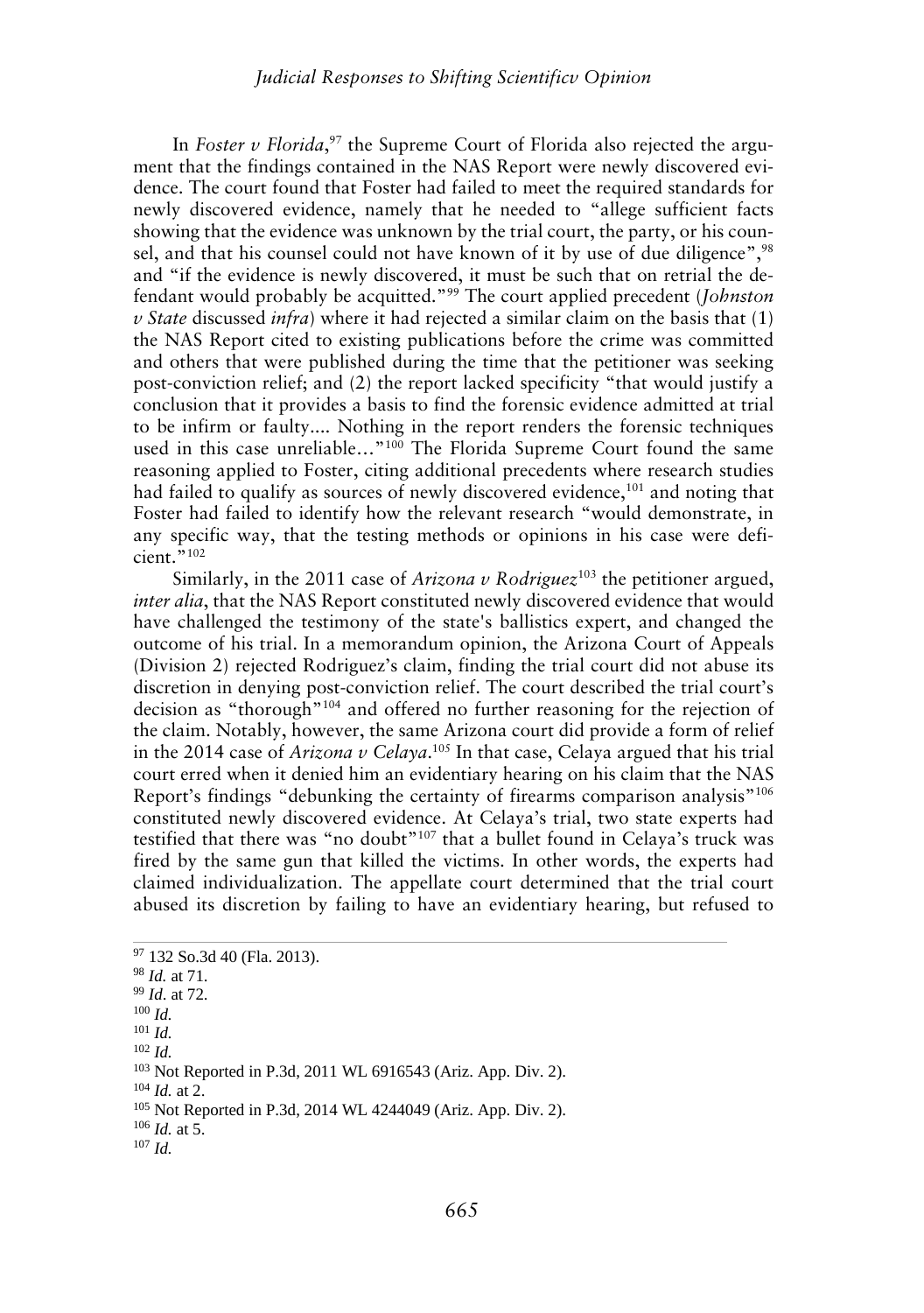In *Foster v Florida*,[97] the Supreme Court of Florida also rejected the argument that the findings contained in the NAS Report were newly discovered evidence. The court found that Foster had failed to meet the required standards for newly discovered evidence, namely that he needed to "allege sufficient facts showing that the evidence was unknown by the trial court, the party, or his counsel, and that his counsel could not have known of it by use of due diligence",[98] and "if the evidence is newly discovered, it must be such that on retrial the defendant would probably be acquitted."[99] The court applied precedent (*Johnston v State* discussed *infra*) where it had rejected a similar claim on the basis that (1) the NAS Report cited to existing publications before the crime was committed and others that were published during the time that the petitioner was seeking post-conviction relief; and (2) the report lacked specificity "that would justify a conclusion that it provides a basis to find the forensic evidence admitted at trial to be infirm or faulty.... Nothing in the report renders the forensic techniques used in this case unreliable…"[100] The Florida Supreme Court found the same reasoning applied to Foster, citing additional precedents where research studies had failed to qualify as sources of newly discovered evidence,[101] and noting that Foster had failed to identify how the relevant research "would demonstrate, in any specific way, that the testing methods or opinions in his case were deficient."[102]

Similarly, in the 2011 case of *Arizona v Rodriguez*[103] the petitioner argued, *inter alia*, that the NAS Report constituted newly discovered evidence that would have challenged the testimony of the state's ballistics expert, and changed the outcome of his trial. In a memorandum opinion, the Arizona Court of Appeals (Division 2) rejected Rodriguez's claim, finding the trial court did not abuse its discretion in denying post-conviction relief. The court described the trial court's decision as "thorough"[104] and offered no further reasoning for the rejection of the claim. Notably, however, the same Arizona court did provide a form of relief in the 2014 case of *Arizona v Celaya*.[105] In that case, Celaya argued that his trial court erred when it denied him an evidentiary hearing on his claim that the NAS Report's findings "debunking the certainty of firearms comparison analysis"[106] constituted newly discovered evidence. At Celaya's trial, two state experts had testified that there was "no doubt"[107] that a bullet found in Celaya's truck was fired by the same gun that killed the victims. In other words, the experts had claimed individualization. The appellate court determined that the trial court abused its discretion by failing to have an evidentiary hearing, but refused to

---

[97] 132 So.3d 40 (Fla. 2013).

[98] *Id.* at 71.

[99] *Id.* at 72.

[100] *Id.*

[101] *Id.*

[102] *Id.*

[103] Not Reported in P.3d, 2011 WL 6916543 (Ariz. App. Div. 2).

[104] *Id.* at 2.

[105] Not Reported in P.3d, 2014 WL 4244049 (Ariz. App. Div. 2).

[106] *Id.* at 5.

[107] *Id.*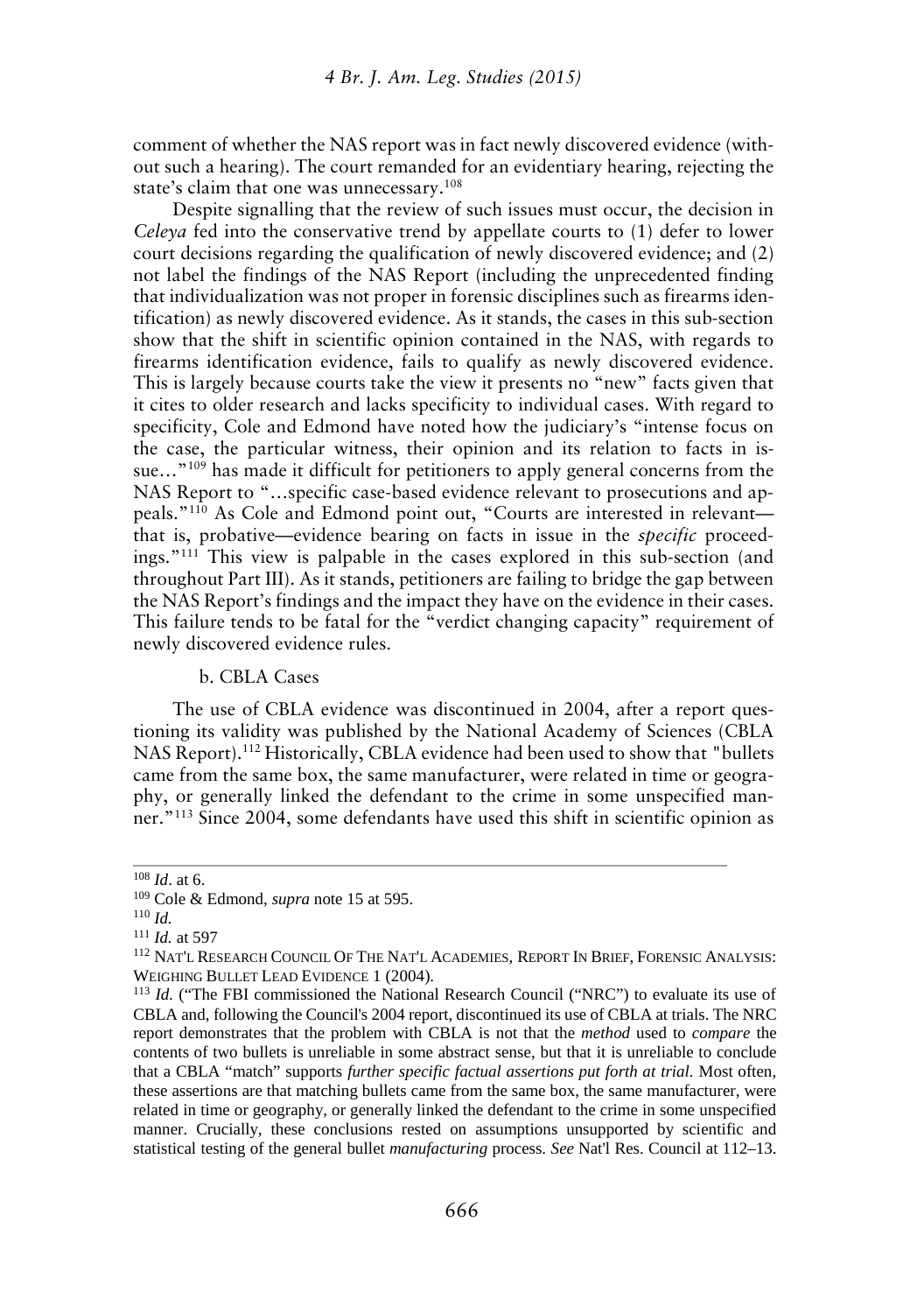comment of whether the NAS report was in fact newly discovered evidence (without such a hearing). The court remanded for an evidentiary hearing, rejecting the state's claim that one was unnecessary.[108]

Despite signalling that the review of such issues must occur, the decision in *Celeya* fed into the conservative trend by appellate courts to (1) defer to lower court decisions regarding the qualification of newly discovered evidence; and (2) not label the findings of the NAS Report (including the unprecedented finding that individualization was not proper in forensic disciplines such as firearms identification) as newly discovered evidence. As it stands, the cases in this sub-section show that the shift in scientific opinion contained in the NAS, with regards to firearms identification evidence, fails to qualify as newly discovered evidence. This is largely because courts take the view it presents no "new" facts given that it cites to older research and lacks specificity to individual cases. With regard to specificity, Cole and Edmond have noted how the judiciary's "intense focus on the case, the particular witness, their opinion and its relation to facts in issue…"[109] has made it difficult for petitioners to apply general concerns from the NAS Report to "…specific case-based evidence relevant to prosecutions and appeals."[110] As Cole and Edmond point out, "Courts are interested in relevant—that is, probative—evidence bearing on facts in issue in the *specific* proceedings."[111] This view is palpable in the cases explored in this sub-section (and throughout Part III). As it stands, petitioners are failing to bridge the gap between the NAS Report's findings and the impact they have on the evidence in their cases. This failure tends to be fatal for the "verdict changing capacity" requirement of newly discovered evidence rules.

b. CBLA Cases

The use of CBLA evidence was discontinued in 2004, after a report questioning its validity was published by the National Academy of Sciences (CBLA NAS Report).[112] Historically, CBLA evidence had been used to show that "bullets came from the same box, the same manufacturer, were related in time or geography, or generally linked the defendant to the crime in some unspecified manner."[113] Since 2004, some defendants have used this shift in scientific opinion as

---

[108] *Id*. at 6.

[109] Cole & Edmond, *supra* note 15 at 595.

[110] *Id.*

[111] *Id.* at 597

[112] NAT'L RESEARCH COUNCIL OF THE NAT'L ACADEMIES, REPORT IN BRIEF, FORENSIC ANALYSIS: WEIGHING BULLET LEAD EVIDENCE 1 (2004).

[113] *Id.* ("The FBI commissioned the National Research Council ("NRC") to evaluate its use of CBLA and, following the Council's 2004 report, discontinued its use of CBLA at trials. The NRC report demonstrates that the problem with CBLA is not that the *method* used to *compare* the contents of two bullets is unreliable in some abstract sense, but that it is unreliable to conclude that a CBLA "match" supports *further specific factual assertions put forth at trial.* Most often, these assertions are that matching bullets came from the same box, the same manufacturer, were related in time or geography, or generally linked the defendant to the crime in some unspecified manner. Crucially, these conclusions rested on assumptions unsupported by scientific and statistical testing of the general bullet *manufacturing* process. *See* Nat'l Res. Council at 112–13.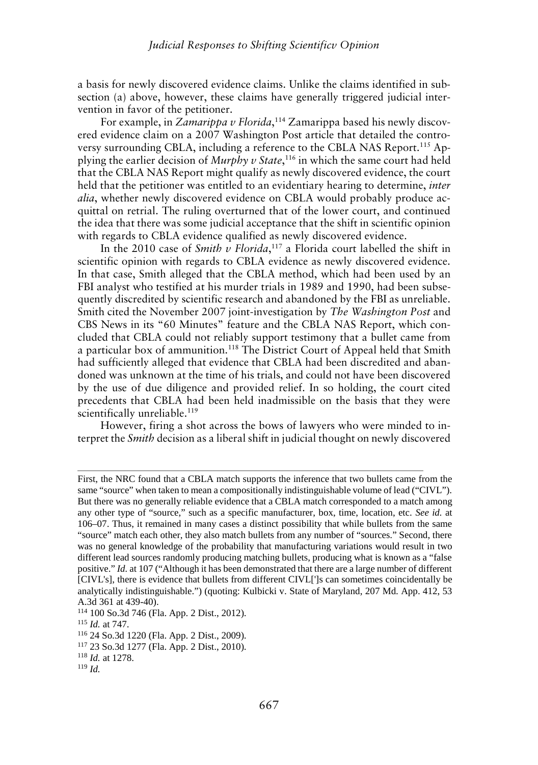a basis for newly discovered evidence claims. Unlike the claims identified in subsection (a) above, however, these claims have generally triggered judicial intervention in favor of the petitioner.

For example, in *Zamarippa v Florida*,[114] Zamarippa based his newly discovered evidence claim on a 2007 Washington Post article that detailed the controversy surrounding CBLA, including a reference to the CBLA NAS Report.[115] Applying the earlier decision of *Murphy v State*,[116] in which the same court had held that the CBLA NAS Report might qualify as newly discovered evidence, the court held that the petitioner was entitled to an evidentiary hearing to determine, *inter alia*, whether newly discovered evidence on CBLA would probably produce acquittal on retrial. The ruling overturned that of the lower court, and continued the idea that there was some judicial acceptance that the shift in scientific opinion with regards to CBLA evidence qualified as newly discovered evidence.

In the 2010 case of *Smith v Florida*,[117] a Florida court labelled the shift in scientific opinion with regards to CBLA evidence as newly discovered evidence. In that case, Smith alleged that the CBLA method, which had been used by an FBI analyst who testified at his murder trials in 1989 and 1990, had been subsequently discredited by scientific research and abandoned by the FBI as unreliable. Smith cited the November 2007 joint-investigation by *The Washington Post* and CBS News in its "60 Minutes" feature and the CBLA NAS Report, which concluded that CBLA could not reliably support testimony that a bullet came from a particular box of ammunition.[118] The District Court of Appeal held that Smith had sufficiently alleged that evidence that CBLA had been discredited and abandoned was unknown at the time of his trials, and could not have been discovered by the use of due diligence and provided relief. In so holding, the court cited precedents that CBLA had been held inadmissible on the basis that they were scientifically unreliable.[119]

However, firing a shot across the bows of lawyers who were minded to interpret the *Smith* decision as a liberal shift in judicial thought on newly discovered

---

First, the NRC found that a CBLA match supports the inference that two bullets came from the same "source" when taken to mean a compositionally indistinguishable volume of lead ("CIVL"). But there was no generally reliable evidence that a CBLA match corresponded to a match among any other type of "source," such as a specific manufacturer, box, time, location, etc. *See id.* at 106–07. Thus, it remained in many cases a distinct possibility that while bullets from the same "source" match each other, they also match bullets from any number of "sources." Second, there was no general knowledge of the probability that manufacturing variations would result in two different lead sources randomly producing matching bullets, producing what is known as a "false positive." *Id.* at 107 ("Although it has been demonstrated that there are a large number of different [CIVL's], there is evidence that bullets from different CIVL[']s can sometimes coincidentally be analytically indistinguishable.") (quoting: Kulbicki v. State of Maryland, 207 Md. App. 412, 53 A.3d 361 at 439-40).

[114] 100 So.3d 746 (Fla. App. 2 Dist., 2012).

[115] *Id.* at 747.

[116] 24 So.3d 1220 (Fla. App. 2 Dist., 2009).

[117] 23 So.3d 1277 (Fla. App. 2 Dist., 2010).

[118] *Id.* at 1278.

[119] *Id.*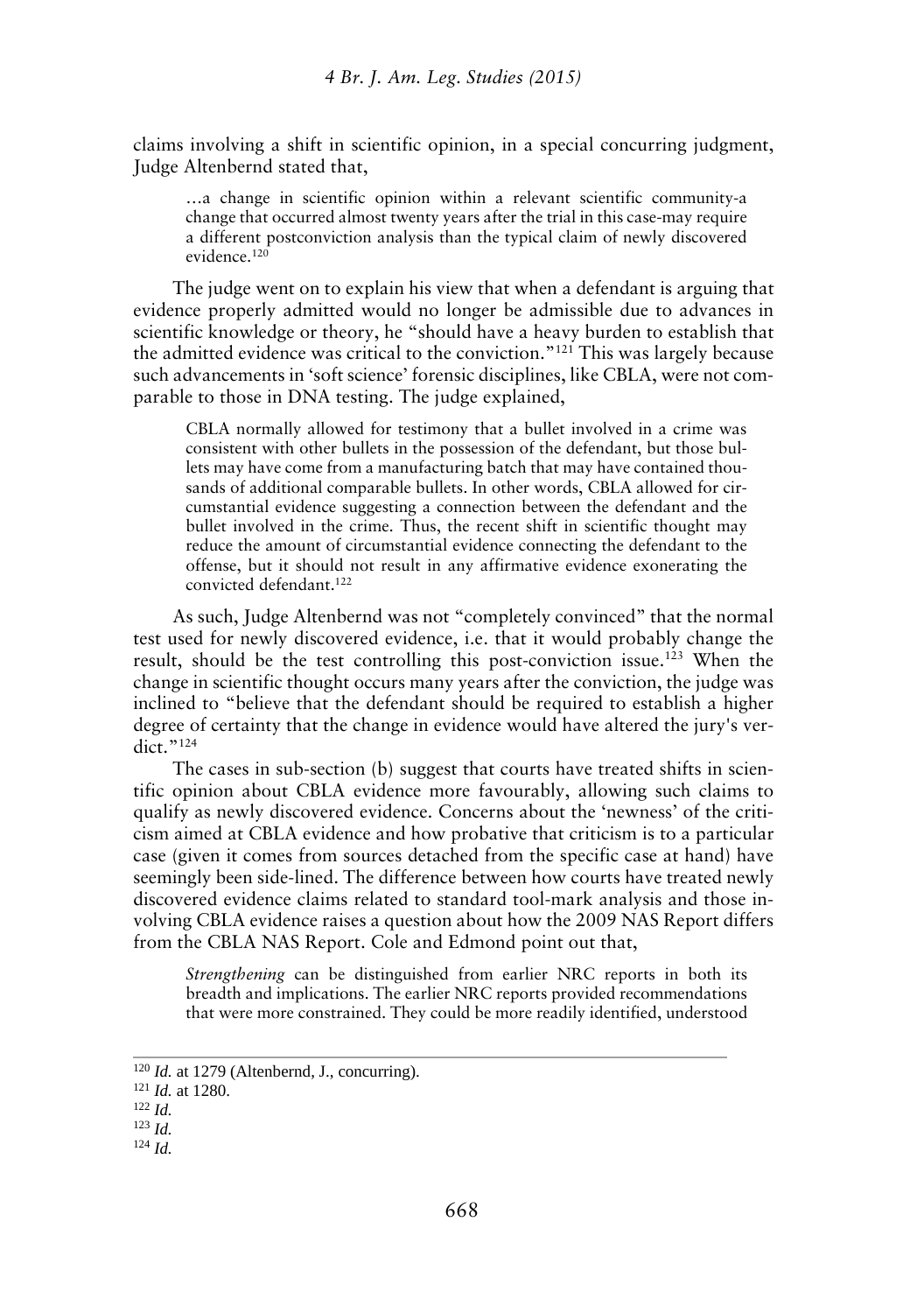claims involving a shift in scientific opinion, in a special concurring judgment, Judge Altenbernd stated that,

> …a change in scientific opinion within a relevant scientific community-a change that occurred almost twenty years after the trial in this case-may require a different postconviction analysis than the typical claim of newly discovered evidence.[120]

The judge went on to explain his view that when a defendant is arguing that evidence properly admitted would no longer be admissible due to advances in scientific knowledge or theory, he "should have a heavy burden to establish that the admitted evidence was critical to the conviction."[121] This was largely because such advancements in 'soft science' forensic disciplines, like CBLA, were not comparable to those in DNA testing. The judge explained,

> CBLA normally allowed for testimony that a bullet involved in a crime was consistent with other bullets in the possession of the defendant, but those bullets may have come from a manufacturing batch that may have contained thousands of additional comparable bullets. In other words, CBLA allowed for circumstantial evidence suggesting a connection between the defendant and the bullet involved in the crime. Thus, the recent shift in scientific thought may reduce the amount of circumstantial evidence connecting the defendant to the offense, but it should not result in any affirmative evidence exonerating the convicted defendant.[122]

As such, Judge Altenbernd was not "completely convinced" that the normal test used for newly discovered evidence, i.e. that it would probably change the result, should be the test controlling this post-conviction issue.[123] When the change in scientific thought occurs many years after the conviction, the judge was inclined to "believe that the defendant should be required to establish a higher degree of certainty that the change in evidence would have altered the jury's verdict."[124]

The cases in sub-section (b) suggest that courts have treated shifts in scientific opinion about CBLA evidence more favourably, allowing such claims to qualify as newly discovered evidence. Concerns about the 'newness' of the criticism aimed at CBLA evidence and how probative that criticism is to a particular case (given it comes from sources detached from the specific case at hand) have seemingly been side-lined. The difference between how courts have treated newly discovered evidence claims related to standard tool-mark analysis and those involving CBLA evidence raises a question about how the 2009 NAS Report differs from the CBLA NAS Report. Cole and Edmond point out that,

> *Strengthening* can be distinguished from earlier NRC reports in both its breadth and implications. The earlier NRC reports provided recommendations that were more constrained. They could be more readily identified, understood

---

[120] *Id.* at 1279 (Altenbernd, J., concurring).

[121] *Id.* at 1280.

[122] *Id.*

[123] *Id.*

[124] *Id.*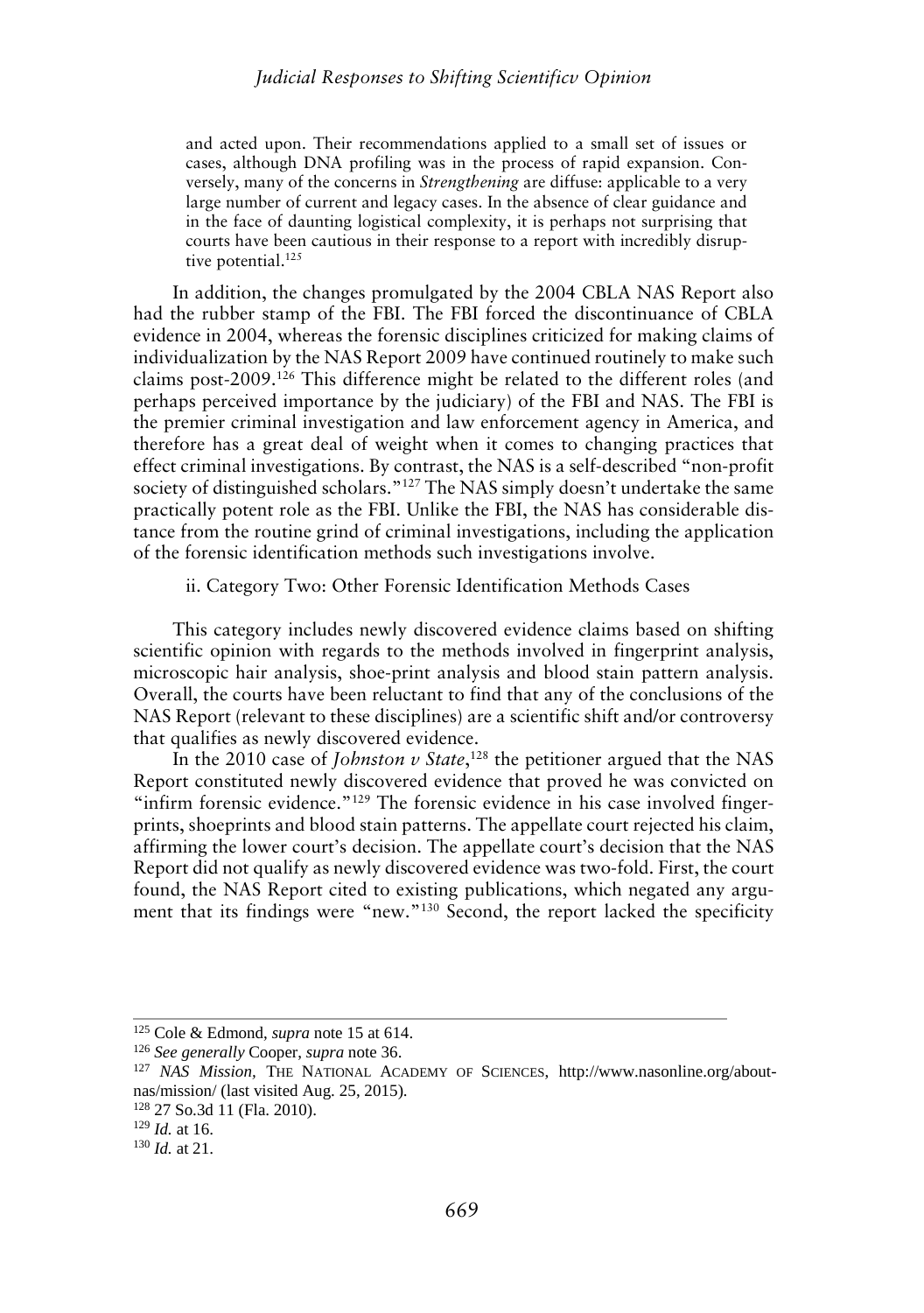> and acted upon. Their recommendations applied to a small set of issues or cases, although DNA profiling was in the process of rapid expansion. Conversely, many of the concerns in *Strengthening* are diffuse: applicable to a very large number of current and legacy cases. In the absence of clear guidance and in the face of daunting logistical complexity, it is perhaps not surprising that courts have been cautious in their response to a report with incredibly disruptive potential.[125]

In addition, the changes promulgated by the 2004 CBLA NAS Report also had the rubber stamp of the FBI. The FBI forced the discontinuance of CBLA evidence in 2004, whereas the forensic disciplines criticized for making claims of individualization by the NAS Report 2009 have continued routinely to make such claims post-2009.[126] This difference might be related to the different roles (and perhaps perceived importance by the judiciary) of the FBI and NAS. The FBI is the premier criminal investigation and law enforcement agency in America, and therefore has a great deal of weight when it comes to changing practices that effect criminal investigations. By contrast, the NAS is a self-described "non-profit society of distinguished scholars."[127] The NAS simply doesn't undertake the same practically potent role as the FBI. Unlike the FBI, the NAS has considerable distance from the routine grind of criminal investigations, including the application of the forensic identification methods such investigations involve.

ii. Category Two: Other Forensic Identification Methods Cases

This category includes newly discovered evidence claims based on shifting scientific opinion with regards to the methods involved in fingerprint analysis, microscopic hair analysis, shoe-print analysis and blood stain pattern analysis. Overall, the courts have been reluctant to find that any of the conclusions of the NAS Report (relevant to these disciplines) are a scientific shift and/or controversy that qualifies as newly discovered evidence.

In the 2010 case of *Johnston v State*,[128] the petitioner argued that the NAS Report constituted newly discovered evidence that proved he was convicted on "infirm forensic evidence."[129] The forensic evidence in his case involved fingerprints, shoeprints and blood stain patterns. The appellate court rejected his claim, affirming the lower court's decision. The appellate court's decision that the NAS Report did not qualify as newly discovered evidence was two-fold. First, the court found, the NAS Report cited to existing publications, which negated any argument that its findings were "new."[130] Second, the report lacked the specificity

---

[125] Cole & Edmond, *supra* note 15 at 614.

[126] *See generally* Cooper, *supra* note 36.

[127] *NAS Mission*, THE NATIONAL ACADEMY OF SCIENCES, http://www.nasonline.org/about-nas/mission/ (last visited Aug. 25, 2015).

[128] 27 So.3d 11 (Fla. 2010).

[129] *Id.* at 16.

[130] *Id.* at 21.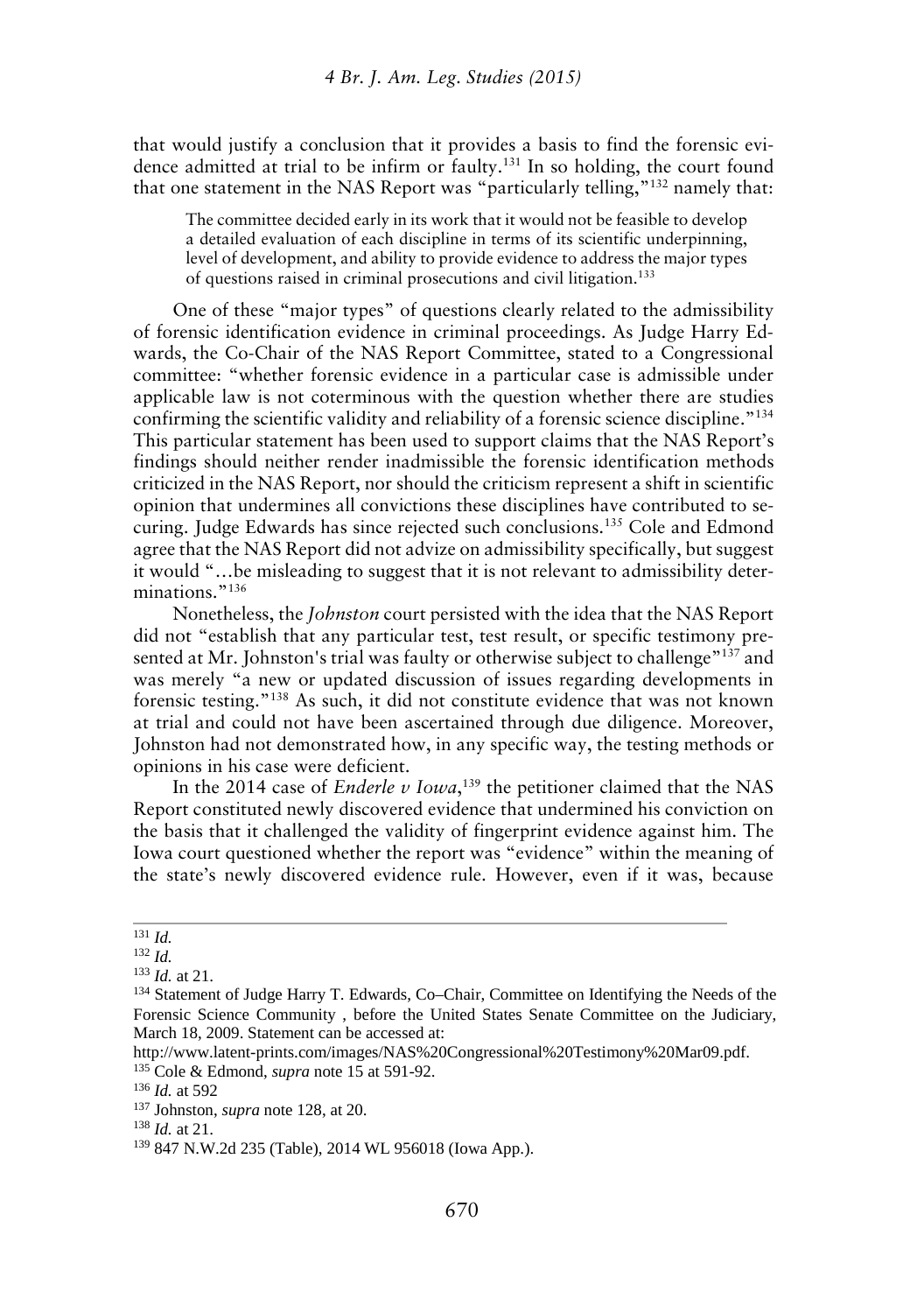that would justify a conclusion that it provides a basis to find the forensic evidence admitted at trial to be infirm or faulty.[131] In so holding, the court found that one statement in the NAS Report was "particularly telling,"[132] namely that:

> The committee decided early in its work that it would not be feasible to develop a detailed evaluation of each discipline in terms of its scientific underpinning, level of development, and ability to provide evidence to address the major types of questions raised in criminal prosecutions and civil litigation.[133]

One of these "major types" of questions clearly related to the admissibility of forensic identification evidence in criminal proceedings. As Judge Harry Edwards, the Co-Chair of the NAS Report Committee, stated to a Congressional committee: "whether forensic evidence in a particular case is admissible under applicable law is not coterminous with the question whether there are studies confirming the scientific validity and reliability of a forensic science discipline."[134] This particular statement has been used to support claims that the NAS Report's findings should neither render inadmissible the forensic identification methods criticized in the NAS Report, nor should the criticism represent a shift in scientific opinion that undermines all convictions these disciplines have contributed to securing. Judge Edwards has since rejected such conclusions.[135] Cole and Edmond agree that the NAS Report did not advize on admissibility specifically, but suggest it would "…be misleading to suggest that it is not relevant to admissibility determinations."[136]

Nonetheless, the *Johnston* court persisted with the idea that the NAS Report did not "establish that any particular test, test result, or specific testimony presented at Mr. Johnston's trial was faulty or otherwise subject to challenge"[137] and was merely "a new or updated discussion of issues regarding developments in forensic testing."[138] As such, it did not constitute evidence that was not known at trial and could not have been ascertained through due diligence. Moreover, Johnston had not demonstrated how, in any specific way, the testing methods or opinions in his case were deficient.

In the 2014 case of *Enderle v Iowa*,[139] the petitioner claimed that the NAS Report constituted newly discovered evidence that undermined his conviction on the basis that it challenged the validity of fingerprint evidence against him. The Iowa court questioned whether the report was "evidence" within the meaning of the state's newly discovered evidence rule. However, even if it was, because

---

[131] *Id.*

[132] *Id.*

[133] *Id.* at 21.

[134] Statement of Judge Harry T. Edwards, Co–Chair, Committee on Identifying the Needs of the Forensic Science Community , before the United States Senate Committee on the Judiciary, March 18, 2009. Statement can be accessed at: http://www.latent-prints.com/images/NAS%20Congressional%20Testimony%20Mar09.pdf.

[135] Cole & Edmond, *supra* note 15 at 591-92.

[136] *Id.* at 592

[137] Johnston, *supra* note 128, at 20.

[138] *Id.* at 21.

[139] 847 N.W.2d 235 (Table), 2014 WL 956018 (Iowa App.).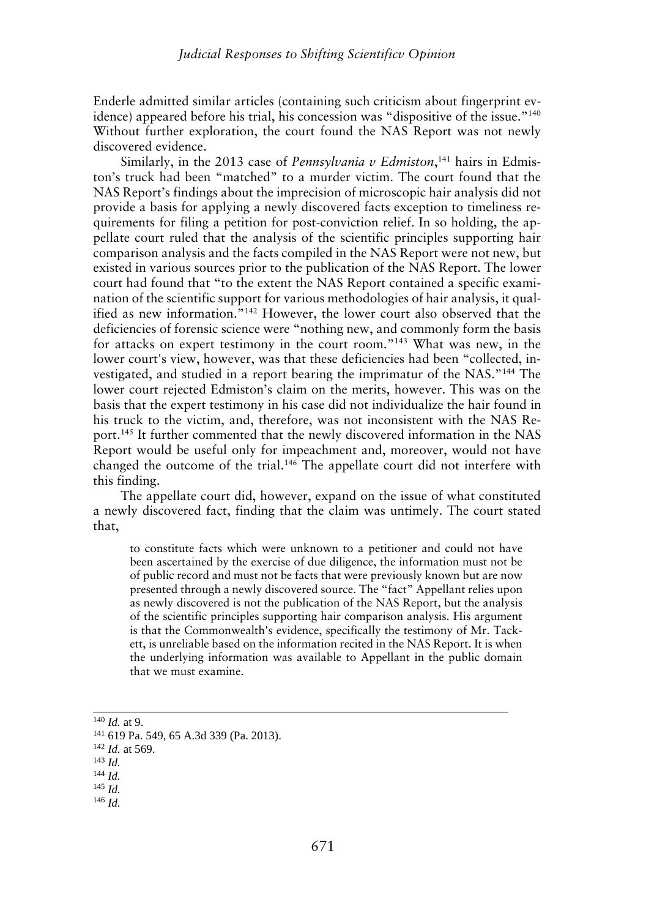Enderle admitted similar articles (containing such criticism about fingerprint evidence) appeared before his trial, his concession was "dispositive of the issue."[140] Without further exploration, the court found the NAS Report was not newly discovered evidence.

Similarly, in the 2013 case of *Pennsylvania v Edmiston*,[141] hairs in Edmiston's truck had been "matched" to a murder victim. The court found that the NAS Report's findings about the imprecision of microscopic hair analysis did not provide a basis for applying a newly discovered facts exception to timeliness requirements for filing a petition for post-conviction relief. In so holding, the appellate court ruled that the analysis of the scientific principles supporting hair comparison analysis and the facts compiled in the NAS Report were not new, but existed in various sources prior to the publication of the NAS Report. The lower court had found that "to the extent the NAS Report contained a specific examination of the scientific support for various methodologies of hair analysis, it qualified as new information."[142] However, the lower court also observed that the deficiencies of forensic science were "nothing new, and commonly form the basis for attacks on expert testimony in the court room."[143] What was new, in the lower court's view, however, was that these deficiencies had been "collected, investigated, and studied in a report bearing the imprimatur of the NAS."[144] The lower court rejected Edmiston's claim on the merits, however. This was on the basis that the expert testimony in his case did not individualize the hair found in his truck to the victim, and, therefore, was not inconsistent with the NAS Report.[145] It further commented that the newly discovered information in the NAS Report would be useful only for impeachment and, moreover, would not have changed the outcome of the trial.[146] The appellate court did not interfere with this finding.

The appellate court did, however, expand on the issue of what constituted a newly discovered fact, finding that the claim was untimely. The court stated that,

> to constitute facts which were unknown to a petitioner and could not have been ascertained by the exercise of due diligence, the information must not be of public record and must not be facts that were previously known but are now presented through a newly discovered source. The "fact" Appellant relies upon as newly discovered is not the publication of the NAS Report, but the analysis of the scientific principles supporting hair comparison analysis. His argument is that the Commonwealth's evidence, specifically the testimony of Mr. Tackett, is unreliable based on the information recited in the NAS Report. It is when the underlying information was available to Appellant in the public domain that we must examine.

---

[140] *Id.* at 9.

[141] 619 Pa. 549, 65 A.3d 339 (Pa. 2013).

[142] *Id.* at 569.

[143] *Id.*

[144] *Id.*

[145] *Id.*

[146] *Id.*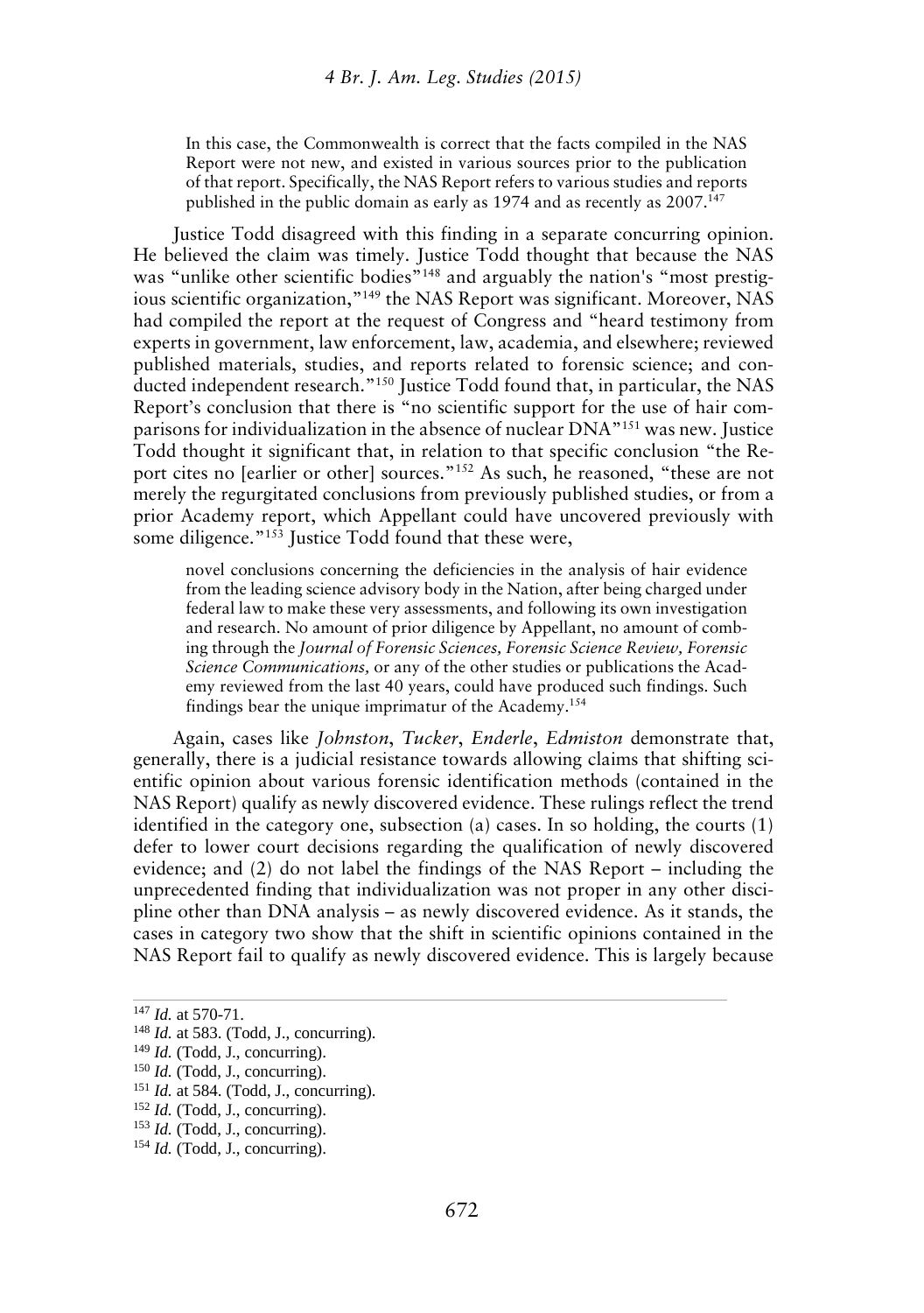> In this case, the Commonwealth is correct that the facts compiled in the NAS Report were not new, and existed in various sources prior to the publication of that report. Specifically, the NAS Report refers to various studies and reports published in the public domain as early as 1974 and as recently as 2007.[147]

Justice Todd disagreed with this finding in a separate concurring opinion. He believed the claim was timely. Justice Todd thought that because the NAS was "unlike other scientific bodies"[148] and arguably the nation's "most prestigious scientific organization,"[149] the NAS Report was significant. Moreover, NAS had compiled the report at the request of Congress and "heard testimony from experts in government, law enforcement, law, academia, and elsewhere; reviewed published materials, studies, and reports related to forensic science; and conducted independent research."[150] Justice Todd found that, in particular, the NAS Report's conclusion that there is "no scientific support for the use of hair comparisons for individualization in the absence of nuclear DNA"[151] was new. Justice Todd thought it significant that, in relation to that specific conclusion "the Report cites no [earlier or other] sources."[152] As such, he reasoned, "these are not merely the regurgitated conclusions from previously published studies, or from a prior Academy report, which Appellant could have uncovered previously with some diligence."[153] Justice Todd found that these were,

> novel conclusions concerning the deficiencies in the analysis of hair evidence from the leading science advisory body in the Nation, after being charged under federal law to make these very assessments, and following its own investigation and research. No amount of prior diligence by Appellant, no amount of combing through the *Journal of Forensic Sciences, Forensic Science Review, Forensic Science Communications,* or any of the other studies or publications the Academy reviewed from the last 40 years, could have produced such findings. Such findings bear the unique imprimatur of the Academy.[154]

Again, cases like *Johnston*, *Tucker*, *Enderle*, *Edmiston* demonstrate that, generally, there is a judicial resistance towards allowing claims that shifting scientific opinion about various forensic identification methods (contained in the NAS Report) qualify as newly discovered evidence. These rulings reflect the trend identified in the category one, subsection (a) cases. In so holding, the courts (1) defer to lower court decisions regarding the qualification of newly discovered evidence; and (2) do not label the findings of the NAS Report – including the unprecedented finding that individualization was not proper in any other discipline other than DNA analysis – as newly discovered evidence. As it stands, the cases in category two show that the shift in scientific opinions contained in the NAS Report fail to qualify as newly discovered evidence. This is largely because

---

[147] *Id.* at 570-71.

[148] *Id.* at 583. (Todd, J., concurring).

[149] *Id.* (Todd, J., concurring).

[150] *Id.* (Todd, J., concurring).

[151] *Id.* at 584. (Todd, J., concurring).

[152] *Id.* (Todd, J., concurring).

[153] *Id.* (Todd, J., concurring).

[154] *Id.* (Todd, J., concurring).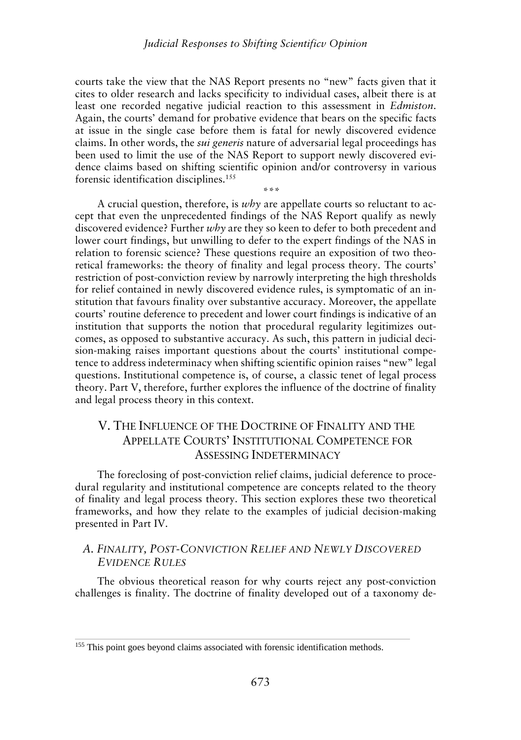courts take the view that the NAS Report presents no "new" facts given that it cites to older research and lacks specificity to individual cases, albeit there is at least one recorded negative judicial reaction to this assessment in *Edmiston*. Again, the courts' demand for probative evidence that bears on the specific facts at issue in the single case before them is fatal for newly discovered evidence claims. In other words, the *sui generis* nature of adversarial legal proceedings has been used to limit the use of the NAS Report to support newly discovered evidence claims based on shifting scientific opinion and/or controversy in various forensic identification disciplines.[155]

\*\*\*

A crucial question, therefore, is *why* are appellate courts so reluctant to accept that even the unprecedented findings of the NAS Report qualify as newly discovered evidence? Further *why* are they so keen to defer to both precedent and lower court findings, but unwilling to defer to the expert findings of the NAS in relation to forensic science? These questions require an exposition of two theoretical frameworks: the theory of finality and legal process theory. The courts' restriction of post-conviction review by narrowly interpreting the high thresholds for relief contained in newly discovered evidence rules, is symptomatic of an institution that favours finality over substantive accuracy. Moreover, the appellate courts' routine deference to precedent and lower court findings is indicative of an institution that supports the notion that procedural regularity legitimizes outcomes, as opposed to substantive accuracy. As such, this pattern in judicial decision-making raises important questions about the courts' institutional competence to address indeterminacy when shifting scientific opinion raises "new" legal questions. Institutional competence is, of course, a classic tenet of legal process theory. Part V, therefore, further explores the influence of the doctrine of finality and legal process theory in this context.

## V. THE INFLUENCE OF THE DOCTRINE OF FINALITY AND THE APPELLATE COURTS' INSTITUTIONAL COMPETENCE FOR ASSESSING INDETERMINACY

The foreclosing of post-conviction relief claims, judicial deference to procedural regularity and institutional competence are concepts related to the theory of finality and legal process theory. This section explores these two theoretical frameworks, and how they relate to the examples of judicial decision-making presented in Part IV.

### *A. FINALITY, POST-CONVICTION RELIEF AND NEWLY DISCOVERED EVIDENCE RULES*

The obvious theoretical reason for why courts reject any post-conviction challenges is finality. The doctrine of finality developed out of a taxonomy de-

[155] This point goes beyond claims associated with forensic identification methods.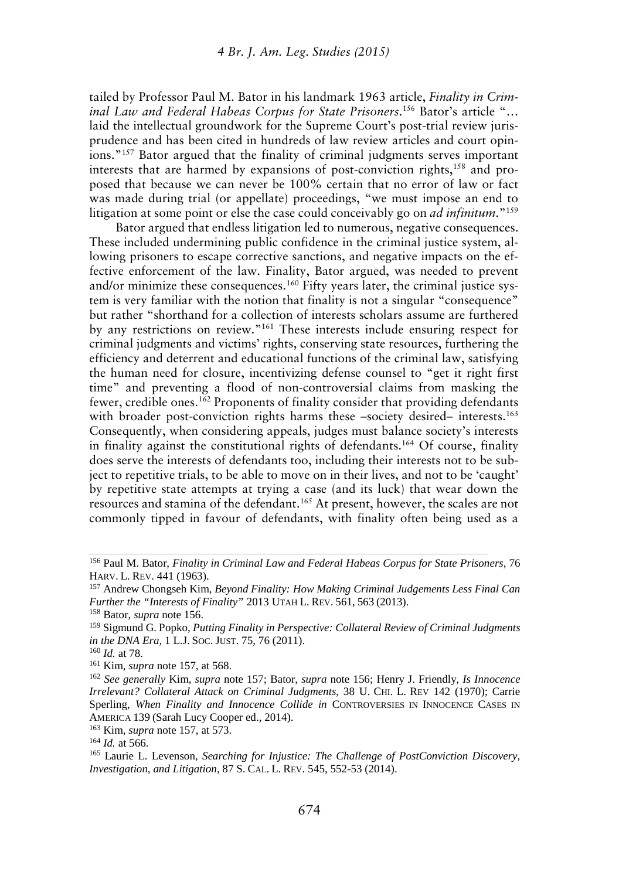tailed by Professor Paul M. Bator in his landmark 1963 article, *Finality in Criminal Law and Federal Habeas Corpus for State Prisoners*.[156] Bator's article "… laid the intellectual groundwork for the Supreme Court's post-trial review jurisprudence and has been cited in hundreds of law review articles and court opinions."[157] Bator argued that the finality of criminal judgments serves important interests that are harmed by expansions of post-conviction rights,[158] and proposed that because we can never be 100% certain that no error of law or fact was made during trial (or appellate) proceedings, "we must impose an end to litigation at some point or else the case could conceivably go on *ad infinitum*."[159]

Bator argued that endless litigation led to numerous, negative consequences. These included undermining public confidence in the criminal justice system, allowing prisoners to escape corrective sanctions, and negative impacts on the effective enforcement of the law. Finality, Bator argued, was needed to prevent and/or minimize these consequences.[160] Fifty years later, the criminal justice system is very familiar with the notion that finality is not a singular "consequence" but rather "shorthand for a collection of interests scholars assume are furthered by any restrictions on review."[161] These interests include ensuring respect for criminal judgments and victims' rights, conserving state resources, furthering the efficiency and deterrent and educational functions of the criminal law, satisfying the human need for closure, incentivizing defense counsel to "get it right first time" and preventing a flood of non-controversial claims from masking the fewer, credible ones.[162] Proponents of finality consider that providing defendants with broader post-conviction rights harms these –society desired– interests.[163] Consequently, when considering appeals, judges must balance society's interests in finality against the constitutional rights of defendants.[164] Of course, finality does serve the interests of defendants too, including their interests not to be subject to repetitive trials, to be able to move on in their lives, and not to be 'caught' by repetitive state attempts at trying a case (and its luck) that wear down the resources and stamina of the defendant.[165] At present, however, the scales are not commonly tipped in favour of defendants, with finality often being used as a

---

[156] Paul M. Bator, *Finality in Criminal Law and Federal Habeas Corpus for State Prisoners*, 76 HARV. L. REV. 441 (1963).

[157] Andrew Chongseh Kim, *Beyond Finality: How Making Criminal Judgements Less Final Can Further the "Interests of Finality"* 2013 UTAH L. REV. 561, 563 (2013).

[158] Bator, *supra* note 156.

[159] Sigmund G. Popko, *Putting Finality in Perspective: Collateral Review of Criminal Judgments in the DNA Era*, 1 L.J. SOC. JUST. 75, 76 (2011).

[160] *Id.* at 78.

[161] Kim, *supra* note 157, at 568.

[162] *See generally* Kim, *supra* note 157; Bator, *supra* note 156; Henry J. Friendly, *Is Innocence Irrelevant? Collateral Attack on Criminal Judgments*, 38 U. CHI. L. REV 142 (1970); Carrie Sperling, *When Finality and Innocence Collide in* CONTROVERSIES IN INNOCENCE CASES IN AMERICA 139 (Sarah Lucy Cooper ed., 2014).

[163] Kim, *supra* note 157, at 573.

[164] *Id.* at 566.

[165] Laurie L. Levenson, *Searching for Injustice: The Challenge of PostConviction Discovery, Investigation, and Litigation*, 87 S. CAL. L. REV. 545, 552-53 (2014).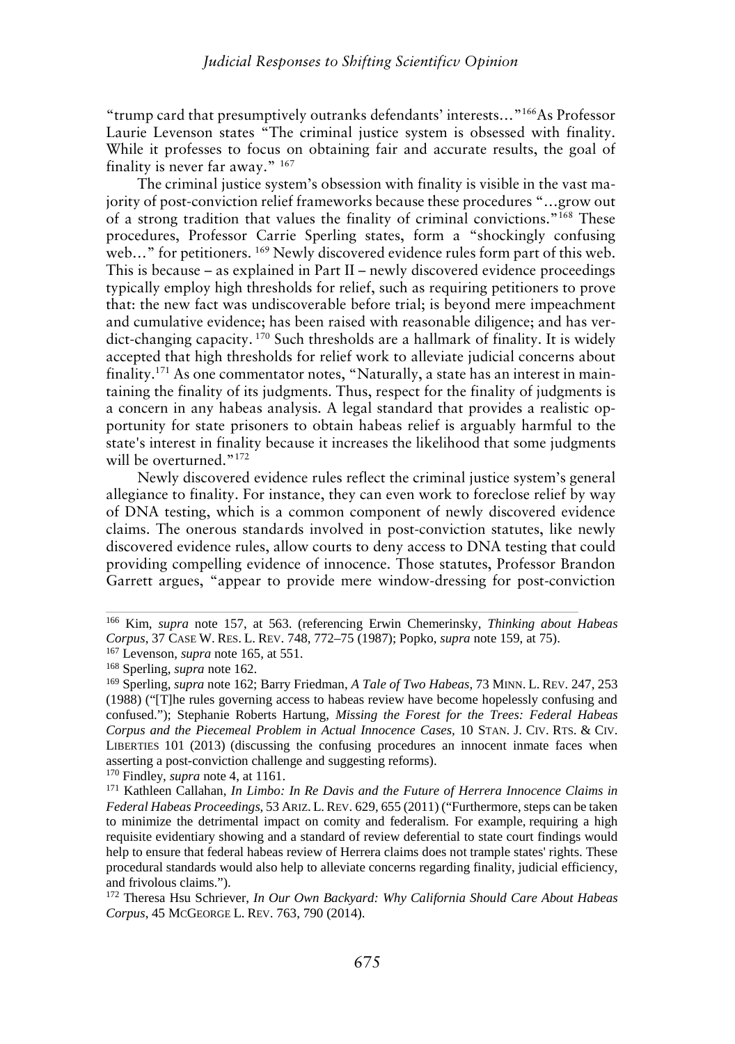"trump card that presumptively outranks defendants' interests..."[166] As Professor Laurie Levenson states "The criminal justice system is obsessed with finality. While it professes to focus on obtaining fair and accurate results, the goal of finality is never far away." [167]

The criminal justice system's obsession with finality is visible in the vast majority of post-conviction relief frameworks because these procedures "...grow out of a strong tradition that values the finality of criminal convictions."[168] These procedures, Professor Carrie Sperling states, form a "shockingly confusing web..." for petitioners. [169] Newly discovered evidence rules form part of this web. This is because – as explained in Part II – newly discovered evidence proceedings typically employ high thresholds for relief, such as requiring petitioners to prove that: the new fact was undiscoverable before trial; is beyond mere impeachment and cumulative evidence; has been raised with reasonable diligence; and has verdict-changing capacity. [170] Such thresholds are a hallmark of finality. It is widely accepted that high thresholds for relief work to alleviate judicial concerns about finality.[171] As one commentator notes, "Naturally, a state has an interest in maintaining the finality of its judgments. Thus, respect for the finality of judgments is a concern in any habeas analysis. A legal standard that provides a realistic opportunity for state prisoners to obtain habeas relief is arguably harmful to the state's interest in finality because it increases the likelihood that some judgments will be overturned."[172]

Newly discovered evidence rules reflect the criminal justice system's general allegiance to finality. For instance, they can even work to foreclose relief by way of DNA testing, which is a common component of newly discovered evidence claims. The onerous standards involved in post-conviction statutes, like newly discovered evidence rules, allow courts to deny access to DNA testing that could providing compelling evidence of innocence. Those statutes, Professor Brandon Garrett argues, "appear to provide mere window-dressing for post-conviction

---

[166] Kim, *supra* note 157, at 563. (referencing Erwin Chemerinsky, *Thinking about Habeas Corpus*, 37 CASE W. RES. L. REV. 748, 772–75 (1987); Popko, *supra* note 159, at 75).

[167] Levenson, *supra* note 165, at 551.

[168] Sperling, *supra* note 162.

[169] Sperling, *supra* note 162; Barry Friedman, *A Tale of Two Habeas*, 73 MINN. L. REV. 247, 253 (1988) ("[T]he rules governing access to habeas review have become hopelessly confusing and confused."); Stephanie Roberts Hartung, *Missing the Forest for the Trees: Federal Habeas Corpus and the Piecemeal Problem in Actual Innocence Cases*, 10 STAN. J. CIV. RTS. & CIV. LIBERTIES 101 (2013) (discussing the confusing procedures an innocent inmate faces when asserting a post-conviction challenge and suggesting reforms).

[170] Findley, *supra* note 4, at 1161.

[171] Kathleen Callahan, *In Limbo: In Re Davis and the Future of Herrera Innocence Claims in Federal Habeas Proceedings*, 53 ARIZ. L. REV. 629, 655 (2011) ("Furthermore, steps can be taken to minimize the detrimental impact on comity and federalism. For example, requiring a high requisite evidentiary showing and a standard of review deferential to state court findings would help to ensure that federal habeas review of Herrera claims does not trample states' rights. These procedural standards would also help to alleviate concerns regarding finality, judicial efficiency, and frivolous claims.").

[172] Theresa Hsu Schriever, *In Our Own Backyard: Why California Should Care About Habeas Corpus*, 45 MCGEORGE L. REV. 763, 790 (2014).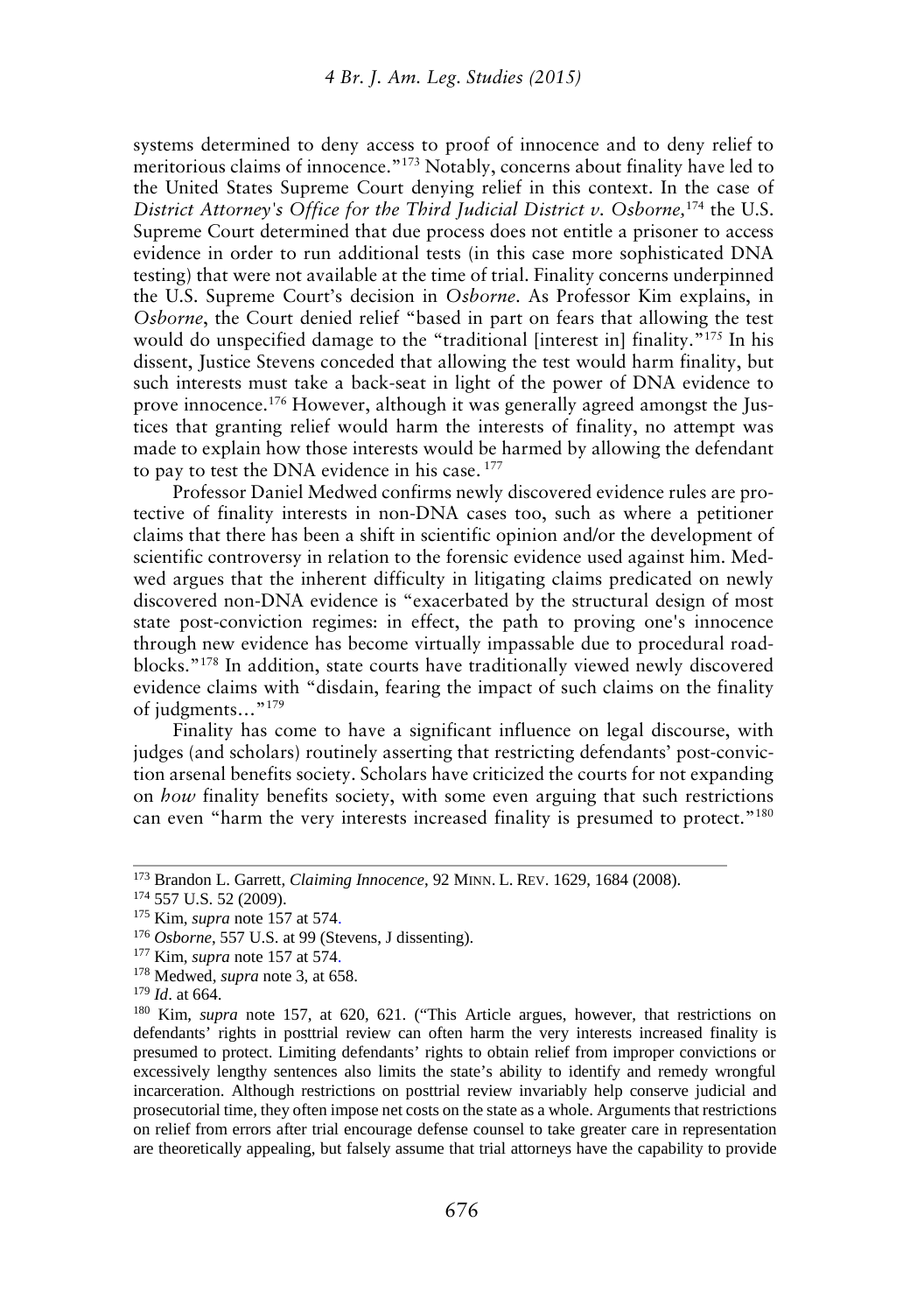systems determined to deny access to proof of innocence and to deny relief to meritorious claims of innocence."[173] Notably, concerns about finality have led to the United States Supreme Court denying relief in this context. In the case of *District Attorney's Office for the Third Judicial District v. Osborne,*[174] the U.S. Supreme Court determined that due process does not entitle a prisoner to access evidence in order to run additional tests (in this case more sophisticated DNA testing) that were not available at the time of trial. Finality concerns underpinned the U.S. Supreme Court's decision in *Osborne*. As Professor Kim explains, in *Osborne*, the Court denied relief "based in part on fears that allowing the test would do unspecified damage to the "traditional [interest in] finality."[175] In his dissent, Justice Stevens conceded that allowing the test would harm finality, but such interests must take a back-seat in light of the power of DNA evidence to prove innocence.[176] However, although it was generally agreed amongst the Justices that granting relief would harm the interests of finality, no attempt was made to explain how those interests would be harmed by allowing the defendant to pay to test the DNA evidence in his case. [177]

Professor Daniel Medwed confirms newly discovered evidence rules are protective of finality interests in non-DNA cases too, such as where a petitioner claims that there has been a shift in scientific opinion and/or the development of scientific controversy in relation to the forensic evidence used against him. Medwed argues that the inherent difficulty in litigating claims predicated on newly discovered non-DNA evidence is "exacerbated by the structural design of most state post-conviction regimes: in effect, the path to proving one's innocence through new evidence has become virtually impassable due to procedural roadblocks."[178] In addition, state courts have traditionally viewed newly discovered evidence claims with "disdain, fearing the impact of such claims on the finality of judgments…"[179]

Finality has come to have a significant influence on legal discourse, with judges (and scholars) routinely asserting that restricting defendants' post-conviction arsenal benefits society. Scholars have criticized the courts for not expanding on *how* finality benefits society, with some even arguing that such restrictions can even "harm the very interests increased finality is presumed to protect."[180]

---

[173] Brandon L. Garrett, *Claiming Innocence*, 92 MINN. L. REV. 1629, 1684 (2008).

[174] 557 U.S. 52 (2009).

[175] Kim, *supra* note 157 at 574.

[176] *Osborne*, 557 U.S. at 99 (Stevens, J dissenting).

[177] Kim, *supra* note 157 at 574.

[178] Medwed, *supra* note 3, at 658.

[179] *Id*. at 664.

[180] Kim, *supra* note 157, at 620, 621. ("This Article argues, however, that restrictions on defendants' rights in posttrial review can often harm the very interests increased finality is presumed to protect. Limiting defendants' rights to obtain relief from improper convictions or excessively lengthy sentences also limits the state's ability to identify and remedy wrongful incarceration. Although restrictions on posttrial review invariably help conserve judicial and prosecutorial time, they often impose net costs on the state as a whole. Arguments that restrictions on relief from errors after trial encourage defense counsel to take greater care in representation are theoretically appealing, but falsely assume that trial attorneys have the capability to provide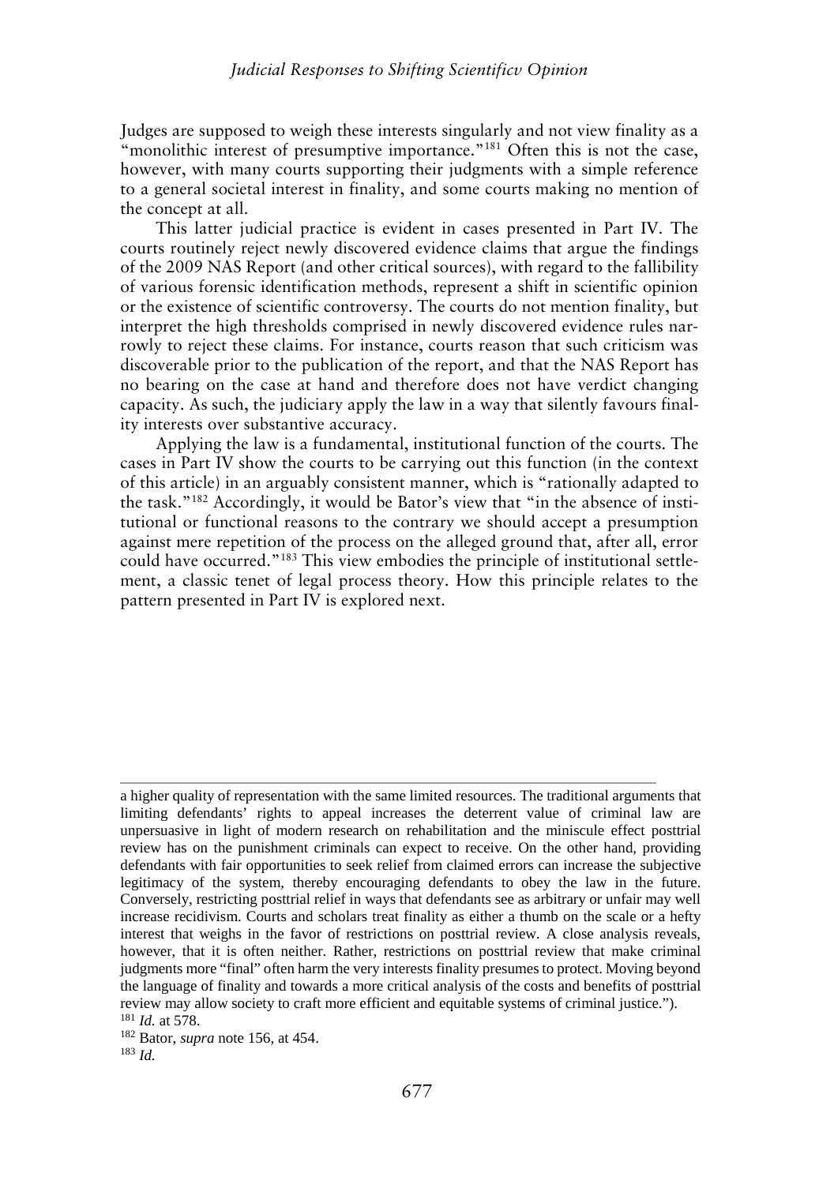Judges are supposed to weigh these interests singularly and not view finality as a "monolithic interest of presumptive importance."[181] Often this is not the case, however, with many courts supporting their judgments with a simple reference to a general societal interest in finality, and some courts making no mention of the concept at all.

This latter judicial practice is evident in cases presented in Part IV. The courts routinely reject newly discovered evidence claims that argue the findings of the 2009 NAS Report (and other critical sources), with regard to the fallibility of various forensic identification methods, represent a shift in scientific opinion or the existence of scientific controversy. The courts do not mention finality, but interpret the high thresholds comprised in newly discovered evidence rules narrowly to reject these claims. For instance, courts reason that such criticism was discoverable prior to the publication of the report, and that the NAS Report has no bearing on the case at hand and therefore does not have verdict changing capacity. As such, the judiciary apply the law in a way that silently favours finality interests over substantive accuracy.

Applying the law is a fundamental, institutional function of the courts. The cases in Part IV show the courts to be carrying out this function (in the context of this article) in an arguably consistent manner, which is "rationally adapted to the task."[182] Accordingly, it would be Bator's view that "in the absence of institutional or functional reasons to the contrary we should accept a presumption against mere repetition of the process on the alleged ground that, after all, error could have occurred."[183] This view embodies the principle of institutional settlement, a classic tenet of legal process theory. How this principle relates to the pattern presented in Part IV is explored next.

---

a higher quality of representation with the same limited resources. The traditional arguments that limiting defendants' rights to appeal increases the deterrent value of criminal law are unpersuasive in light of modern research on rehabilitation and the miniscule effect posttrial review has on the punishment criminals can expect to receive. On the other hand, providing defendants with fair opportunities to seek relief from claimed errors can increase the subjective legitimacy of the system, thereby encouraging defendants to obey the law in the future. Conversely, restricting posttrial relief in ways that defendants see as arbitrary or unfair may well increase recidivism. Courts and scholars treat finality as either a thumb on the scale or a hefty interest that weighs in the favor of restrictions on posttrial review. A close analysis reveals, however, that it is often neither. Rather, restrictions on posttrial review that make criminal judgments more "final" often harm the very interests finality presumes to protect. Moving beyond the language of finality and towards a more critical analysis of the costs and benefits of posttrial review may allow society to craft more efficient and equitable systems of criminal justice.").

[181] *Id.* at 578.

[182] Bator, *supra* note 156, at 454.

[183] *Id.*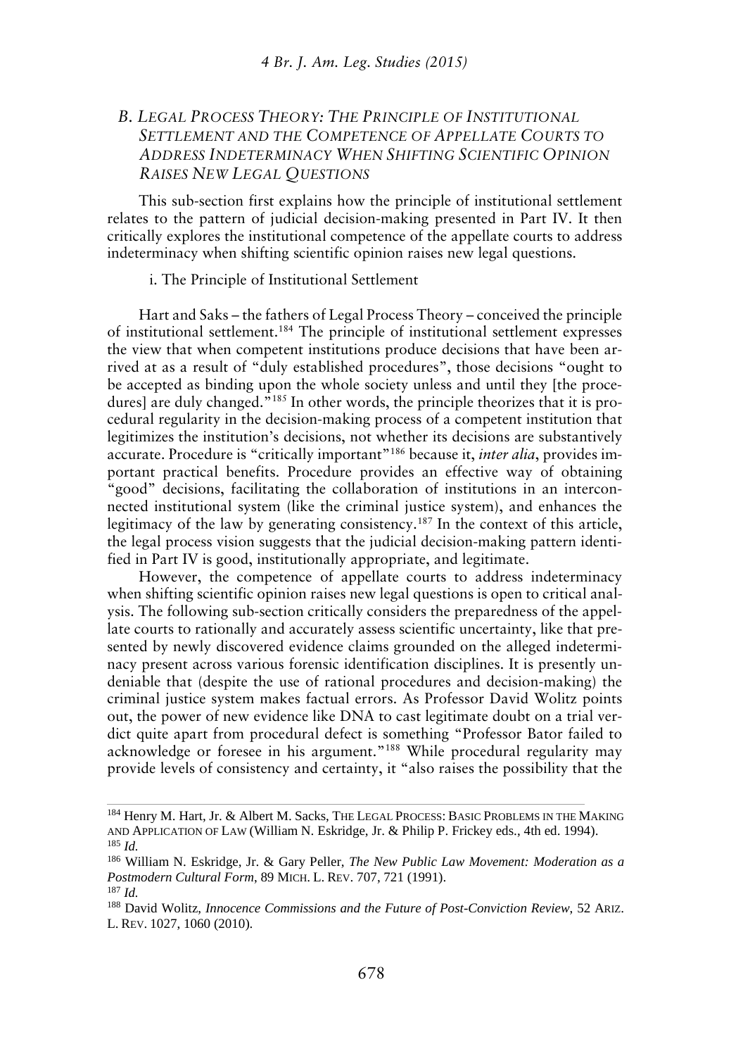### B. *Legal Process Theory: The Principle of Institutional Settlement and the Competence of Appellate Courts to Address Indeterminacy When Shifting Scientific Opinion Raises New Legal Questions*

This sub-section first explains how the principle of institutional settlement relates to the pattern of judicial decision-making presented in Part IV. It then critically explores the institutional competence of the appellate courts to address indeterminacy when shifting scientific opinion raises new legal questions.

i. The Principle of Institutional Settlement

Hart and Saks – the fathers of Legal Process Theory – conceived the principle of institutional settlement.[184] The principle of institutional settlement expresses the view that when competent institutions produce decisions that have been arrived at as a result of "duly established procedures", those decisions "ought to be accepted as binding upon the whole society unless and until they [the procedures] are duly changed."[185] In other words, the principle theorizes that it is procedural regularity in the decision-making process of a competent institution that legitimizes the institution's decisions, not whether its decisions are substantively accurate. Procedure is "critically important"[186] because it, *inter alia*, provides important practical benefits. Procedure provides an effective way of obtaining "good" decisions, facilitating the collaboration of institutions in an interconnected institutional system (like the criminal justice system), and enhances the legitimacy of the law by generating consistency.[187] In the context of this article, the legal process vision suggests that the judicial decision-making pattern identified in Part IV is good, institutionally appropriate, and legitimate.

However, the competence of appellate courts to address indeterminacy when shifting scientific opinion raises new legal questions is open to critical analysis. The following sub-section critically considers the preparedness of the appellate courts to rationally and accurately assess scientific uncertainty, like that presented by newly discovered evidence claims grounded on the alleged indeterminacy present across various forensic identification disciplines. It is presently undeniable that (despite the use of rational procedures and decision-making) the criminal justice system makes factual errors. As Professor David Wolitz points out, the power of new evidence like DNA to cast legitimate doubt on a trial verdict quite apart from procedural defect is something "Professor Bator failed to acknowledge or foresee in his argument."[188] While procedural regularity may provide levels of consistency and certainty, it "also raises the possibility that the

---

[184] Henry M. Hart, Jr. & Albert M. Sacks, The Legal Process: Basic Problems in the Making and Application of Law (William N. Eskridge, Jr. & Philip P. Frickey eds., 4th ed. 1994).

[185] *Id.*

[186] William N. Eskridge, Jr. & Gary Peller, *The New Public Law Movement: Moderation as a Postmodern Cultural Form*, 89 Mich. L. Rev. 707, 721 (1991).

[187] *Id.*

[188] David Wolitz, *Innocence Commissions and the Future of Post-Conviction Review*, 52 Ariz. L. Rev. 1027, 1060 (2010).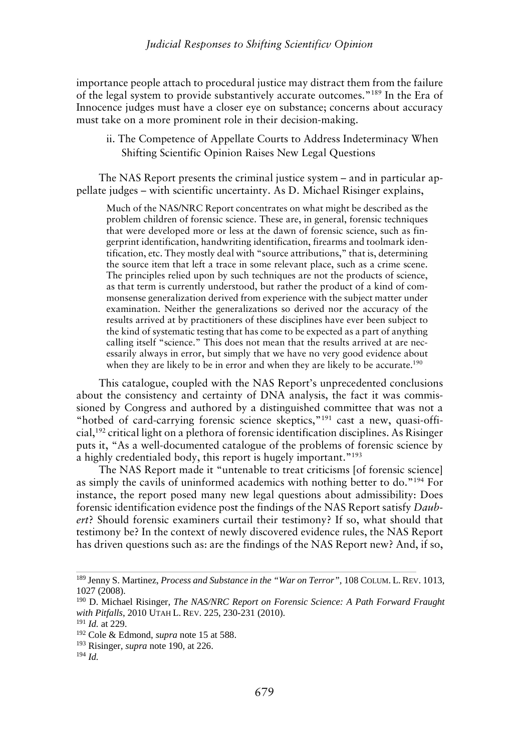importance people attach to procedural justice may distract them from the failure of the legal system to provide substantively accurate outcomes."[189] In the Era of Innocence judges must have a closer eye on substance; concerns about accuracy must take on a more prominent role in their decision-making.

### ii. The Competence of Appellate Courts to Address Indeterminacy When Shifting Scientific Opinion Raises New Legal Questions

The NAS Report presents the criminal justice system – and in particular appellate judges – with scientific uncertainty. As D. Michael Risinger explains,

> Much of the NAS/NRC Report concentrates on what might be described as the problem children of forensic science. These are, in general, forensic techniques that were developed more or less at the dawn of forensic science, such as fingerprint identification, handwriting identification, firearms and toolmark identification, etc. They mostly deal with "source attributions," that is, determining the source item that left a trace in some relevant place, such as a crime scene. The principles relied upon by such techniques are not the products of science, as that term is currently understood, but rather the product of a kind of commonsense generalization derived from experience with the subject matter under examination. Neither the generalizations so derived nor the accuracy of the results arrived at by practitioners of these disciplines have ever been subject to the kind of systematic testing that has come to be expected as a part of anything calling itself "science." This does not mean that the results arrived at are necessarily always in error, but simply that we have no very good evidence about when they are likely to be in error and when they are likely to be accurate.[190]

This catalogue, coupled with the NAS Report's unprecedented conclusions about the consistency and certainty of DNA analysis, the fact it was commissioned by Congress and authored by a distinguished committee that was not a "hotbed of card-carrying forensic science skeptics,"[191] cast a new, quasi-official,[192] critical light on a plethora of forensic identification disciplines. As Risinger puts it, "As a well-documented catalogue of the problems of forensic science by a highly credentialed body, this report is hugely important."[193]

The NAS Report made it "untenable to treat criticisms [of forensic science] as simply the cavils of uninformed academics with nothing better to do."[194] For instance, the report posed many new legal questions about admissibility: Does forensic identification evidence post the findings of the NAS Report satisfy *Daubert*? Should forensic examiners curtail their testimony? If so, what should that testimony be? In the context of newly discovered evidence rules, the NAS Report has driven questions such as: are the findings of the NAS Report new? And, if so,

---

[189] Jenny S. Martinez, *Process and Substance in the "War on Terror"*, 108 COLUM. L. REV. 1013, 1027 (2008).

[190] D. Michael Risinger, *The NAS/NRC Report on Forensic Science: A Path Forward Fraught with Pitfalls*, 2010 UTAH L. REV. 225, 230-231 (2010).

[191] *Id.* at 229.

[192] Cole & Edmond, *supra* note 15 at 588.

[193] Risinger, *supra* note 190, at 226.

[194] *Id.*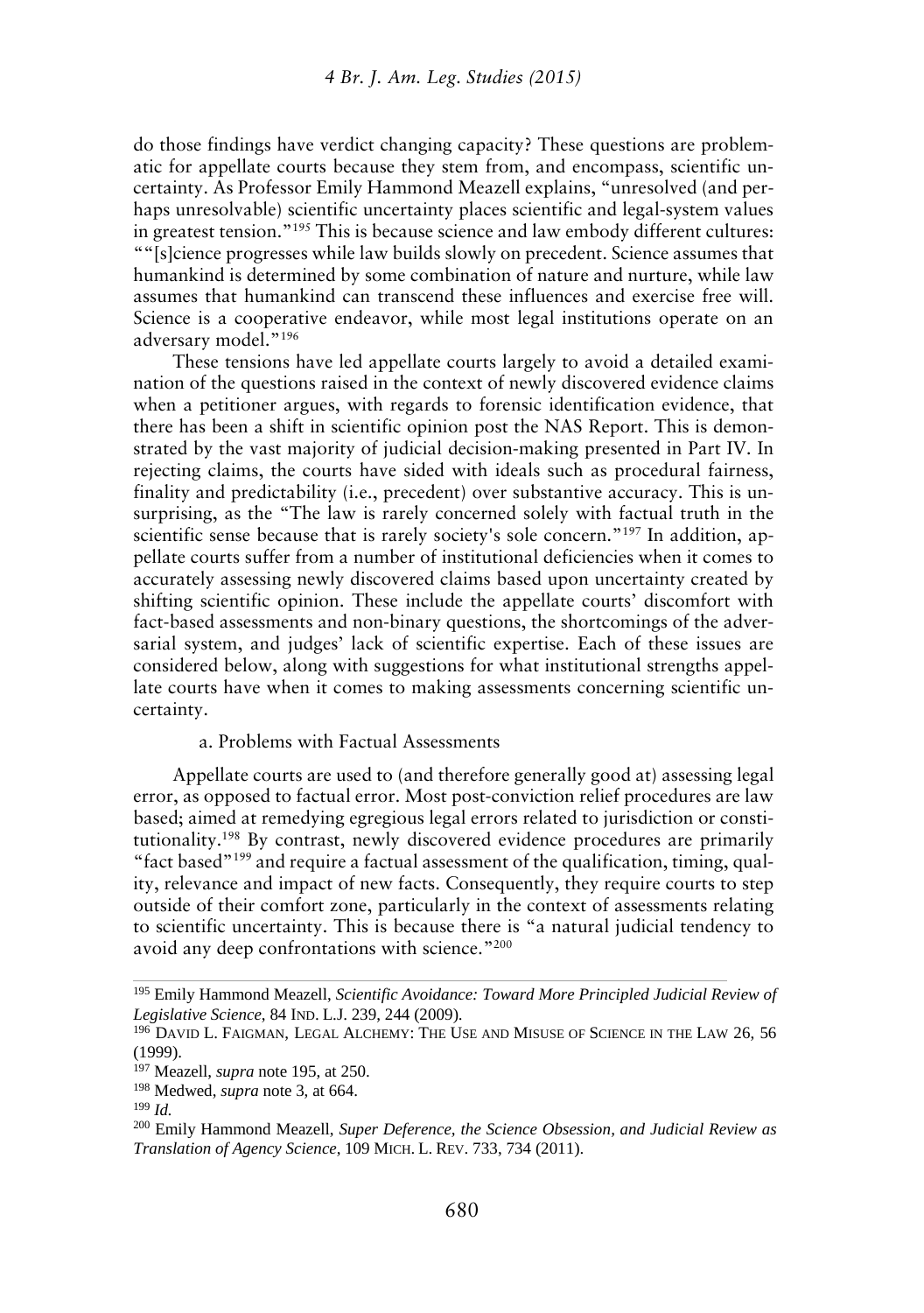do those findings have verdict changing capacity? These questions are problematic for appellate courts because they stem from, and encompass, scientific uncertainty. As Professor Emily Hammond Meazell explains, "unresolved (and perhaps unresolvable) scientific uncertainty places scientific and legal-system values in greatest tension."[195] This is because science and law embody different cultures: ""[s]cience progresses while law builds slowly on precedent. Science assumes that humankind is determined by some combination of nature and nurture, while law assumes that humankind can transcend these influences and exercise free will. Science is a cooperative endeavor, while most legal institutions operate on an adversary model."[196]

These tensions have led appellate courts largely to avoid a detailed examination of the questions raised in the context of newly discovered evidence claims when a petitioner argues, with regards to forensic identification evidence, that there has been a shift in scientific opinion post the NAS Report. This is demonstrated by the vast majority of judicial decision-making presented in Part IV. In rejecting claims, the courts have sided with ideals such as procedural fairness, finality and predictability (i.e., precedent) over substantive accuracy. This is unsurprising, as the "The law is rarely concerned solely with factual truth in the scientific sense because that is rarely society's sole concern."[197] In addition, appellate courts suffer from a number of institutional deficiencies when it comes to accurately assessing newly discovered claims based upon uncertainty created by shifting scientific opinion. These include the appellate courts' discomfort with fact-based assessments and non-binary questions, the shortcomings of the adversarial system, and judges' lack of scientific expertise. Each of these issues are considered below, along with suggestions for what institutional strengths appellate courts have when it comes to making assessments concerning scientific uncertainty.

a. Problems with Factual Assessments

Appellate courts are used to (and therefore generally good at) assessing legal error, as opposed to factual error. Most post-conviction relief procedures are law based; aimed at remedying egregious legal errors related to jurisdiction or constitutionality.[198] By contrast, newly discovered evidence procedures are primarily "fact based"[199] and require a factual assessment of the qualification, timing, quality, relevance and impact of new facts. Consequently, they require courts to step outside of their comfort zone, particularly in the context of assessments relating to scientific uncertainty. This is because there is "a natural judicial tendency to avoid any deep confrontations with science."[200]

---

[195] Emily Hammond Meazell, *Scientific Avoidance: Toward More Principled Judicial Review of Legislative Science*, 84 IND. L.J. 239, 244 (2009).

[196] DAVID L. FAIGMAN, LEGAL ALCHEMY: THE USE AND MISUSE OF SCIENCE IN THE LAW 26, 56 (1999).

[197] Meazell, *supra* note 195, at 250.

[198] Medwed, *supra* note 3, at 664.

[199] *Id.*

[200] Emily Hammond Meazell, *Super Deference, the Science Obsession, and Judicial Review as Translation of Agency Science,* 109 MICH. L. REV. 733, 734 (2011).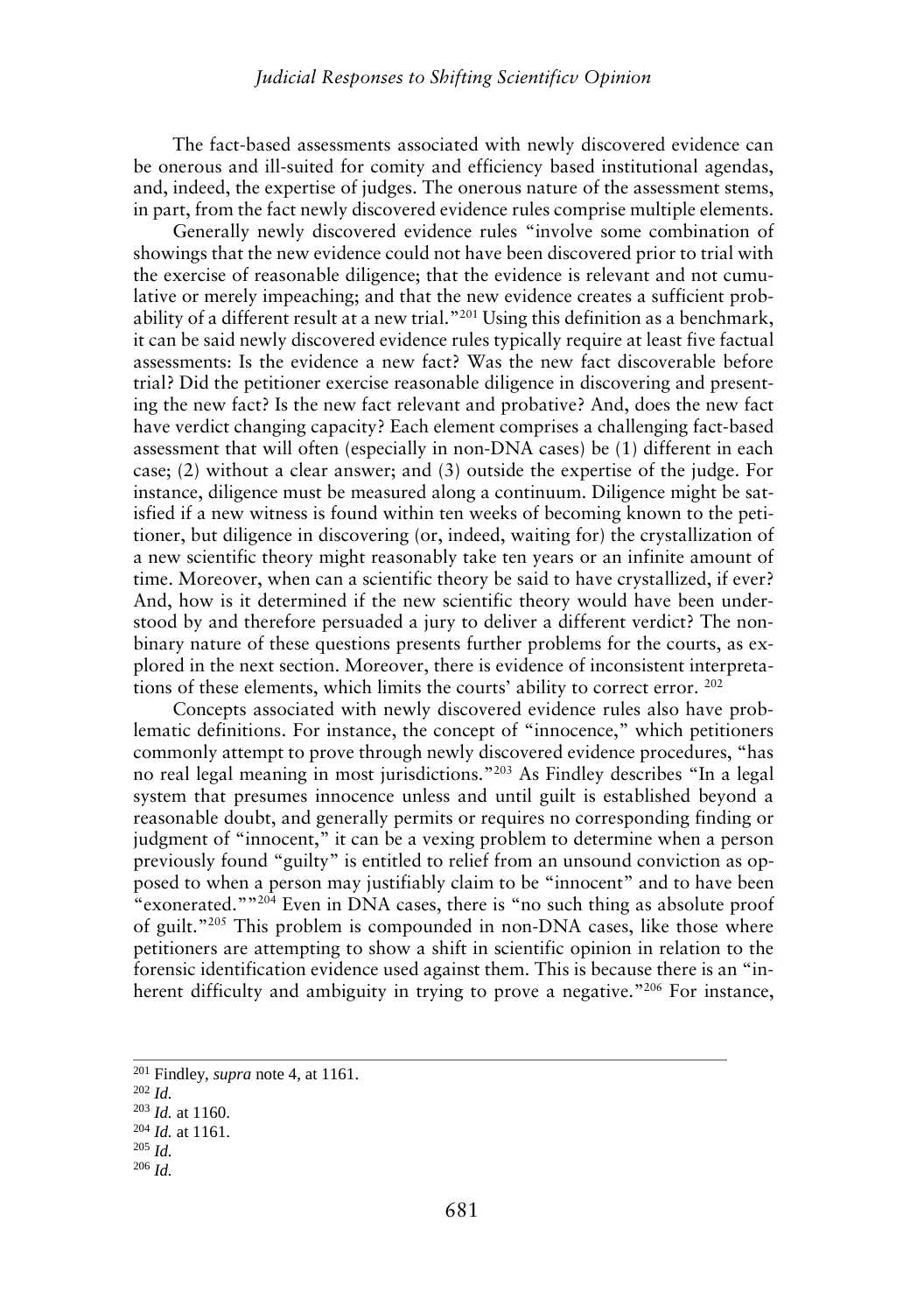The fact-based assessments associated with newly discovered evidence can be onerous and ill-suited for comity and efficiency based institutional agendas, and, indeed, the expertise of judges. The onerous nature of the assessment stems, in part, from the fact newly discovered evidence rules comprise multiple elements.

Generally newly discovered evidence rules "involve some combination of showings that the new evidence could not have been discovered prior to trial with the exercise of reasonable diligence; that the evidence is relevant and not cumulative or merely impeaching; and that the new evidence creates a sufficient probability of a different result at a new trial."[201] Using this definition as a benchmark, it can be said newly discovered evidence rules typically require at least five factual assessments: Is the evidence a new fact? Was the new fact discoverable before trial? Did the petitioner exercise reasonable diligence in discovering and presenting the new fact? Is the new fact relevant and probative? And, does the new fact have verdict changing capacity? Each element comprises a challenging fact-based assessment that will often (especially in non-DNA cases) be (1) different in each case; (2) without a clear answer; and (3) outside the expertise of the judge. For instance, diligence must be measured along a continuum. Diligence might be satisfied if a new witness is found within ten weeks of becoming known to the petitioner, but diligence in discovering (or, indeed, waiting for) the crystallization of a new scientific theory might reasonably take ten years or an infinite amount of time. Moreover, when can a scientific theory be said to have crystallized, if ever? And, how is it determined if the new scientific theory would have been understood by and therefore persuaded a jury to deliver a different verdict? The nonbinary nature of these questions presents further problems for the courts, as explored in the next section. Moreover, there is evidence of inconsistent interpretations of these elements, which limits the courts' ability to correct error. [202]

Concepts associated with newly discovered evidence rules also have problematic definitions. For instance, the concept of "innocence," which petitioners commonly attempt to prove through newly discovered evidence procedures, "has no real legal meaning in most jurisdictions."[203] As Findley describes "In a legal system that presumes innocence unless and until guilt is established beyond a reasonable doubt, and generally permits or requires no corresponding finding or judgment of "innocent," it can be a vexing problem to determine when a person previously found "guilty" is entitled to relief from an unsound conviction as opposed to when a person may justifiably claim to be "innocent" and to have been "exonerated.""[204] Even in DNA cases, there is "no such thing as absolute proof of guilt."[205] This problem is compounded in non-DNA cases, like those where petitioners are attempting to show a shift in scientific opinion in relation to the forensic identification evidence used against them. This is because there is an "inherent difficulty and ambiguity in trying to prove a negative."[206] For instance,

---

[201] Findley, *supra* note 4, at 1161.

[202] *Id.*

[203] *Id.* at 1160.

[204] *Id.* at 1161.

[205] *Id.*

[206] *Id.*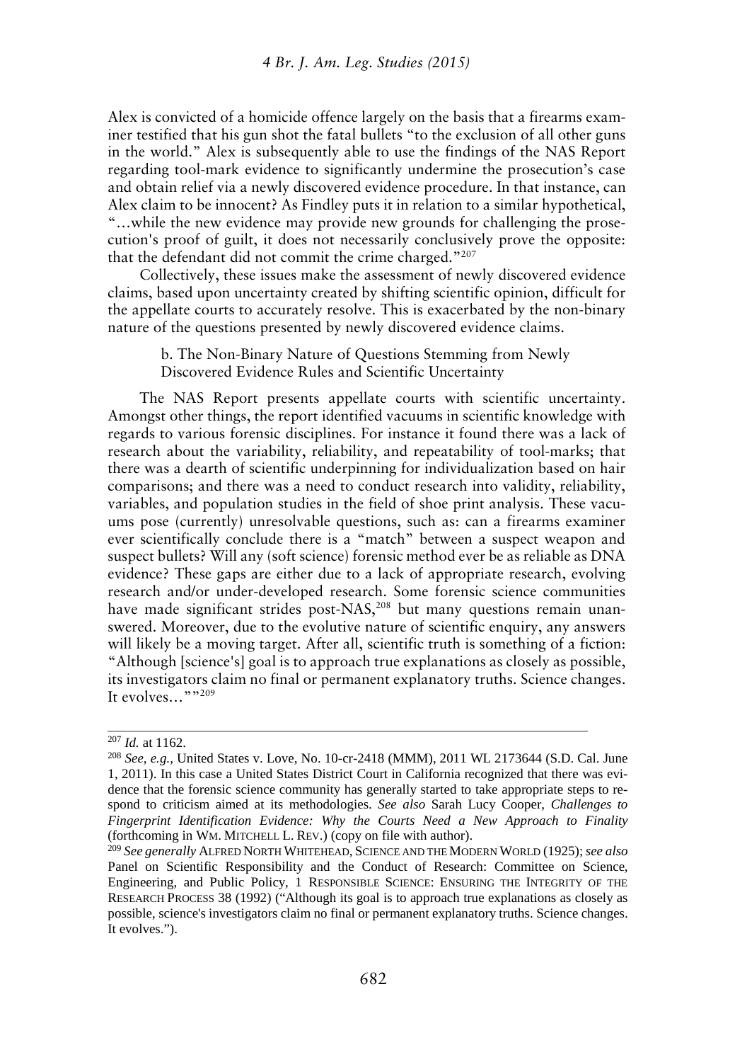Alex is convicted of a homicide offence largely on the basis that a firearms examiner testified that his gun shot the fatal bullets "to the exclusion of all other guns in the world." Alex is subsequently able to use the findings of the NAS Report regarding tool-mark evidence to significantly undermine the prosecution's case and obtain relief via a newly discovered evidence procedure. In that instance, can Alex claim to be innocent? As Findley puts it in relation to a similar hypothetical, "…while the new evidence may provide new grounds for challenging the prosecution's proof of guilt, it does not necessarily conclusively prove the opposite: that the defendant did not commit the crime charged."[207]

Collectively, these issues make the assessment of newly discovered evidence claims, based upon uncertainty created by shifting scientific opinion, difficult for the appellate courts to accurately resolve. This is exacerbated by the non-binary nature of the questions presented by newly discovered evidence claims.

b. The Non-Binary Nature of Questions Stemming from Newly Discovered Evidence Rules and Scientific Uncertainty

The NAS Report presents appellate courts with scientific uncertainty. Amongst other things, the report identified vacuums in scientific knowledge with regards to various forensic disciplines. For instance it found there was a lack of research about the variability, reliability, and repeatability of tool-marks; that there was a dearth of scientific underpinning for individualization based on hair comparisons; and there was a need to conduct research into validity, reliability, variables, and population studies in the field of shoe print analysis. These vacuums pose (currently) unresolvable questions, such as: can a firearms examiner ever scientifically conclude there is a "match" between a suspect weapon and suspect bullets? Will any (soft science) forensic method ever be as reliable as DNA evidence? These gaps are either due to a lack of appropriate research, evolving research and/or under-developed research. Some forensic science communities have made significant strides post-NAS,[208] but many questions remain unanswered. Moreover, due to the evolutive nature of scientific enquiry, any answers will likely be a moving target. After all, scientific truth is something of a fiction: "Although [science's] goal is to approach true explanations as closely as possible, its investigators claim no final or permanent explanatory truths. Science changes. It evolves…""[209]

---

[207] *Id.* at 1162.

[208] *See, e.g.,* United States v. Love, No. 10-cr-2418 (MMM), 2011 WL 2173644 (S.D. Cal. June 1, 2011). In this case a United States District Court in California recognized that there was evidence that the forensic science community has generally started to take appropriate steps to respond to criticism aimed at its methodologies. *See also* Sarah Lucy Cooper, *Challenges to Fingerprint Identification Evidence: Why the Courts Need a New Approach to Finality* (forthcoming in WM. MITCHELL L. REV.) (copy on file with author).

[209] *See generally* ALFRED NORTH WHITEHEAD, SCIENCE AND THE MODERN WORLD (1925); *see also* Panel on Scientific Responsibility and the Conduct of Research: Committee on Science, Engineering, and Public Policy, 1 RESPONSIBLE SCIENCE: ENSURING THE INTEGRITY OF THE RESEARCH PROCESS 38 (1992) ("Although its goal is to approach true explanations as closely as possible, science's investigators claim no final or permanent explanatory truths. Science changes. It evolves.").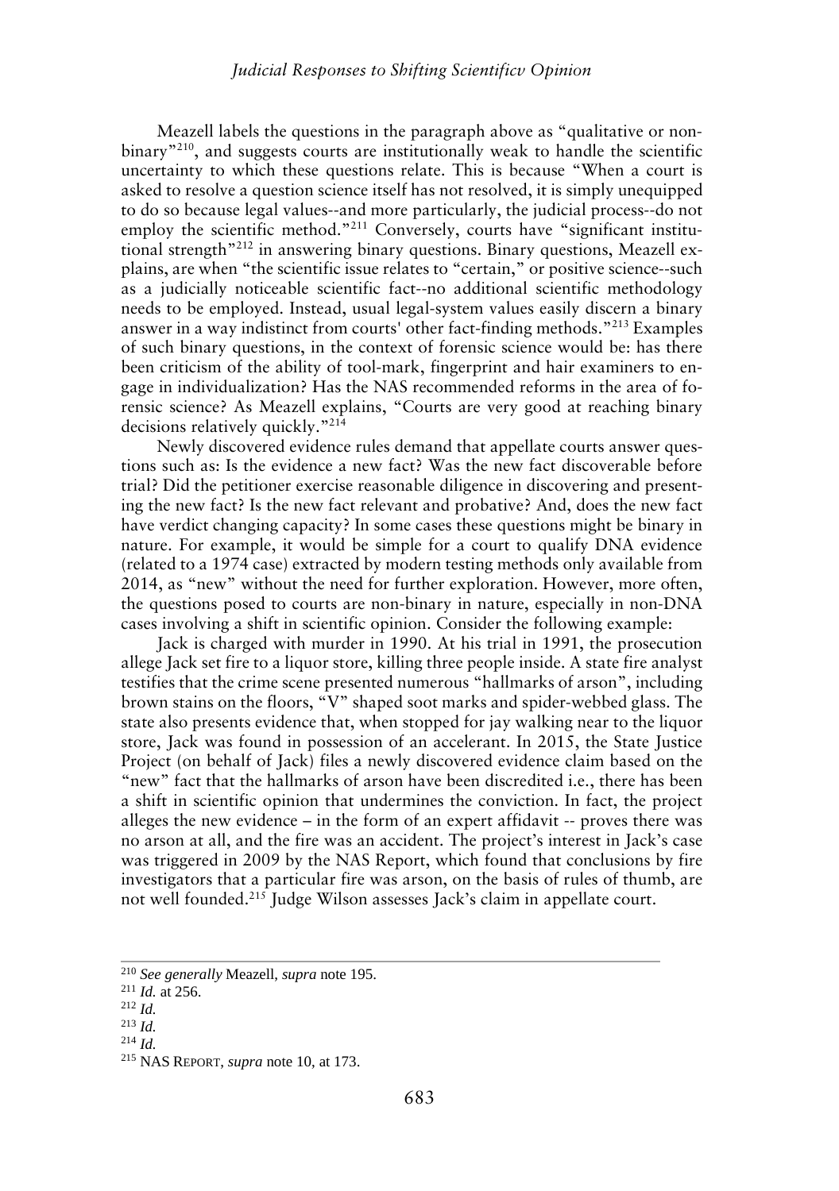Meazell labels the questions in the paragraph above as "qualitative or non-binary"[210], and suggests courts are institutionally weak to handle the scientific uncertainty to which these questions relate. This is because "When a court is asked to resolve a question science itself has not resolved, it is simply unequipped to do so because legal values--and more particularly, the judicial process--do not employ the scientific method."[211] Conversely, courts have "significant institutional strength"[212] in answering binary questions. Binary questions, Meazell explains, are when "the scientific issue relates to "certain," or positive science--such as a judicially noticeable scientific fact--no additional scientific methodology needs to be employed. Instead, usual legal-system values easily discern a binary answer in a way indistinct from courts' other fact-finding methods."[213] Examples of such binary questions, in the context of forensic science would be: has there been criticism of the ability of tool-mark, fingerprint and hair examiners to engage in individualization? Has the NAS recommended reforms in the area of forensic science? As Meazell explains, "Courts are very good at reaching binary decisions relatively quickly."[214]

Newly discovered evidence rules demand that appellate courts answer questions such as: Is the evidence a new fact? Was the new fact discoverable before trial? Did the petitioner exercise reasonable diligence in discovering and presenting the new fact? Is the new fact relevant and probative? And, does the new fact have verdict changing capacity? In some cases these questions might be binary in nature. For example, it would be simple for a court to qualify DNA evidence (related to a 1974 case) extracted by modern testing methods only available from 2014, as "new" without the need for further exploration. However, more often, the questions posed to courts are non-binary in nature, especially in non-DNA cases involving a shift in scientific opinion. Consider the following example:

Jack is charged with murder in 1990. At his trial in 1991, the prosecution allege Jack set fire to a liquor store, killing three people inside. A state fire analyst testifies that the crime scene presented numerous "hallmarks of arson", including brown stains on the floors, "V" shaped soot marks and spider-webbed glass. The state also presents evidence that, when stopped for jay walking near to the liquor store, Jack was found in possession of an accelerant. In 2015, the State Justice Project (on behalf of Jack) files a newly discovered evidence claim based on the "new" fact that the hallmarks of arson have been discredited i.e., there has been a shift in scientific opinion that undermines the conviction. In fact, the project alleges the new evidence – in the form of an expert affidavit -- proves there was no arson at all, and the fire was an accident. The project's interest in Jack's case was triggered in 2009 by the NAS Report, which found that conclusions by fire investigators that a particular fire was arson, on the basis of rules of thumb, are not well founded.[215] Judge Wilson assesses Jack's claim in appellate court.

---

[210] *See generally* Meazell, *supra* note 195.

[211] *Id.* at 256.

[212] *Id.*

[213] *Id.*

[214] *Id.*

[215] NAS REPORT, *supra* note 10, at 173.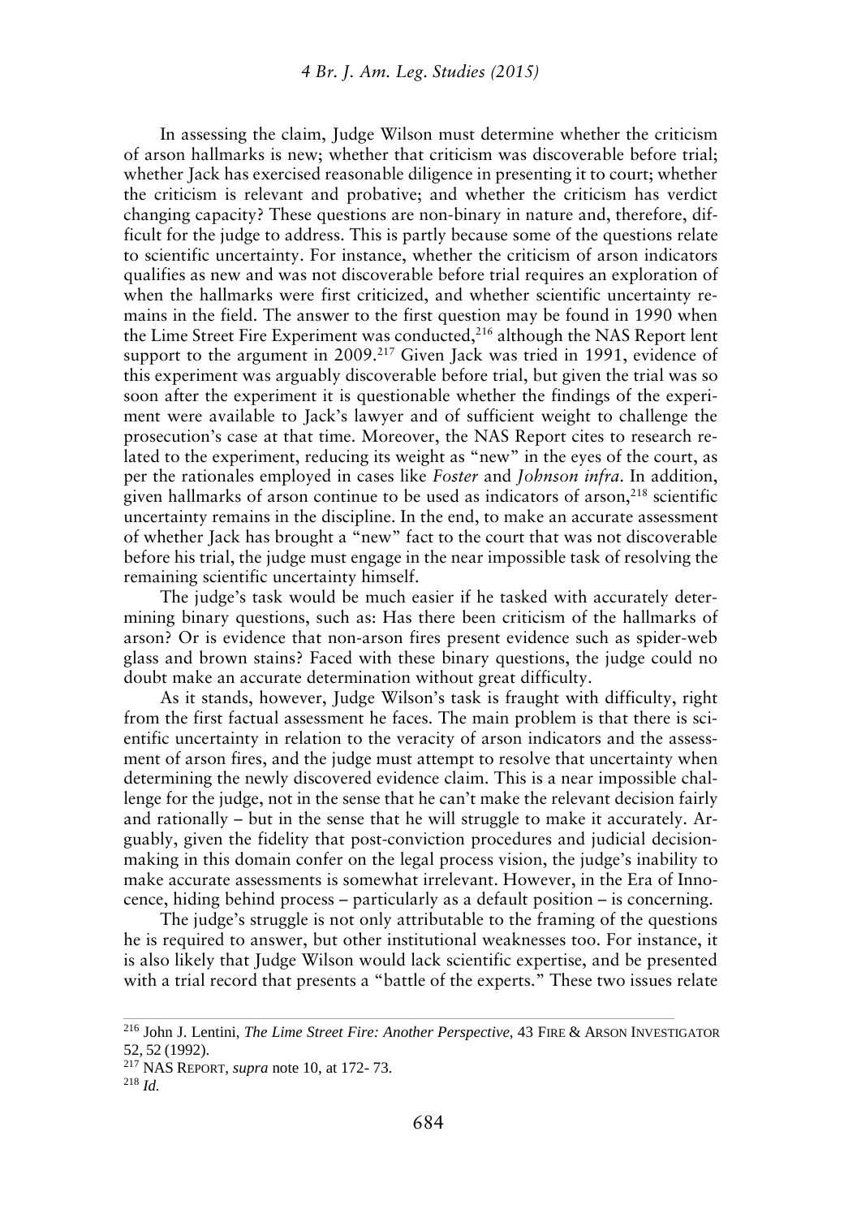In assessing the claim, Judge Wilson must determine whether the criticism of arson hallmarks is new; whether that criticism was discoverable before trial; whether Jack has exercised reasonable diligence in presenting it to court; whether the criticism is relevant and probative; and whether the criticism has verdict changing capacity? These questions are non-binary in nature and, therefore, difficult for the judge to address. This is partly because some of the questions relate to scientific uncertainty. For instance, whether the criticism of arson indicators qualifies as new and was not discoverable before trial requires an exploration of when the hallmarks were first criticized, and whether scientific uncertainty remains in the field. The answer to the first question may be found in 1990 when the Lime Street Fire Experiment was conducted,[216] although the NAS Report lent support to the argument in 2009.[217] Given Jack was tried in 1991, evidence of this experiment was arguably discoverable before trial, but given the trial was so soon after the experiment it is questionable whether the findings of the experiment were available to Jack's lawyer and of sufficient weight to challenge the prosecution's case at that time. Moreover, the NAS Report cites to research related to the experiment, reducing its weight as "new" in the eyes of the court, as per the rationales employed in cases like *Foster* and *Johnson infra*. In addition, given hallmarks of arson continue to be used as indicators of arson,[218] scientific uncertainty remains in the discipline. In the end, to make an accurate assessment of whether Jack has brought a "new" fact to the court that was not discoverable before his trial, the judge must engage in the near impossible task of resolving the remaining scientific uncertainty himself.

The judge's task would be much easier if he tasked with accurately determining binary questions, such as: Has there been criticism of the hallmarks of arson? Or is evidence that non-arson fires present evidence such as spider-web glass and brown stains? Faced with these binary questions, the judge could no doubt make an accurate determination without great difficulty.

As it stands, however, Judge Wilson's task is fraught with difficulty, right from the first factual assessment he faces. The main problem is that there is scientific uncertainty in relation to the veracity of arson indicators and the assessment of arson fires, and the judge must attempt to resolve that uncertainty when determining the newly discovered evidence claim. This is a near impossible challenge for the judge, not in the sense that he can't make the relevant decision fairly and rationally – but in the sense that he will struggle to make it accurately. Arguably, given the fidelity that post-conviction procedures and judicial decision-making in this domain confer on the legal process vision, the judge's inability to make accurate assessments is somewhat irrelevant. However, in the Era of Innocence, hiding behind process – particularly as a default position – is concerning.

The judge's struggle is not only attributable to the framing of the questions he is required to answer, but other institutional weaknesses too. For instance, it is also likely that Judge Wilson would lack scientific expertise, and be presented with a trial record that presents a "battle of the experts." These two issues relate

---

[216] John J. Lentini, *The Lime Street Fire: Another Perspective*, 43 FIRE & ARSON INVESTIGATOR 52, 52 (1992).

[217] NAS REPORT, *supra* note 10, at 172- 73.

[218] *Id.*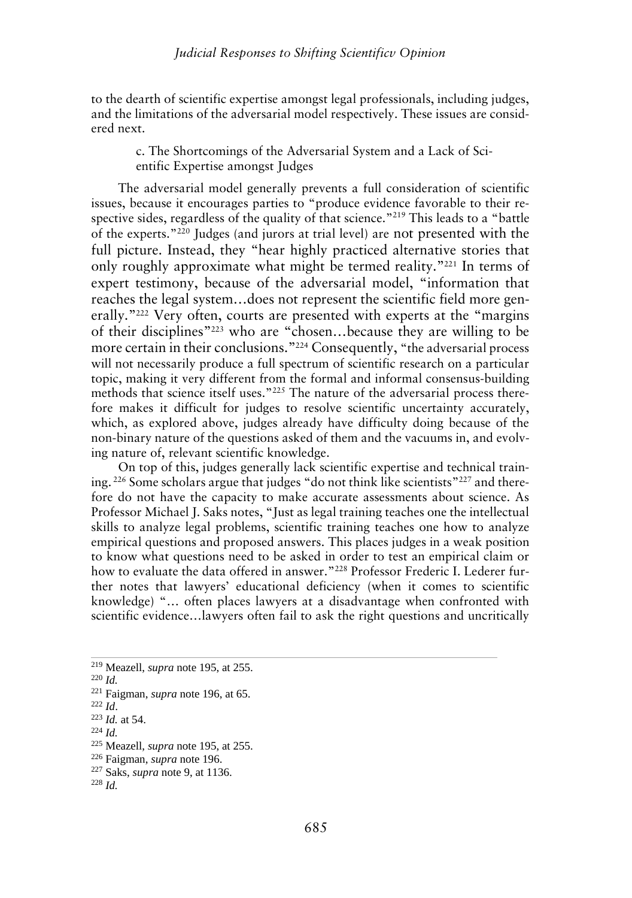to the dearth of scientific expertise amongst legal professionals, including judges, and the limitations of the adversarial model respectively. These issues are considered next.

### c. The Shortcomings of the Adversarial System and a Lack of Scientific Expertise amongst Judges

The adversarial model generally prevents a full consideration of scientific issues, because it encourages parties to "produce evidence favorable to their respective sides, regardless of the quality of that science."[219] This leads to a "battle of the experts."[220] Judges (and jurors at trial level) are not presented with the full picture. Instead, they "hear highly practiced alternative stories that only roughly approximate what might be termed reality."[221] In terms of expert testimony, because of the adversarial model, "information that reaches the legal system…does not represent the scientific field more generally."[222] Very often, courts are presented with experts at the "margins of their disciplines"[223] who are "chosen…because they are willing to be more certain in their conclusions."[224] Consequently, "the adversarial process will not necessarily produce a full spectrum of scientific research on a particular topic, making it very different from the formal and informal consensus-building methods that science itself uses."[225] The nature of the adversarial process therefore makes it difficult for judges to resolve scientific uncertainty accurately, which, as explored above, judges already have difficulty doing because of the non-binary nature of the questions asked of them and the vacuums in, and evolving nature of, relevant scientific knowledge.

On top of this, judges generally lack scientific expertise and technical training.[226] Some scholars argue that judges "do not think like scientists"[227] and therefore do not have the capacity to make accurate assessments about science. As Professor Michael J. Saks notes, "Just as legal training teaches one the intellectual skills to analyze legal problems, scientific training teaches one how to analyze empirical questions and proposed answers. This places judges in a weak position to know what questions need to be asked in order to test an empirical claim or how to evaluate the data offered in answer."[228] Professor Frederic I. Lederer further notes that lawyers' educational deficiency (when it comes to scientific knowledge) "… often places lawyers at a disadvantage when confronted with scientific evidence…lawyers often fail to ask the right questions and uncritically

---

[219] Meazell, *supra* note 195, at 255.

[220] *Id.*

[221] Faigman, *supra* note 196, at 65.

[222] *Id*.

[223] *Id.* at 54.

[224] *Id.*

[225] Meazell, *supra* note 195, at 255.

[226] Faigman, *supra* note 196.

[227] Saks, *supra* note 9, at 1136.

[228] *Id.*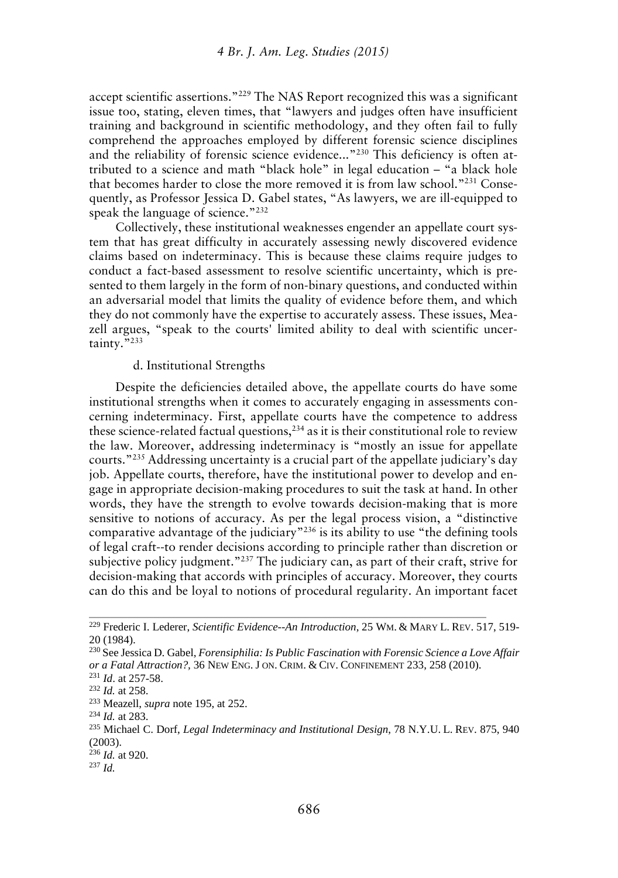accept scientific assertions."[229] The NAS Report recognized this was a significant issue too, stating, eleven times, that "lawyers and judges often have insufficient training and background in scientific methodology, and they often fail to fully comprehend the approaches employed by different forensic science disciplines and the reliability of forensic science evidence..."[230] This deficiency is often attributed to a science and math "black hole" in legal education – "a black hole that becomes harder to close the more removed it is from law school."[231] Consequently, as Professor Jessica D. Gabel states, "As lawyers, we are ill-equipped to speak the language of science."[232]

Collectively, these institutional weaknesses engender an appellate court system that has great difficulty in accurately assessing newly discovered evidence claims based on indeterminacy. This is because these claims require judges to conduct a fact-based assessment to resolve scientific uncertainty, which is presented to them largely in the form of non-binary questions, and conducted within an adversarial model that limits the quality of evidence before them, and which they do not commonly have the expertise to accurately assess. These issues, Meazell argues, "speak to the courts' limited ability to deal with scientific uncertainty."[233]

d. Institutional Strengths

Despite the deficiencies detailed above, the appellate courts do have some institutional strengths when it comes to accurately engaging in assessments concerning indeterminacy. First, appellate courts have the competence to address these science-related factual questions,[234] as it is their constitutional role to review the law. Moreover, addressing indeterminacy is "mostly an issue for appellate courts."[235] Addressing uncertainty is a crucial part of the appellate judiciary's day job. Appellate courts, therefore, have the institutional power to develop and engage in appropriate decision-making procedures to suit the task at hand. In other words, they have the strength to evolve towards decision-making that is more sensitive to notions of accuracy. As per the legal process vision, a "distinctive comparative advantage of the judiciary"[236] is its ability to use "the defining tools of legal craft--to render decisions according to principle rather than discretion or subjective policy judgment."[237] The judiciary can, as part of their craft, strive for decision-making that accords with principles of accuracy. Moreover, they courts can do this and be loyal to notions of procedural regularity. An important facet

---

[229] Frederic I. Lederer, *Scientific Evidence--An Introduction*, 25 WM. & MARY L. REV. 517, 519-20 (1984).

[230] See Jessica D. Gabel, *Forensiphilia: Is Public Fascination with Forensic Science a Love Affair or a Fatal Attraction?*, 36 NEW ENG. J ON. CRIM. & CIV. CONFINEMENT 233, 258 (2010).

[231] *Id*. at 257-58.

[232] *Id.* at 258.

[233] Meazell, *supra* note 195, at 252.

[234] *Id.* at 283.

[235] Michael C. Dorf, *Legal Indeterminacy and Institutional Design*, 78 N.Y.U. L. REV. 875, 940 (2003).

[236] *Id.* at 920.

[237] *Id.*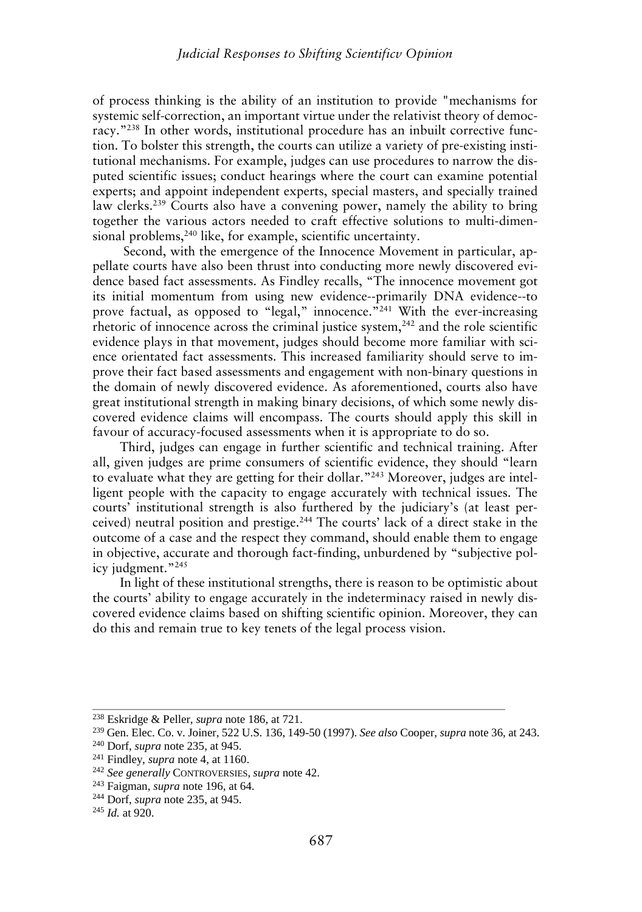of process thinking is the ability of an institution to provide "mechanisms for systemic self-correction, an important virtue under the relativist theory of democracy."[238] In other words, institutional procedure has an inbuilt corrective function. To bolster this strength, the courts can utilize a variety of pre-existing institutional mechanisms. For example, judges can use procedures to narrow the disputed scientific issues; conduct hearings where the court can examine potential experts; and appoint independent experts, special masters, and specially trained law clerks.[239] Courts also have a convening power, namely the ability to bring together the various actors needed to craft effective solutions to multi-dimensional problems,[240] like, for example, scientific uncertainty.

Second, with the emergence of the Innocence Movement in particular, appellate courts have also been thrust into conducting more newly discovered evidence based fact assessments. As Findley recalls, "The innocence movement got its initial momentum from using new evidence--primarily DNA evidence--to prove factual, as opposed to "legal," innocence."[241] With the ever-increasing rhetoric of innocence across the criminal justice system,[242] and the role scientific evidence plays in that movement, judges should become more familiar with science orientated fact assessments. This increased familiarity should serve to improve their fact based assessments and engagement with non-binary questions in the domain of newly discovered evidence. As aforementioned, courts also have great institutional strength in making binary decisions, of which some newly discovered evidence claims will encompass. The courts should apply this skill in favour of accuracy-focused assessments when it is appropriate to do so.

Third, judges can engage in further scientific and technical training. After all, given judges are prime consumers of scientific evidence, they should "learn to evaluate what they are getting for their dollar."[243] Moreover, judges are intelligent people with the capacity to engage accurately with technical issues. The courts' institutional strength is also furthered by the judiciary's (at least perceived) neutral position and prestige.[244] The courts' lack of a direct stake in the outcome of a case and the respect they command, should enable them to engage in objective, accurate and thorough fact-finding, unburdened by "subjective policy judgment."[245]

In light of these institutional strengths, there is reason to be optimistic about the courts' ability to engage accurately in the indeterminacy raised in newly discovered evidence claims based on shifting scientific opinion. Moreover, they can do this and remain true to key tenets of the legal process vision.

---

[238] Eskridge & Peller, *supra* note 186, at 721.

[239] Gen. Elec. Co. v. Joiner, 522 U.S. 136, 149-50 (1997). *See also* Cooper, *supra* note 36, at 243.

[240] Dorf, *supra* note 235, at 945.

[241] Findley, *supra* note 4, at 1160.

[242] *See generally* CONTROVERSIES, *supra* note 42.

[243] Faigman, *supra* note 196, at 64.

[244] Dorf, *supra* note 235, at 945.

[245] *Id.* at 920.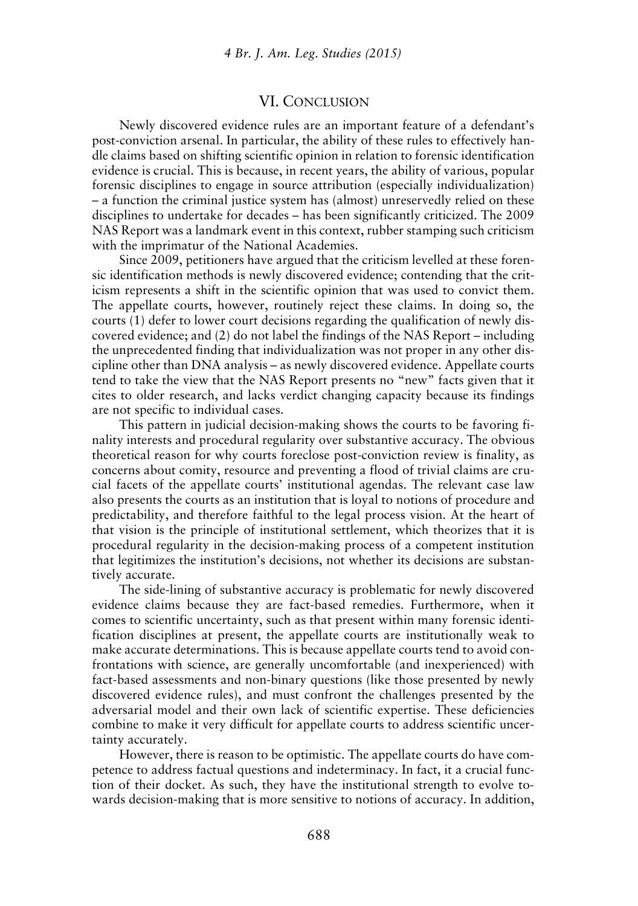## VI. Conclusion

Newly discovered evidence rules are an important feature of a defendant's post-conviction arsenal. In particular, the ability of these rules to effectively handle claims based on shifting scientific opinion in relation to forensic identification evidence is crucial. This is because, in recent years, the ability of various, popular forensic disciplines to engage in source attribution (especially individualization) – a function the criminal justice system has (almost) unreservedly relied on these disciplines to undertake for decades – has been significantly criticized. The 2009 NAS Report was a landmark event in this context, rubber stamping such criticism with the imprimatur of the National Academies.

Since 2009, petitioners have argued that the criticism levelled at these forensic identification methods is newly discovered evidence; contending that the criticism represents a shift in the scientific opinion that was used to convict them. The appellate courts, however, routinely reject these claims. In doing so, the courts (1) defer to lower court decisions regarding the qualification of newly discovered evidence; and (2) do not label the findings of the NAS Report – including the unprecedented finding that individualization was not proper in any other discipline other than DNA analysis – as newly discovered evidence. Appellate courts tend to take the view that the NAS Report presents no "new" facts given that it cites to older research, and lacks verdict changing capacity because its findings are not specific to individual cases.

This pattern in judicial decision-making shows the courts to be favoring finality interests and procedural regularity over substantive accuracy. The obvious theoretical reason for why courts foreclose post-conviction review is finality, as concerns about comity, resource and preventing a flood of trivial claims are crucial facets of the appellate courts' institutional agendas. The relevant case law also presents the courts as an institution that is loyal to notions of procedure and predictability, and therefore faithful to the legal process vision. At the heart of that vision is the principle of institutional settlement, which theorizes that it is procedural regularity in the decision-making process of a competent institution that legitimizes the institution's decisions, not whether its decisions are substantively accurate.

The side-lining of substantive accuracy is problematic for newly discovered evidence claims because they are fact-based remedies. Furthermore, when it comes to scientific uncertainty, such as that present within many forensic identification disciplines at present, the appellate courts are institutionally weak to make accurate determinations. This is because appellate courts tend to avoid confrontations with science, are generally uncomfortable (and inexperienced) with fact-based assessments and non-binary questions (like those presented by newly discovered evidence rules), and must confront the challenges presented by the adversarial model and their own lack of scientific expertise. These deficiencies combine to make it very difficult for appellate courts to address scientific uncertainty accurately.

However, there is reason to be optimistic. The appellate courts do have competence to address factual questions and indeterminacy. In fact, it a crucial function of their docket. As such, they have the institutional strength to evolve towards decision-making that is more sensitive to notions of accuracy. In addition,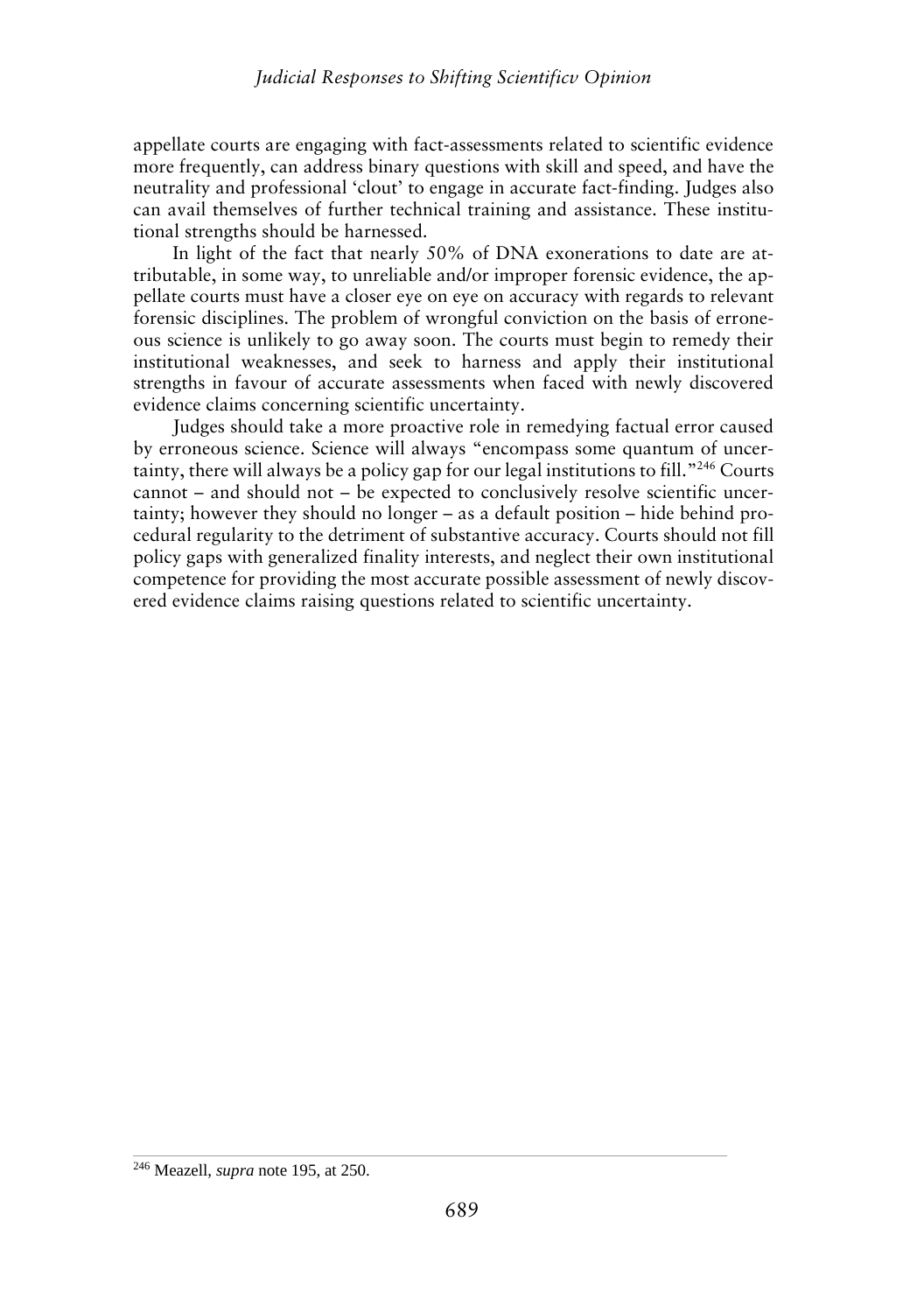appellate courts are engaging with fact-assessments related to scientific evidence more frequently, can address binary questions with skill and speed, and have the neutrality and professional 'clout' to engage in accurate fact-finding. Judges also can avail themselves of further technical training and assistance. These institutional strengths should be harnessed.

In light of the fact that nearly 50% of DNA exonerations to date are attributable, in some way, to unreliable and/or improper forensic evidence, the appellate courts must have a closer eye on eye on accuracy with regards to relevant forensic disciplines. The problem of wrongful conviction on the basis of erroneous science is unlikely to go away soon. The courts must begin to remedy their institutional weaknesses, and seek to harness and apply their institutional strengths in favour of accurate assessments when faced with newly discovered evidence claims concerning scientific uncertainty.

Judges should take a more proactive role in remedying factual error caused by erroneous science. Science will always "encompass some quantum of uncertainty, there will always be a policy gap for our legal institutions to fill."[246] Courts cannot – and should not – be expected to conclusively resolve scientific uncertainty; however they should no longer – as a default position – hide behind procedural regularity to the detriment of substantive accuracy. Courts should not fill policy gaps with generalized finality interests, and neglect their own institutional competence for providing the most accurate possible assessment of newly discovered evidence claims raising questions related to scientific uncertainty.

---

[246] Meazell, *supra* note 195, at 250.